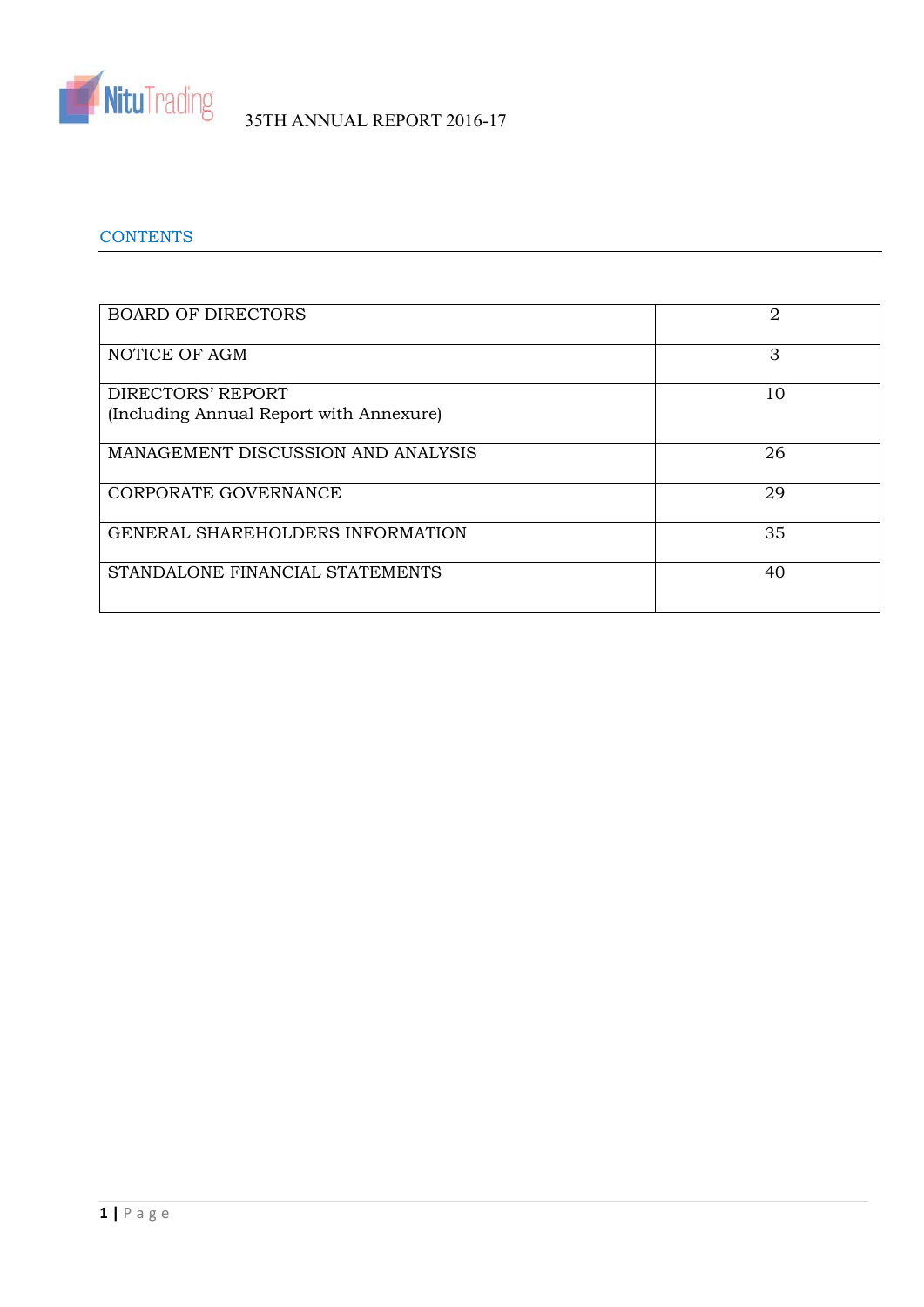# 35TH ANNUAL REPORT 2016-17

## CONTENTS

| | |
|---|---|
| BOARD OF DIRECTORS | 2 |
| NOTICE OF AGM | 3 |
| DIRECTORS' REPORT<br>(Including Annual Report with Annexure) | 10 |
| MANAGEMENT DISCUSSION AND ANALYSIS | 26 |
| CORPORATE GOVERNANCE | 29 |
| GENERAL SHAREHOLDERS INFORMATION | 35 |
| STANDALONE FINANCIAL STATEMENTS | 40 |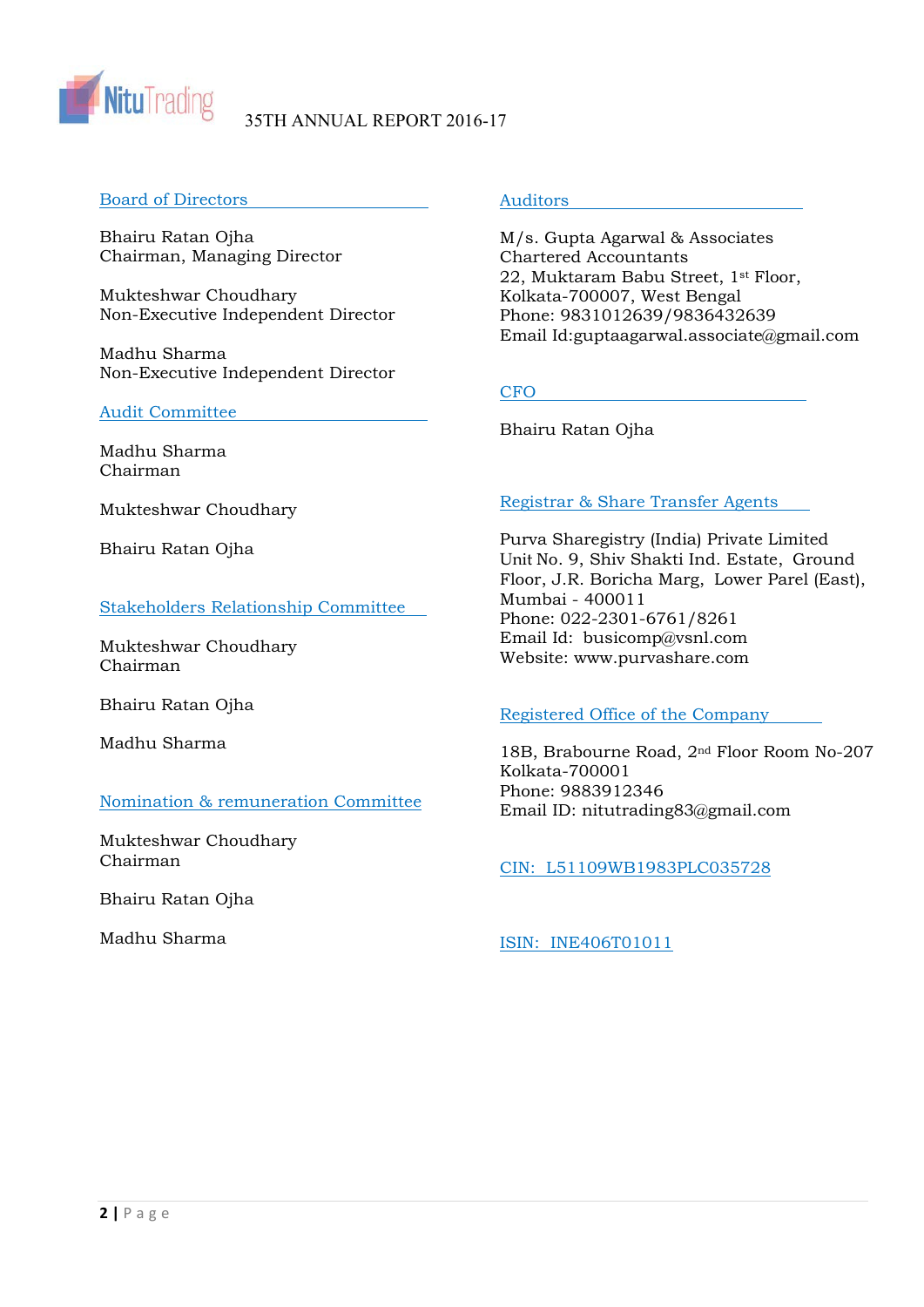## Board of Directors

Bhairu Ratan Ojha
Chairman, Managing Director

Mukteshwar Choudhary
Non-Executive Independent Director

Madhu Sharma
Non-Executive Independent Director

## Audit Committee

Madhu Sharma
Chairman

Mukteshwar Choudhary

Bhairu Ratan Ojha

## Stakeholders Relationship Committee

Mukteshwar Choudhary
Chairman

Bhairu Ratan Ojha

Madhu Sharma

## Nomination & remuneration Committee

Mukteshwar Choudhary
Chairman

Bhairu Ratan Ojha

Madhu Sharma

## Auditors

M/s. Gupta Agarwal & Associates
Chartered Accountants
22, Muktaram Babu Street, 1st Floor,
Kolkata-700007, West Bengal
Phone: 9831012639/9836432639
Email Id:guptaagarwal.associate@gmail.com

## CFO

Bhairu Ratan Ojha

## Registrar & Share Transfer Agents

Purva Sharegistry (India) Private Limited
Unit No. 9, Shiv Shakti Ind. Estate, Ground Floor, J.R. Boricha Marg, Lower Parel (East), Mumbai - 400011
Phone: 022-2301-6761/8261
Email Id: busicomp@vsnl.com
Website: www.purvashare.com

## Registered Office of the Company

18B, Brabourne Road, 2nd Floor Room No-207
Kolkata-700001
Phone: 9883912346
Email ID: nitutrading83@gmail.com

CIN: L51109WB1983PLC035728

ISIN: INE406T01011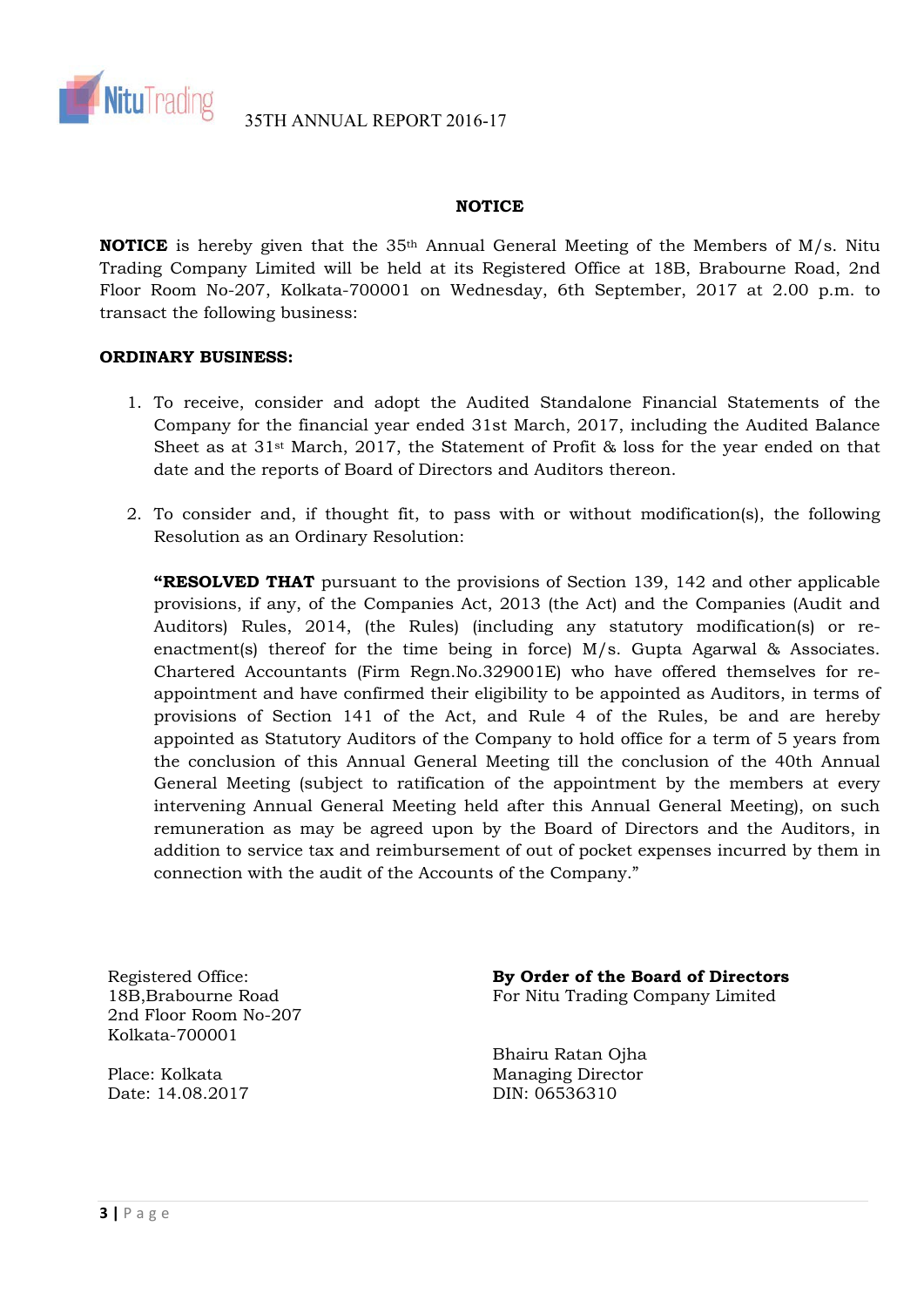# NOTICE

**NOTICE** is hereby given that the 35th Annual General Meeting of the Members of M/s. Nitu Trading Company Limited will be held at its Registered Office at 18B, Brabourne Road, 2nd Floor Room No-207, Kolkata-700001 on Wednesday, 6th September, 2017 at 2.00 p.m. to transact the following business:

**ORDINARY BUSINESS:**

1. To receive, consider and adopt the Audited Standalone Financial Statements of the Company for the financial year ended 31st March, 2017, including the Audited Balance Sheet as at 31st March, 2017, the Statement of Profit & loss for the year ended on that date and the reports of Board of Directors and Auditors thereon.

2. To consider and, if thought fit, to pass with or without modification(s), the following Resolution as an Ordinary Resolution:

   **"RESOLVED THAT** pursuant to the provisions of Section 139, 142 and other applicable provisions, if any, of the Companies Act, 2013 (the Act) and the Companies (Audit and Auditors) Rules, 2014, (the Rules) (including any statutory modification(s) or re-enactment(s) thereof for the time being in force) M/s. Gupta Agarwal & Associates. Chartered Accountants (Firm Regn.No.329001E) who have offered themselves for re-appointment and have confirmed their eligibility to be appointed as Auditors, in terms of provisions of Section 141 of the Act, and Rule 4 of the Rules, be and are hereby appointed as Statutory Auditors of the Company to hold office for a term of 5 years from the conclusion of this Annual General Meeting till the conclusion of the 40th Annual General Meeting (subject to ratification of the appointment by the members at every intervening Annual General Meeting held after this Annual General Meeting), on such remuneration as may be agreed upon by the Board of Directors and the Auditors, in addition to service tax and reimbursement of out of pocket expenses incurred by them in connection with the audit of the Accounts of the Company."

Registered Office:
18B,Brabourne Road
2nd Floor Room No-207
Kolkata-700001

Place: Kolkata
Date: 14.08.2017

**By Order of the Board of Directors**
For Nitu Trading Company Limited

Bhairu Ratan Ojha
Managing Director
DIN: 06536310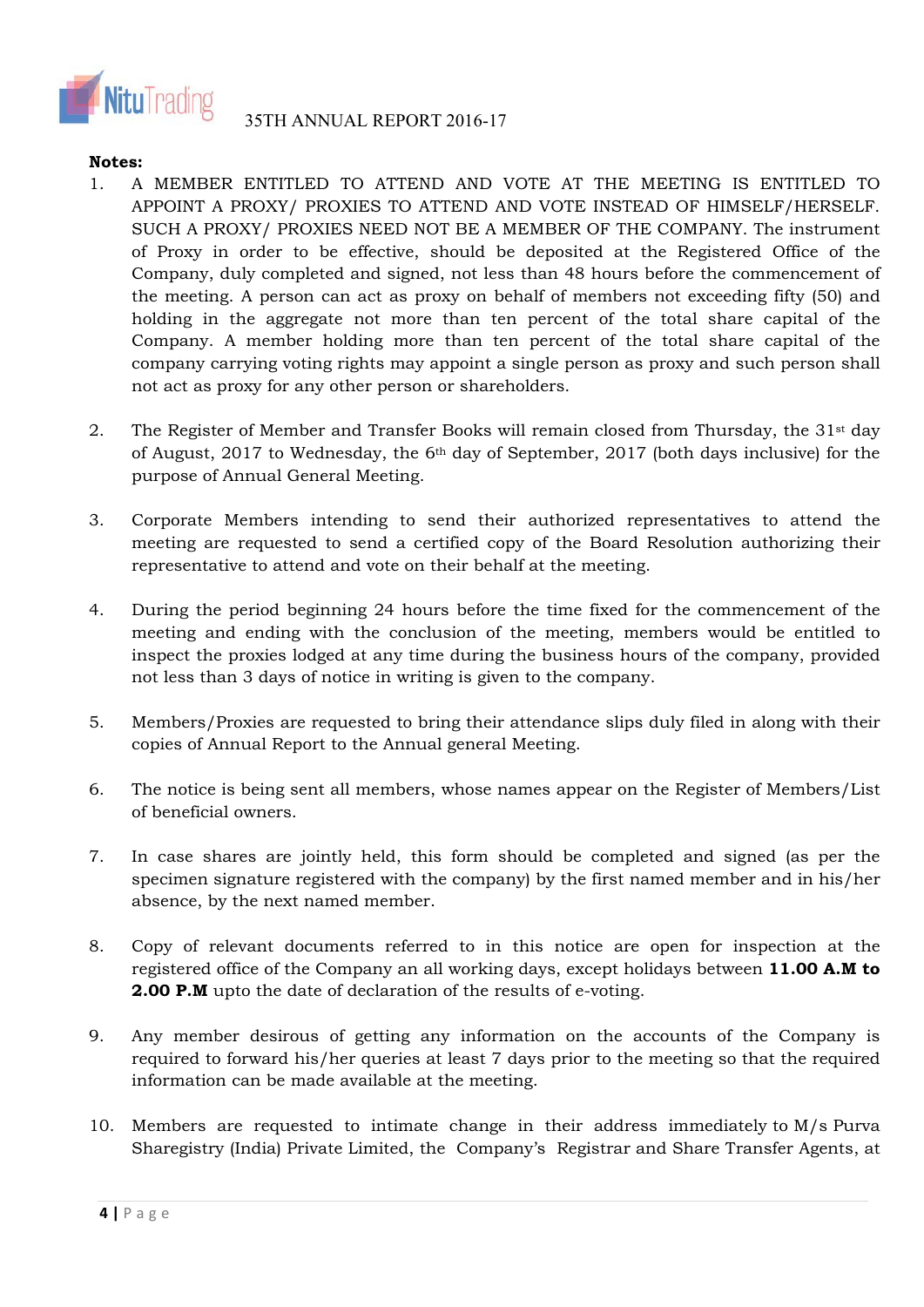**Notes:**

1. A MEMBER ENTITLED TO ATTEND AND VOTE AT THE MEETING IS ENTITLED TO APPOINT A PROXY/ PROXIES TO ATTEND AND VOTE INSTEAD OF HIMSELF/HERSELF. SUCH A PROXY/ PROXIES NEED NOT BE A MEMBER OF THE COMPANY. The instrument of Proxy in order to be effective, should be deposited at the Registered Office of the Company, duly completed and signed, not less than 48 hours before the commencement of the meeting. A person can act as proxy on behalf of members not exceeding fifty (50) and holding in the aggregate not more than ten percent of the total share capital of the Company. A member holding more than ten percent of the total share capital of the company carrying voting rights may appoint a single person as proxy and such person shall not act as proxy for any other person or shareholders.

2. The Register of Member and Transfer Books will remain closed from Thursday, the 31st day of August, 2017 to Wednesday, the 6th day of September, 2017 (both days inclusive) for the purpose of Annual General Meeting.

3. Corporate Members intending to send their authorized representatives to attend the meeting are requested to send a certified copy of the Board Resolution authorizing their representative to attend and vote on their behalf at the meeting.

4. During the period beginning 24 hours before the time fixed for the commencement of the meeting and ending with the conclusion of the meeting, members would be entitled to inspect the proxies lodged at any time during the business hours of the company, provided not less than 3 days of notice in writing is given to the company.

5. Members/Proxies are requested to bring their attendance slips duly filed in along with their copies of Annual Report to the Annual general Meeting.

6. The notice is being sent all members, whose names appear on the Register of Members/List of beneficial owners.

7. In case shares are jointly held, this form should be completed and signed (as per the specimen signature registered with the company) by the first named member and in his/her absence, by the next named member.

8. Copy of relevant documents referred to in this notice are open for inspection at the registered office of the Company an all working days, except holidays between **11.00 A.M to 2.00 P.M** upto the date of declaration of the results of e-voting.

9. Any member desirous of getting any information on the accounts of the Company is required to forward his/her queries at least 7 days prior to the meeting so that the required information can be made available at the meeting.

10. Members are requested to intimate change in their address immediately to M/s Purva Sharegistry (India) Private Limited, the Company's Registrar and Share Transfer Agents, at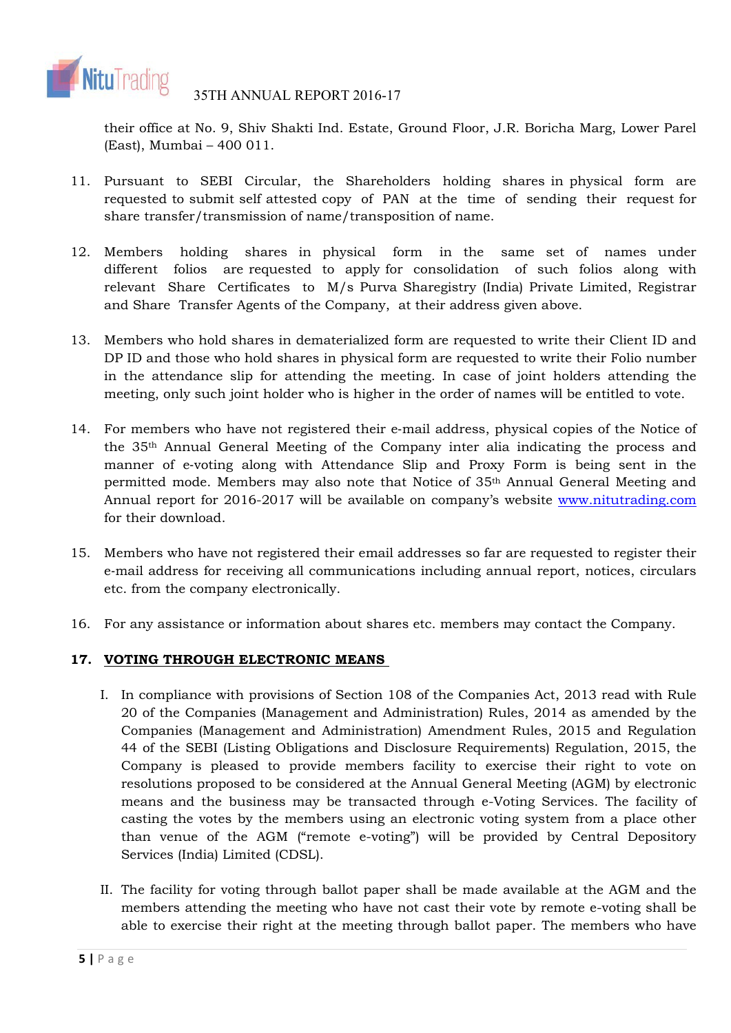their office at No. 9, Shiv Shakti Ind. Estate, Ground Floor, J.R. Boricha Marg, Lower Parel (East), Mumbai – 400 011.

11. Pursuant to SEBI Circular, the Shareholders holding shares in physical form are requested to submit self attested copy of PAN at the time of sending their request for share transfer/transmission of name/transposition of name.

12. Members holding shares in physical form in the same set of names under different folios are requested to apply for consolidation of such folios along with relevant Share Certificates to M/s Purva Sharegistry (India) Private Limited, Registrar and Share Transfer Agents of the Company, at their address given above.

13. Members who hold shares in dematerialized form are requested to write their Client ID and DP ID and those who hold shares in physical form are requested to write their Folio number in the attendance slip for attending the meeting. In case of joint holders attending the meeting, only such joint holder who is higher in the order of names will be entitled to vote.

14. For members who have not registered their e-mail address, physical copies of the Notice of the 35th Annual General Meeting of the Company inter alia indicating the process and manner of e-voting along with Attendance Slip and Proxy Form is being sent in the permitted mode. Members may also note that Notice of 35th Annual General Meeting and Annual report for 2016-2017 will be available on company's website www.nitutrading.com for their download.

15. Members who have not registered their email addresses so far are requested to register their e-mail address for receiving all communications including annual report, notices, circulars etc. from the company electronically.

16. For any assistance or information about shares etc. members may contact the Company.

**17. VOTING THROUGH ELECTRONIC MEANS**

I. In compliance with provisions of Section 108 of the Companies Act, 2013 read with Rule 20 of the Companies (Management and Administration) Rules, 2014 as amended by the Companies (Management and Administration) Amendment Rules, 2015 and Regulation 44 of the SEBI (Listing Obligations and Disclosure Requirements) Regulation, 2015, the Company is pleased to provide members facility to exercise their right to vote on resolutions proposed to be considered at the Annual General Meeting (AGM) by electronic means and the business may be transacted through e-Voting Services. The facility of casting the votes by the members using an electronic voting system from a place other than venue of the AGM ("remote e-voting") will be provided by Central Depository Services (India) Limited (CDSL).

II. The facility for voting through ballot paper shall be made available at the AGM and the members attending the meeting who have not cast their vote by remote e-voting shall be able to exercise their right at the meeting through ballot paper. The members who have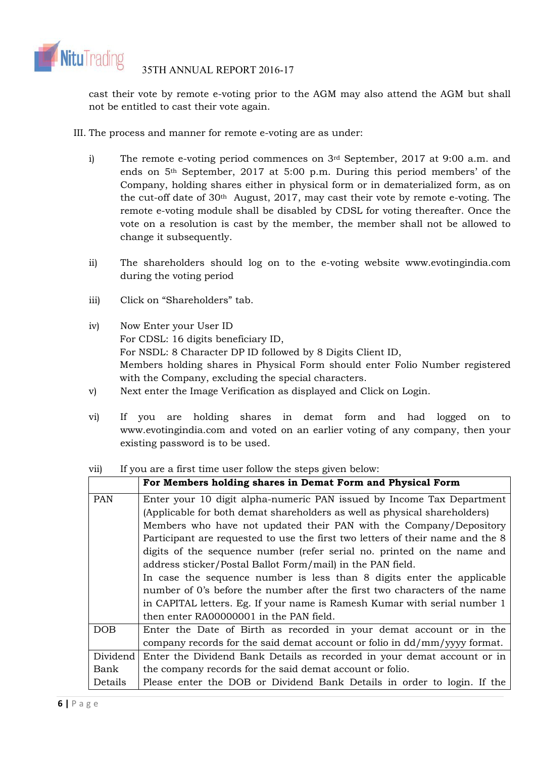cast their vote by remote e-voting prior to the AGM may also attend the AGM but shall not be entitled to cast their vote again.

III. The process and manner for remote e-voting are as under:

i) The remote e-voting period commences on 3rd September, 2017 at 9:00 a.m. and ends on 5th September, 2017 at 5:00 p.m. During this period members' of the Company, holding shares either in physical form or in dematerialized form, as on the cut-off date of 30th August, 2017, may cast their vote by remote e-voting. The remote e-voting module shall be disabled by CDSL for voting thereafter. Once the vote on a resolution is cast by the member, the member shall not be allowed to change it subsequently.

ii) The shareholders should log on to the e-voting website www.evotingindia.com during the voting period

iii) Click on "Shareholders" tab.

iv) Now Enter your User ID
For CDSL: 16 digits beneficiary ID,
For NSDL: 8 Character DP ID followed by 8 Digits Client ID,
Members holding shares in Physical Form should enter Folio Number registered with the Company, excluding the special characters.

v) Next enter the Image Verification as displayed and Click on Login.

vi) If you are holding shares in demat form and had logged on to www.evotingindia.com and voted on an earlier voting of any company, then your existing password is to be used.

vii) If you are a first time user follow the steps given below:

| | **For Members holding shares in Demat Form and Physical Form** |
|---|---|
| PAN | Enter your 10 digit alpha-numeric PAN issued by Income Tax Department (Applicable for both demat shareholders as well as physical shareholders)<br>Members who have not updated their PAN with the Company/Depository Participant are requested to use the first two letters of their name and the 8 digits of the sequence number (refer serial no. printed on the name and address sticker/Postal Ballot Form/mail) in the PAN field.<br>In case the sequence number is less than 8 digits enter the applicable number of 0's before the number after the first two characters of the name in CAPITAL letters. Eg. If your name is Ramesh Kumar with serial number 1 then enter RA00000001 in the PAN field. |
| DOB | Enter the Date of Birth as recorded in your demat account or in the company records for the said demat account or folio in dd/mm/yyyy format. |
| Dividend Bank Details | Enter the Dividend Bank Details as recorded in your demat account or in the company records for the said demat account or folio.<br>Please enter the DOB or Dividend Bank Details in order to login. If the |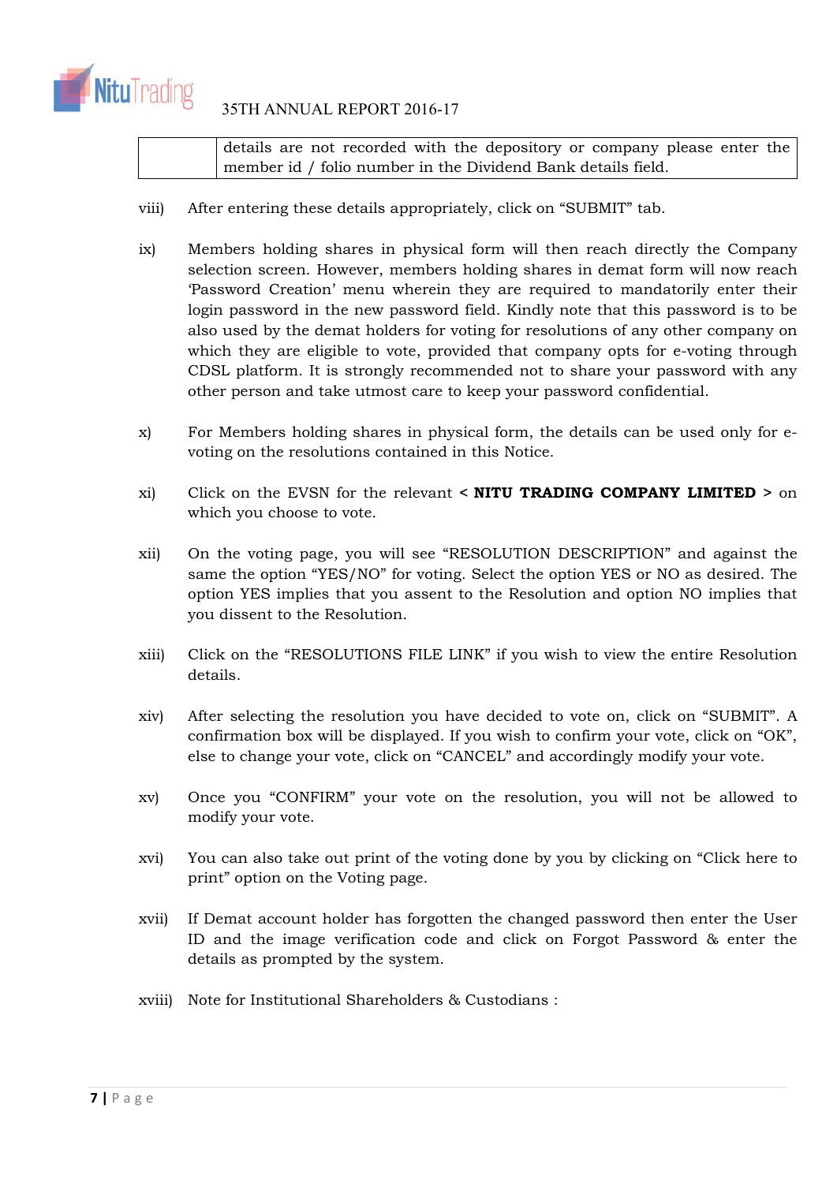| | details are not recorded with the depository or company please enter the member id / folio number in the Dividend Bank details field. |
|---|---|

viii) After entering these details appropriately, click on “SUBMIT” tab.

ix) Members holding shares in physical form will then reach directly the Company selection screen. However, members holding shares in demat form will now reach ‘Password Creation’ menu wherein they are required to mandatorily enter their login password in the new password field. Kindly note that this password is to be also used by the demat holders for voting for resolutions of any other company on which they are eligible to vote, provided that company opts for e-voting through CDSL platform. It is strongly recommended not to share your password with any other person and take utmost care to keep your password confidential.

x) For Members holding shares in physical form, the details can be used only for e-voting on the resolutions contained in this Notice.

xi) Click on the EVSN for the relevant **< NITU TRADING COMPANY LIMITED >** on which you choose to vote.

xii) On the voting page, you will see “RESOLUTION DESCRIPTION” and against the same the option “YES/NO” for voting. Select the option YES or NO as desired. The option YES implies that you assent to the Resolution and option NO implies that you dissent to the Resolution.

xiii) Click on the “RESOLUTIONS FILE LINK” if you wish to view the entire Resolution details.

xiv) After selecting the resolution you have decided to vote on, click on “SUBMIT”. A confirmation box will be displayed. If you wish to confirm your vote, click on “OK”, else to change your vote, click on “CANCEL” and accordingly modify your vote.

xv) Once you “CONFIRM” your vote on the resolution, you will not be allowed to modify your vote.

xvi) You can also take out print of the voting done by you by clicking on “Click here to print” option on the Voting page.

xvii) If Demat account holder has forgotten the changed password then enter the User ID and the image verification code and click on Forgot Password & enter the details as prompted by the system.

xviii) Note for Institutional Shareholders & Custodians :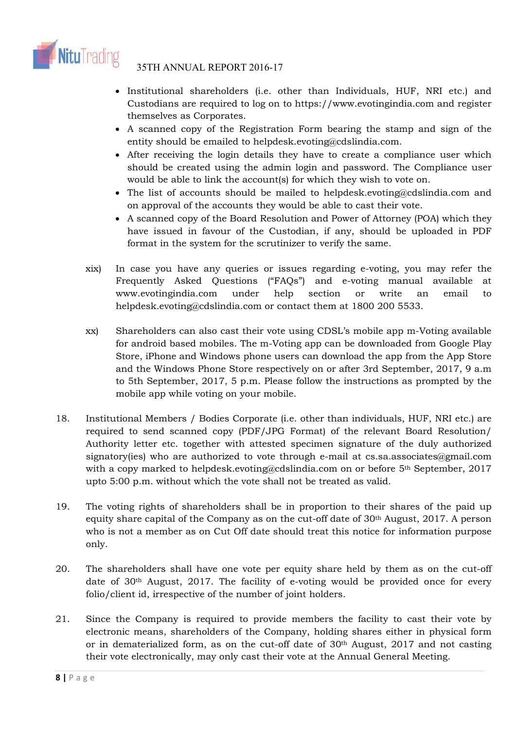- Institutional shareholders (i.e. other than Individuals, HUF, NRI etc.) and Custodians are required to log on to https://www.evotingindia.com and register themselves as Corporates.
- A scanned copy of the Registration Form bearing the stamp and sign of the entity should be emailed to helpdesk.evoting@cdslindia.com.
- After receiving the login details they have to create a compliance user which should be created using the admin login and password. The Compliance user would be able to link the account(s) for which they wish to vote on.
- The list of accounts should be mailed to helpdesk.evoting@cdslindia.com and on approval of the accounts they would be able to cast their vote.
- A scanned copy of the Board Resolution and Power of Attorney (POA) which they have issued in favour of the Custodian, if any, should be uploaded in PDF format in the system for the scrutinizer to verify the same.

xix) In case you have any queries or issues regarding e-voting, you may refer the Frequently Asked Questions ("FAQs") and e-voting manual available at www.evotingindia.com under help section or write an email to helpdesk.evoting@cdslindia.com or contact them at 1800 200 5533.

xx) Shareholders can also cast their vote using CDSL's mobile app m-Voting available for android based mobiles. The m-Voting app can be downloaded from Google Play Store, iPhone and Windows phone users can download the app from the App Store and the Windows Phone Store respectively on or after 3rd September, 2017, 9 a.m to 5th September, 2017, 5 p.m. Please follow the instructions as prompted by the mobile app while voting on your mobile.

18. Institutional Members / Bodies Corporate (i.e. other than individuals, HUF, NRI etc.) are required to send scanned copy (PDF/JPG Format) of the relevant Board Resolution/ Authority letter etc. together with attested specimen signature of the duly authorized signatory(ies) who are authorized to vote through e-mail at cs.sa.associates@gmail.com with a copy marked to helpdesk.evoting@cdslindia.com on or before 5th September, 2017 upto 5:00 p.m. without which the vote shall not be treated as valid.

19. The voting rights of shareholders shall be in proportion to their shares of the paid up equity share capital of the Company as on the cut-off date of 30th August, 2017. A person who is not a member as on Cut Off date should treat this notice for information purpose only.

20. The shareholders shall have one vote per equity share held by them as on the cut-off date of 30th August, 2017. The facility of e-voting would be provided once for every folio/client id, irrespective of the number of joint holders.

21. Since the Company is required to provide members the facility to cast their vote by electronic means, shareholders of the Company, holding shares either in physical form or in dematerialized form, as on the cut-off date of 30th August, 2017 and not casting their vote electronically, may only cast their vote at the Annual General Meeting.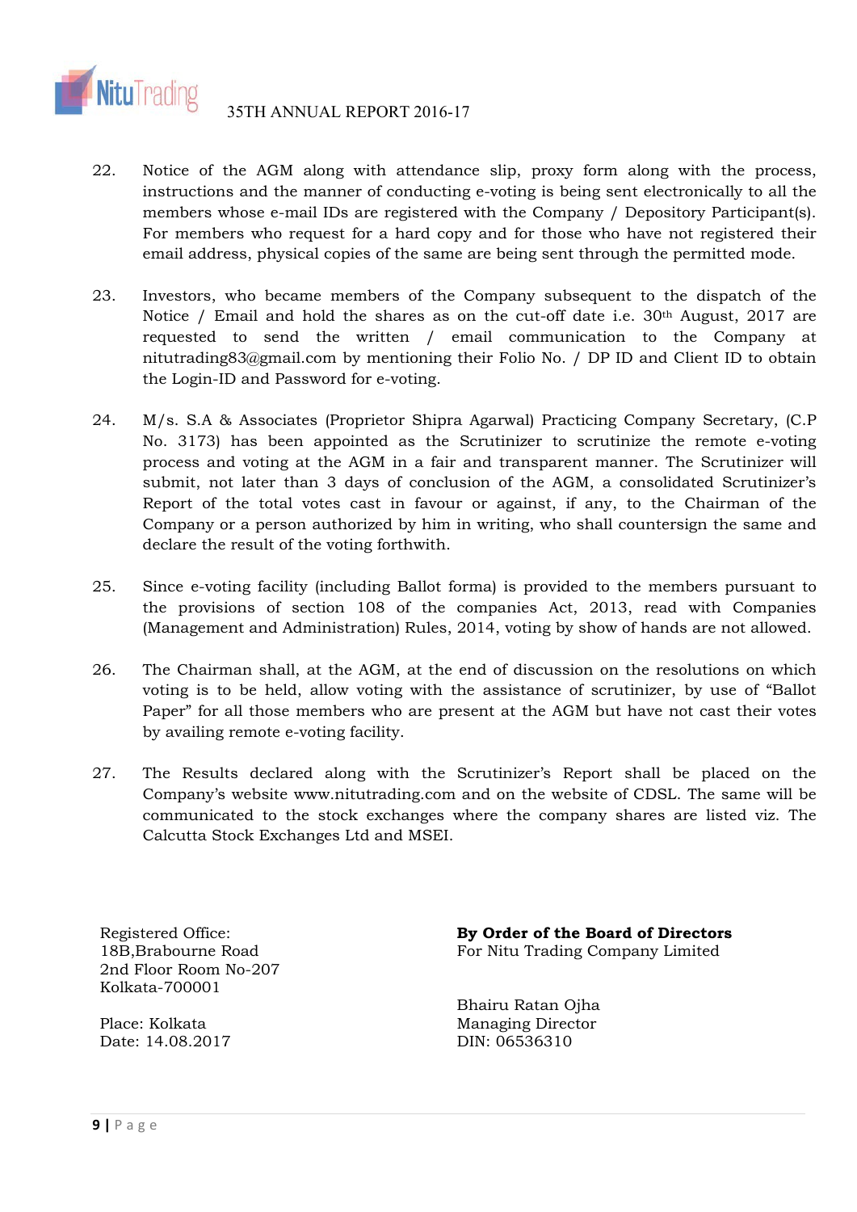22. Notice of the AGM along with attendance slip, proxy form along with the process, instructions and the manner of conducting e-voting is being sent electronically to all the members whose e-mail IDs are registered with the Company / Depository Participant(s). For members who request for a hard copy and for those who have not registered their email address, physical copies of the same are being sent through the permitted mode.

23. Investors, who became members of the Company subsequent to the dispatch of the Notice / Email and hold the shares as on the cut-off date i.e. 30th August, 2017 are requested to send the written / email communication to the Company at nitutrading83@gmail.com by mentioning their Folio No. / DP ID and Client ID to obtain the Login-ID and Password for e-voting.

24. M/s. S.A & Associates (Proprietor Shipra Agarwal) Practicing Company Secretary, (C.P No. 3173) has been appointed as the Scrutinizer to scrutinize the remote e-voting process and voting at the AGM in a fair and transparent manner. The Scrutinizer will submit, not later than 3 days of conclusion of the AGM, a consolidated Scrutinizer's Report of the total votes cast in favour or against, if any, to the Chairman of the Company or a person authorized by him in writing, who shall countersign the same and declare the result of the voting forthwith.

25. Since e-voting facility (including Ballot forma) is provided to the members pursuant to the provisions of section 108 of the companies Act, 2013, read with Companies (Management and Administration) Rules, 2014, voting by show of hands are not allowed.

26. The Chairman shall, at the AGM, at the end of discussion on the resolutions on which voting is to be held, allow voting with the assistance of scrutinizer, by use of "Ballot Paper" for all those members who are present at the AGM but have not cast their votes by availing remote e-voting facility.

27. The Results declared along with the Scrutinizer's Report shall be placed on the Company's website www.nitutrading.com and on the website of CDSL. The same will be communicated to the stock exchanges where the company shares are listed viz. The Calcutta Stock Exchanges Ltd and MSEI.

Registered Office:
18B,Brabourne Road
2nd Floor Room No-207
Kolkata-700001

Place: Kolkata
Date: 14.08.2017

**By Order of the Board of Directors**
For Nitu Trading Company Limited

Bhairu Ratan Ojha
Managing Director
DIN: 06536310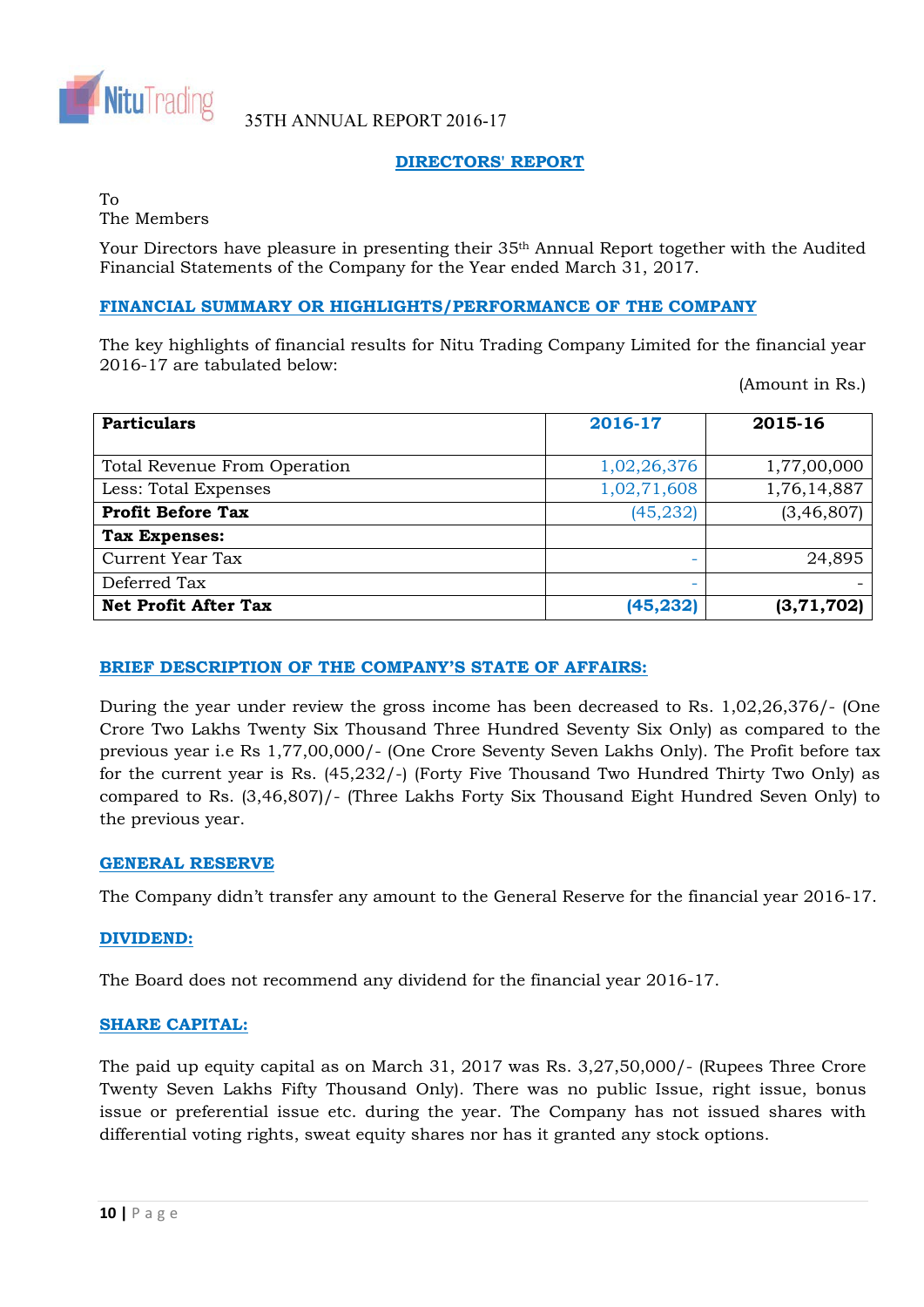# DIRECTORS' REPORT

To
The Members

Your Directors have pleasure in presenting their 35th Annual Report together with the Audited Financial Statements of the Company for the Year ended March 31, 2017.

## FINANCIAL SUMMARY OR HIGHLIGHTS/PERFORMANCE OF THE COMPANY

The key highlights of financial results for Nitu Trading Company Limited for the financial year 2016-17 are tabulated below:

(Amount in Rs.)

| **Particulars** | **2016-17** | **2015-16** |
|---|---|---|
| Total Revenue From Operation | 1,02,26,376 | 1,77,00,000 |
| Less: Total Expenses | 1,02,71,608 | 1,76,14,887 |
| **Profit Before Tax** | (45,232) | (3,46,807) |
| **Tax Expenses:** | | |
| Current Year Tax | - | 24,895 |
| Deferred Tax | - | - |
| **Net Profit After Tax** | **(45,232)** | **(3,71,702)** |

## BRIEF DESCRIPTION OF THE COMPANY'S STATE OF AFFAIRS:

During the year under review the gross income has been decreased to Rs. 1,02,26,376/- (One Crore Two Lakhs Twenty Six Thousand Three Hundred Seventy Six Only) as compared to the previous year i.e Rs 1,77,00,000/- (One Crore Seventy Seven Lakhs Only). The Profit before tax for the current year is Rs. (45,232/-) (Forty Five Thousand Two Hundred Thirty Two Only) as compared to Rs. (3,46,807)/- (Three Lakhs Forty Six Thousand Eight Hundred Seven Only) to the previous year.

## GENERAL RESERVE

The Company didn't transfer any amount to the General Reserve for the financial year 2016-17.

## DIVIDEND:

The Board does not recommend any dividend for the financial year 2016-17.

## SHARE CAPITAL:

The paid up equity capital as on March 31, 2017 was Rs. 3,27,50,000/- (Rupees Three Crore Twenty Seven Lakhs Fifty Thousand Only). There was no public Issue, right issue, bonus issue or preferential issue etc. during the year. The Company has not issued shares with differential voting rights, sweat equity shares nor has it granted any stock options.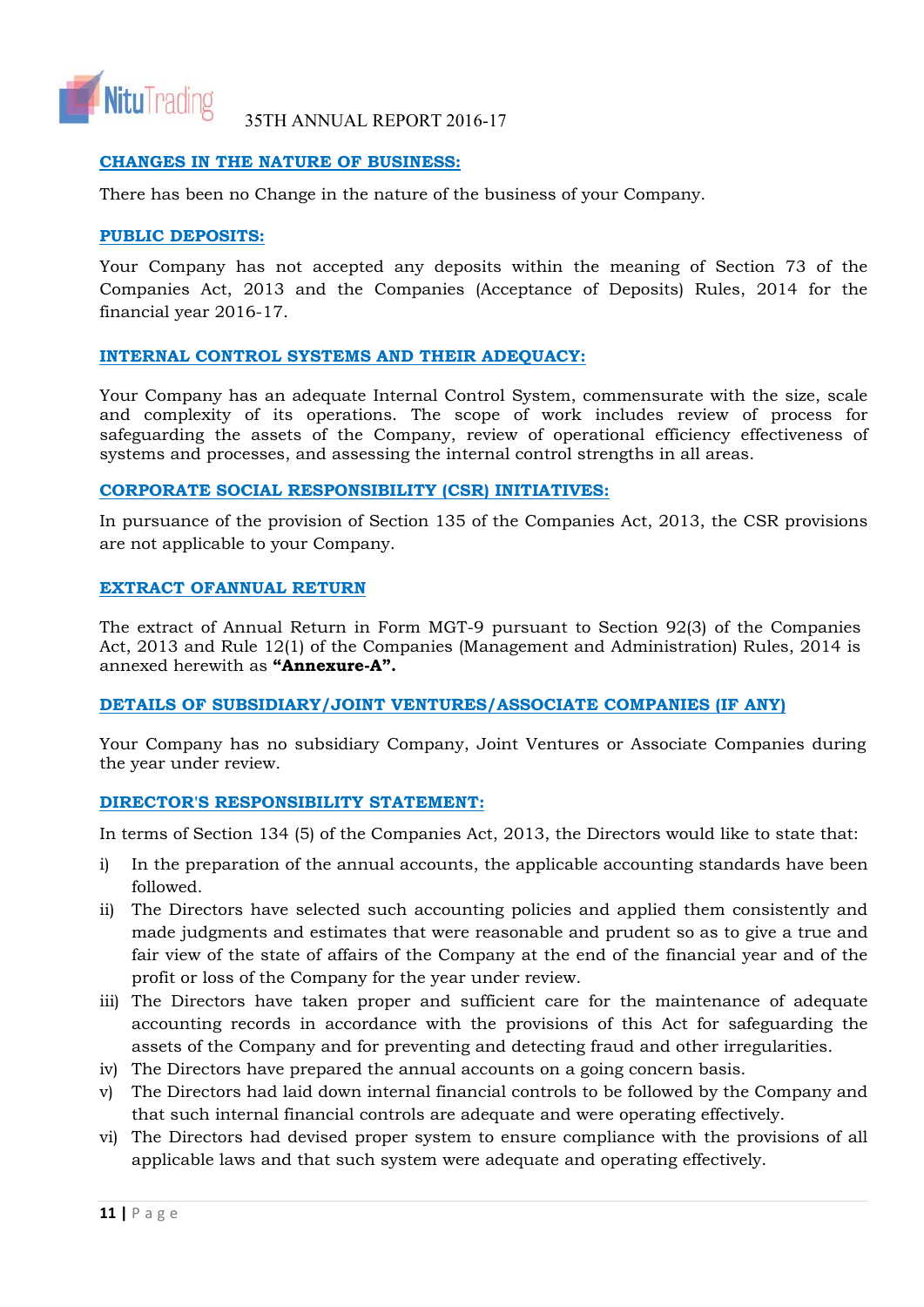## CHANGES IN THE NATURE OF BUSINESS:

There has been no Change in the nature of the business of your Company.

## PUBLIC DEPOSITS:

Your Company has not accepted any deposits within the meaning of Section 73 of the Companies Act, 2013 and the Companies (Acceptance of Deposits) Rules, 2014 for the financial year 2016-17.

## INTERNAL CONTROL SYSTEMS AND THEIR ADEQUACY:

Your Company has an adequate Internal Control System, commensurate with the size, scale and complexity of its operations. The scope of work includes review of process for safeguarding the assets of the Company, review of operational efficiency effectiveness of systems and processes, and assessing the internal control strengths in all areas.

## CORPORATE SOCIAL RESPONSIBILITY (CSR) INITIATIVES:

In pursuance of the provision of Section 135 of the Companies Act, 2013, the CSR provisions are not applicable to your Company.

## EXTRACT OFANNUAL RETURN

The extract of Annual Return in Form MGT-9 pursuant to Section 92(3) of the Companies Act, 2013 and Rule 12(1) of the Companies (Management and Administration) Rules, 2014 is annexed herewith as **"Annexure-A".**

## DETAILS OF SUBSIDIARY/JOINT VENTURES/ASSOCIATE COMPANIES (IF ANY)

Your Company has no subsidiary Company, Joint Ventures or Associate Companies during the year under review.

## DIRECTOR'S RESPONSIBILITY STATEMENT:

In terms of Section 134 (5) of the Companies Act, 2013, the Directors would like to state that:

i) In the preparation of the annual accounts, the applicable accounting standards have been followed.

ii) The Directors have selected such accounting policies and applied them consistently and made judgments and estimates that were reasonable and prudent so as to give a true and fair view of the state of affairs of the Company at the end of the financial year and of the profit or loss of the Company for the year under review.

iii) The Directors have taken proper and sufficient care for the maintenance of adequate accounting records in accordance with the provisions of this Act for safeguarding the assets of the Company and for preventing and detecting fraud and other irregularities.

iv) The Directors have prepared the annual accounts on a going concern basis.

v) The Directors had laid down internal financial controls to be followed by the Company and that such internal financial controls are adequate and were operating effectively.

vi) The Directors had devised proper system to ensure compliance with the provisions of all applicable laws and that such system were adequate and operating effectively.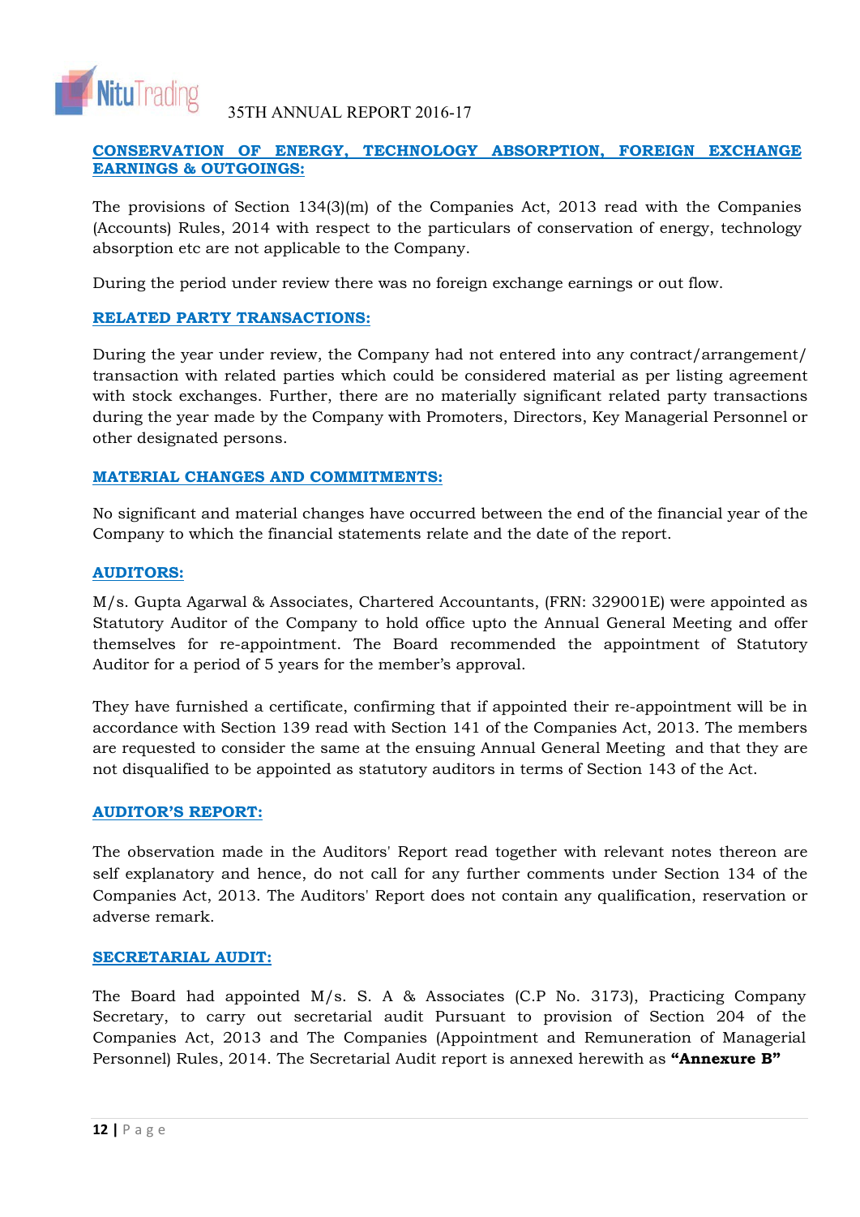## CONSERVATION OF ENERGY, TECHNOLOGY ABSORPTION, FOREIGN EXCHANGE EARNINGS & OUTGOINGS:

The provisions of Section 134(3)(m) of the Companies Act, 2013 read with the Companies (Accounts) Rules, 2014 with respect to the particulars of conservation of energy, technology absorption etc are not applicable to the Company.

During the period under review there was no foreign exchange earnings or out flow.

## RELATED PARTY TRANSACTIONS:

During the year under review, the Company had not entered into any contract/arrangement/ transaction with related parties which could be considered material as per listing agreement with stock exchanges. Further, there are no materially significant related party transactions during the year made by the Company with Promoters, Directors, Key Managerial Personnel or other designated persons.

## MATERIAL CHANGES AND COMMITMENTS:

No significant and material changes have occurred between the end of the financial year of the Company to which the financial statements relate and the date of the report.

## AUDITORS:

M/s. Gupta Agarwal & Associates, Chartered Accountants, (FRN: 329001E) were appointed as Statutory Auditor of the Company to hold office upto the Annual General Meeting and offer themselves for re-appointment. The Board recommended the appointment of Statutory Auditor for a period of 5 years for the member's approval.

They have furnished a certificate, confirming that if appointed their re-appointment will be in accordance with Section 139 read with Section 141 of the Companies Act, 2013. The members are requested to consider the same at the ensuing Annual General Meeting and that they are not disqualified to be appointed as statutory auditors in terms of Section 143 of the Act.

## AUDITOR'S REPORT:

The observation made in the Auditors' Report read together with relevant notes thereon are self explanatory and hence, do not call for any further comments under Section 134 of the Companies Act, 2013. The Auditors' Report does not contain any qualification, reservation or adverse remark.

## SECRETARIAL AUDIT:

The Board had appointed M/s. S. A & Associates (C.P No. 3173), Practicing Company Secretary, to carry out secretarial audit Pursuant to provision of Section 204 of the Companies Act, 2013 and The Companies (Appointment and Remuneration of Managerial Personnel) Rules, 2014. The Secretarial Audit report is annexed herewith as **"Annexure B"**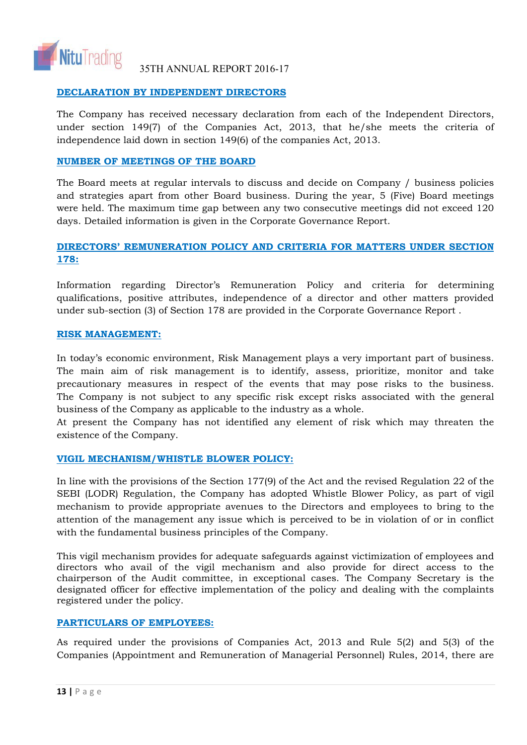## DECLARATION BY INDEPENDENT DIRECTORS

The Company has received necessary declaration from each of the Independent Directors, under section 149(7) of the Companies Act, 2013, that he/she meets the criteria of independence laid down in section 149(6) of the companies Act, 2013.

## NUMBER OF MEETINGS OF THE BOARD

The Board meets at regular intervals to discuss and decide on Company / business policies and strategies apart from other Board business. During the year, 5 (Five) Board meetings were held. The maximum time gap between any two consecutive meetings did not exceed 120 days. Detailed information is given in the Corporate Governance Report.

## DIRECTORS' REMUNERATION POLICY AND CRITERIA FOR MATTERS UNDER SECTION 178:

Information regarding Director's Remuneration Policy and criteria for determining qualifications, positive attributes, independence of a director and other matters provided under sub-section (3) of Section 178 are provided in the Corporate Governance Report .

## RISK MANAGEMENT:

In today's economic environment, Risk Management plays a very important part of business. The main aim of risk management is to identify, assess, prioritize, monitor and take precautionary measures in respect of the events that may pose risks to the business. The Company is not subject to any specific risk except risks associated with the general business of the Company as applicable to the industry as a whole.
At present the Company has not identified any element of risk which may threaten the existence of the Company.

## VIGIL MECHANISM/WHISTLE BLOWER POLICY:

In line with the provisions of the Section 177(9) of the Act and the revised Regulation 22 of the SEBI (LODR) Regulation, the Company has adopted Whistle Blower Policy, as part of vigil mechanism to provide appropriate avenues to the Directors and employees to bring to the attention of the management any issue which is perceived to be in violation of or in conflict with the fundamental business principles of the Company.

This vigil mechanism provides for adequate safeguards against victimization of employees and directors who avail of the vigil mechanism and also provide for direct access to the chairperson of the Audit committee, in exceptional cases. The Company Secretary is the designated officer for effective implementation of the policy and dealing with the complaints registered under the policy.

## PARTICULARS OF EMPLOYEES:

As required under the provisions of Companies Act, 2013 and Rule 5(2) and 5(3) of the Companies (Appointment and Remuneration of Managerial Personnel) Rules, 2014, there are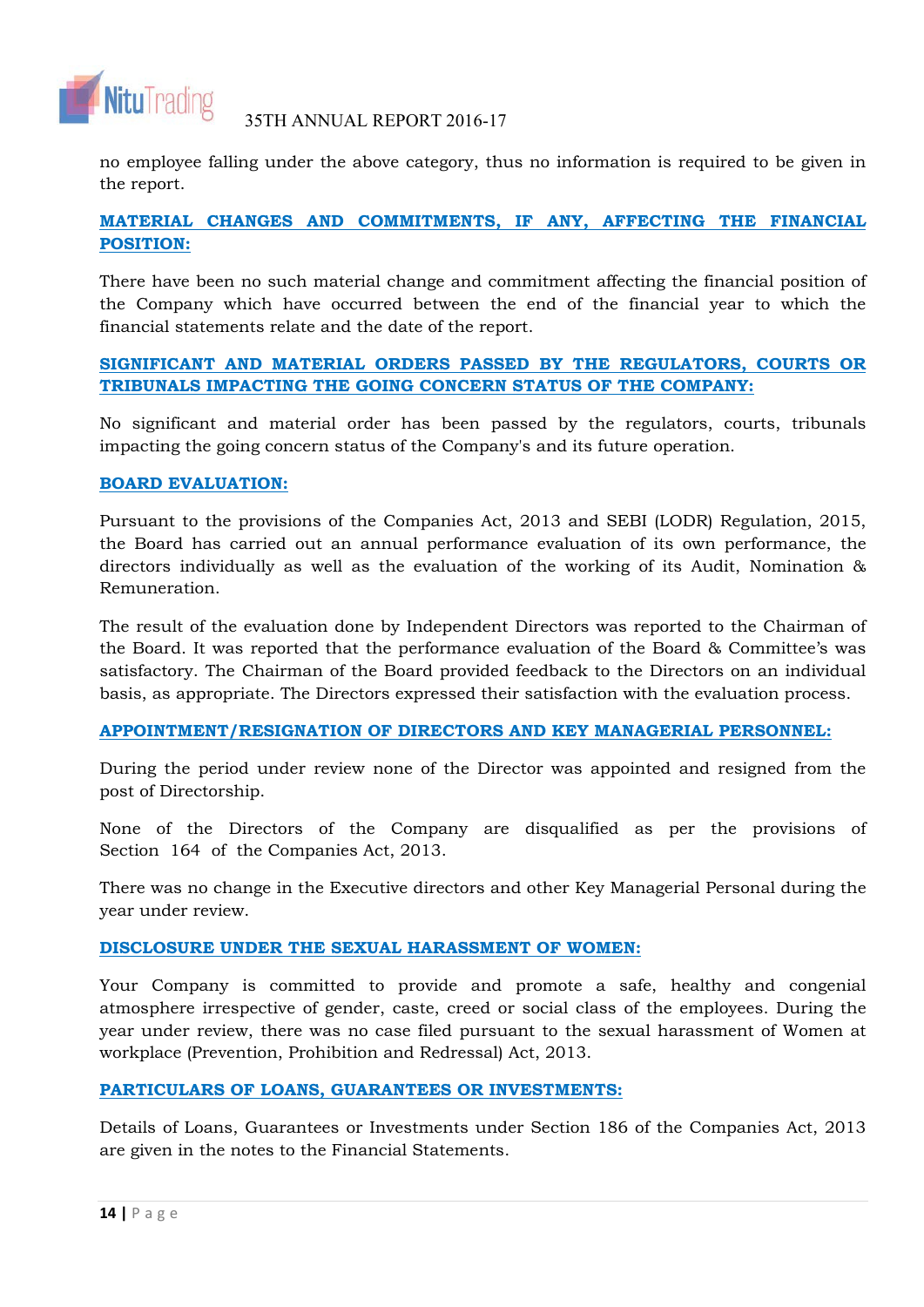no employee falling under the above category, thus no information is required to be given in the report.

## MATERIAL CHANGES AND COMMITMENTS, IF ANY, AFFECTING THE FINANCIAL POSITION:

There have been no such material change and commitment affecting the financial position of the Company which have occurred between the end of the financial year to which the financial statements relate and the date of the report.

## SIGNIFICANT AND MATERIAL ORDERS PASSED BY THE REGULATORS, COURTS OR TRIBUNALS IMPACTING THE GOING CONCERN STATUS OF THE COMPANY:

No significant and material order has been passed by the regulators, courts, tribunals impacting the going concern status of the Company's and its future operation.

## BOARD EVALUATION:

Pursuant to the provisions of the Companies Act, 2013 and SEBI (LODR) Regulation, 2015, the Board has carried out an annual performance evaluation of its own performance, the directors individually as well as the evaluation of the working of its Audit, Nomination & Remuneration.

The result of the evaluation done by Independent Directors was reported to the Chairman of the Board. It was reported that the performance evaluation of the Board & Committee's was satisfactory. The Chairman of the Board provided feedback to the Directors on an individual basis, as appropriate. The Directors expressed their satisfaction with the evaluation process.

## APPOINTMENT/RESIGNATION OF DIRECTORS AND KEY MANAGERIAL PERSONNEL:

During the period under review none of the Director was appointed and resigned from the post of Directorship.

None of the Directors of the Company are disqualified as per the provisions of Section 164 of the Companies Act, 2013.

There was no change in the Executive directors and other Key Managerial Personal during the year under review.

## DISCLOSURE UNDER THE SEXUAL HARASSMENT OF WOMEN:

Your Company is committed to provide and promote a safe, healthy and congenial atmosphere irrespective of gender, caste, creed or social class of the employees. During the year under review, there was no case filed pursuant to the sexual harassment of Women at workplace (Prevention, Prohibition and Redressal) Act, 2013.

## PARTICULARS OF LOANS, GUARANTEES OR INVESTMENTS:

Details of Loans, Guarantees or Investments under Section 186 of the Companies Act, 2013 are given in the notes to the Financial Statements.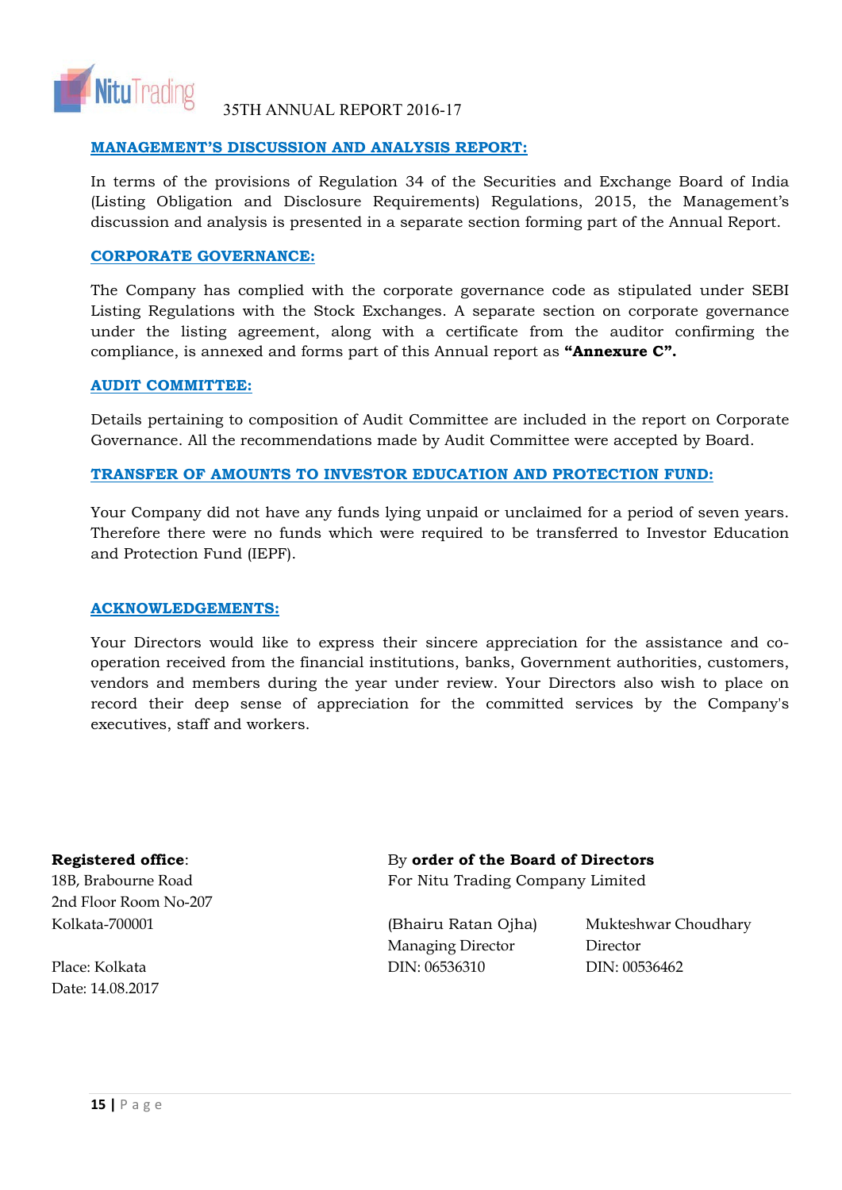## MANAGEMENT'S DISCUSSION AND ANALYSIS REPORT:

In terms of the provisions of Regulation 34 of the Securities and Exchange Board of India (Listing Obligation and Disclosure Requirements) Regulations, 2015, the Management's discussion and analysis is presented in a separate section forming part of the Annual Report.

## CORPORATE GOVERNANCE:

The Company has complied with the corporate governance code as stipulated under SEBI Listing Regulations with the Stock Exchanges. A separate section on corporate governance under the listing agreement, along with a certificate from the auditor confirming the compliance, is annexed and forms part of this Annual report as **"Annexure C".**

## AUDIT COMMITTEE:

Details pertaining to composition of Audit Committee are included in the report on Corporate Governance. All the recommendations made by Audit Committee were accepted by Board.

## TRANSFER OF AMOUNTS TO INVESTOR EDUCATION AND PROTECTION FUND:

Your Company did not have any funds lying unpaid or unclaimed for a period of seven years. Therefore there were no funds which were required to be transferred to Investor Education and Protection Fund (IEPF).

## ACKNOWLEDGEMENTS:

Your Directors would like to express their sincere appreciation for the assistance and co-operation received from the financial institutions, banks, Government authorities, customers, vendors and members during the year under review. Your Directors also wish to place on record their deep sense of appreciation for the committed services by the Company's executives, staff and workers.

By **order of the Board of Directors**
For Nitu Trading Company Limited

(Bhairu Ratan Ojha)
Managing Director
DIN: 06536310

Mukteshwar Choudhary
Director
DIN: 00536462

**Registered office**:
18B, Brabourne Road
2nd Floor Room No-207
Kolkata-700001

Place: Kolkata
Date: 14.08.2017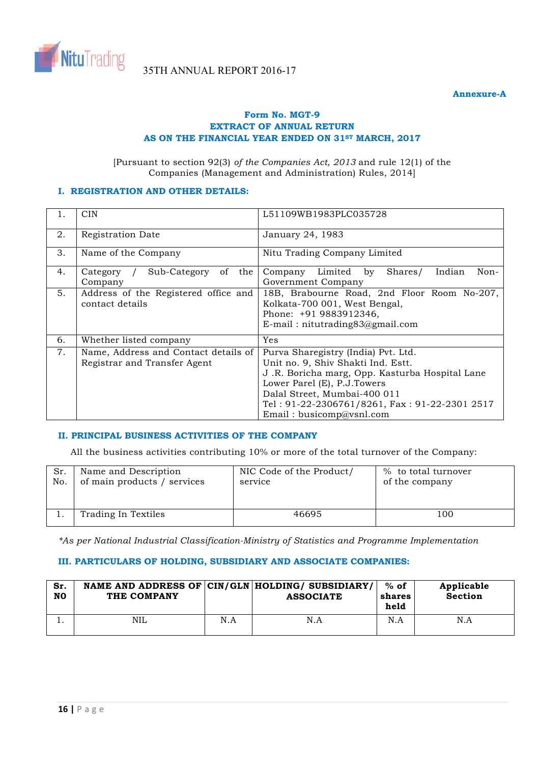Annexure-A

## Form No. MGT-9
## EXTRACT OF ANNUAL RETURN
## AS ON THE FINANCIAL YEAR ENDED ON 31ST MARCH, 2017

[Pursuant to section 92(3) *of the Companies Act, 2013* and rule 12(1) of the Companies (Management and Administration) Rules, 2014]

### I. REGISTRATION AND OTHER DETAILS:

| | | |
|---|---|---|
| 1. | CIN | L51109WB1983PLC035728 |
| 2. | Registration Date | January 24, 1983 |
| 3. | Name of the Company | Nitu Trading Company Limited |
| 4. | Category / Sub-Category of the Company | Company Limited by Shares/ Indian Non-Government Company |
| 5. | Address of the Registered office and contact details | 18B, Brabourne Road, 2nd Floor Room No-207, Kolkata-700 001, West Bengal, Phone: +91 9883912346, E-mail : nitutrading83@gmail.com |
| 6. | Whether listed company | Yes |
| 7. | Name, Address and Contact details of Registrar and Transfer Agent | Purva Sharegistry (India) Pvt. Ltd. Unit no. 9, Shiv Shakti Ind. Estt. J .R. Boricha marg, Opp. Kasturba Hospital Lane Lower Parel (E), P.J.Towers Dalal Street, Mumbai-400 011 Tel : 91-22-2306761/8261, Fax : 91-22-2301 2517 Email : busicomp@vsnl.com |

### II. PRINCIPAL BUSINESS ACTIVITIES OF THE COMPANY

All the business activities contributing 10% or more of the total turnover of the Company:

| Sr. No. | Name and Description of main products / services | NIC Code of the Product/ service | % to total turnover of the company |
|---|---|---|---|
| 1. | Trading In Textiles | 46695 | 100 |

*\*As per National Industrial Classification-Ministry of Statistics and Programme Implementation*

### III. PARTICULARS OF HOLDING, SUBSIDIARY AND ASSOCIATE COMPANIES:

| Sr. NO | NAME AND ADDRESS OF THE COMPANY | CIN/GLN | HOLDING/ SUBSIDIARY/ ASSOCIATE | % of shares held | Applicable Section |
|---|---|---|---|---|---|
| 1. | NIL | N.A | N.A | N.A | N.A |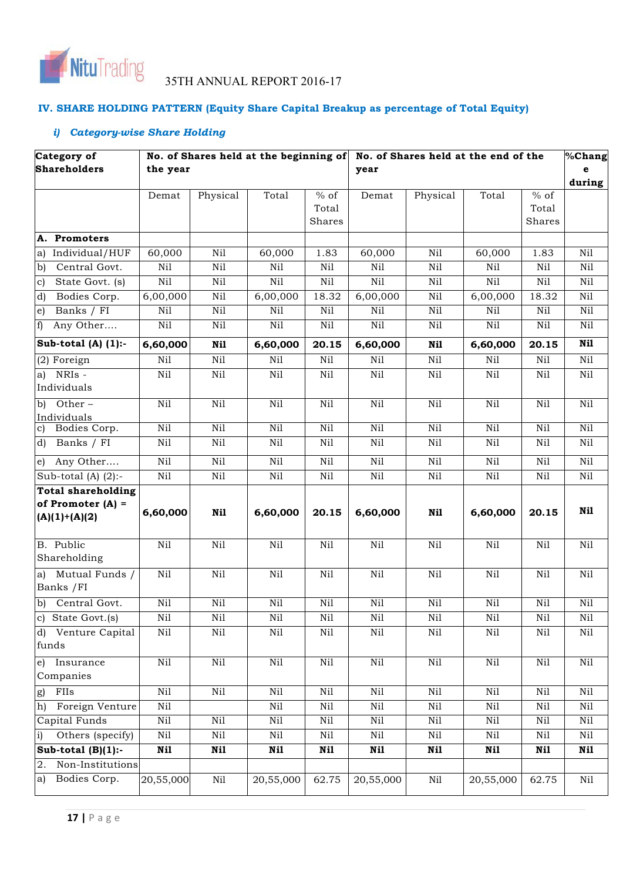## IV. SHARE HOLDING PATTERN (Equity Share Capital Breakup as percentage of Total Equity)

### *i) Category-wise Share Holding*

| Category of Shareholders | No. of Shares held at the beginning of the year | | | | No. of Shares held at the end of the year | | | | %Change during |
|---|---|---|---|---|---|---|---|---|---|
| | Demat | Physical | Total | % of Total Shares | Demat | Physical | Total | % of Total Shares | |
| **A. Promoters** | | | | | | | | | |
| a) Individual/HUF | 60,000 | Nil | 60,000 | 1.83 | 60,000 | Nil | 60,000 | 1.83 | Nil |
| b) Central Govt. | Nil | Nil | Nil | Nil | Nil | Nil | Nil | Nil | Nil |
| c) State Govt. (s) | Nil | Nil | Nil | Nil | Nil | Nil | Nil | Nil | Nil |
| d) Bodies Corp. | 6,00,000 | Nil | 6,00,000 | 18.32 | 6,00,000 | Nil | 6,00,000 | 18.32 | Nil |
| e) Banks / FI | Nil | Nil | Nil | Nil | Nil | Nil | Nil | Nil | Nil |
| f) Any Other…. | Nil | Nil | Nil | Nil | Nil | Nil | Nil | Nil | Nil |
| **Sub-total (A) (1):-** | **6,60,000** | **Nil** | **6,60,000** | **20.15** | **6,60,000** | **Nil** | **6,60,000** | **20.15** | **Nil** |
| (2) Foreign | Nil | Nil | Nil | Nil | Nil | Nil | Nil | Nil | Nil |
| a) NRIs - Individuals | Nil | Nil | Nil | Nil | Nil | Nil | Nil | Nil | Nil |
| b) Other – Individuals | Nil | Nil | Nil | Nil | Nil | Nil | Nil | Nil | Nil |
| c) Bodies Corp. | Nil | Nil | Nil | Nil | Nil | Nil | Nil | Nil | Nil |
| d) Banks / FI | Nil | Nil | Nil | Nil | Nil | Nil | Nil | Nil | Nil |
| e) Any Other…. | Nil | Nil | Nil | Nil | Nil | Nil | Nil | Nil | Nil |
| Sub-total (A) (2):- | Nil | Nil | Nil | Nil | Nil | Nil | Nil | Nil | Nil |
| **Total shareholding of Promoter (A) = (A)(1)+(A)(2)** | **6,60,000** | **Nil** | **6,60,000** | **20.15** | **6,60,000** | **Nil** | **6,60,000** | **20.15** | **Nil** |
| B. Public Shareholding | Nil | Nil | Nil | Nil | Nil | Nil | Nil | Nil | Nil |
| a) Mutual Funds / Banks /FI | Nil | Nil | Nil | Nil | Nil | Nil | Nil | Nil | Nil |
| b) Central Govt. | Nil | Nil | Nil | Nil | Nil | Nil | Nil | Nil | Nil |
| c) State Govt.(s) | Nil | Nil | Nil | Nil | Nil | Nil | Nil | Nil | Nil |
| d) Venture Capital funds | Nil | Nil | Nil | Nil | Nil | Nil | Nil | Nil | Nil |
| e) Insurance Companies | Nil | Nil | Nil | Nil | Nil | Nil | Nil | Nil | Nil |
| g) FIIs | Nil | Nil | Nil | Nil | Nil | Nil | Nil | Nil | Nil |
| h) Foreign Venture | Nil | | Nil | Nil | Nil | Nil | Nil | Nil | Nil |
| Capital Funds | Nil | Nil | Nil | Nil | Nil | Nil | Nil | Nil | Nil |
| i) Others (specify) | Nil | Nil | Nil | Nil | Nil | Nil | Nil | Nil | Nil |
| **Sub-total (B)(1):-** | **Nil** | **Nil** | **Nil** | **Nil** | **Nil** | **Nil** | **Nil** | **Nil** | **Nil** |
| 2. Non-Institutions | | | | | | | | | |
| a) Bodies Corp. | 20,55,000 | Nil | 20,55,000 | 62.75 | 20,55,000 | Nil | 20,55,000 | 62.75 | Nil |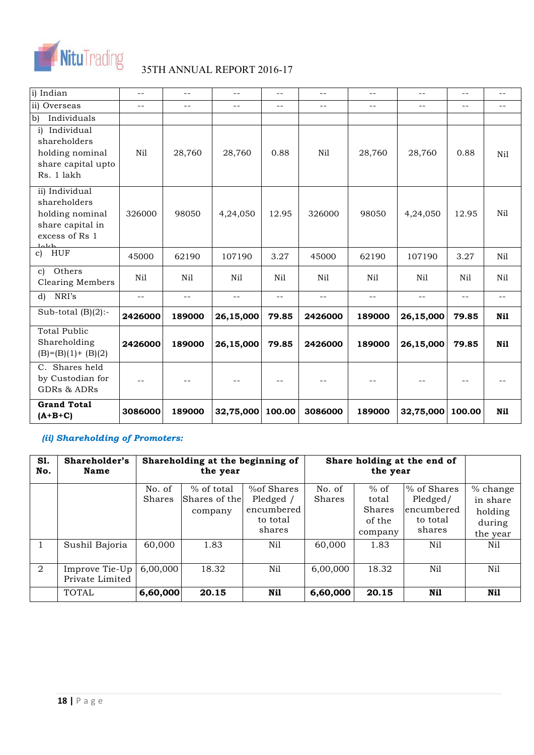| i) Indian | -- | -- | -- | -- | -- | -- | -- | -- | -- |
|---|---|---|---|---|---|---|---|---|---|
| ii) Overseas | -- | -- | -- | -- | -- | -- | -- | -- | -- |
| b) Individuals | | | | | | | | | |
| i) Individual shareholders holding nominal share capital upto Rs. 1 lakh | Nil | 28,760 | 28,760 | 0.88 | Nil | 28,760 | 28,760 | 0.88 | Nil |
| ii) Individual shareholders holding nominal share capital in excess of Rs 1 lakh | 326000 | 98050 | 4,24,050 | 12.95 | 326000 | 98050 | 4,24,050 | 12.95 | Nil |
| c) HUF | 45000 | 62190 | 107190 | 3.27 | 45000 | 62190 | 107190 | 3.27 | Nil |
| c) Others Clearing Members | Nil | Nil | Nil | Nil | Nil | Nil | Nil | Nil | Nil |
| d) NRI's | -- | -- | -- | -- | -- | -- | -- | -- | -- |
| Sub-total (B)(2):- | **2426000** | **189000** | **26,15,000** | **79.85** | **2426000** | **189000** | **26,15,000** | **79.85** | **Nil** |
| Total Public Shareholding (B)=(B)(1)+ (B)(2) | **2426000** | **189000** | **26,15,000** | **79.85** | **2426000** | **189000** | **26,15,000** | **79.85** | **Nil** |
| C. Shares held by Custodian for GDRs & ADRs | -- | -- | -- | -- | -- | -- | -- | -- | -- |
| **Grand Total (A+B+C)** | **3086000** | **189000** | **32,75,000** | **100.00** | **3086000** | **189000** | **32,75,000** | **100.00** | **Nil** |

***(ii) Shareholding of Promoters:***

| Sl. No. | Shareholder's Name | Shareholding at the beginning of the year | | | Share holding at the end of the year | | | |
|---|---|---|---|---|---|---|---|---|
| | | No. of Shares | % of total Shares of the company | %of Shares Pledged / encumbered to total shares | No. of Shares | % of total Shares of the company | % of Shares Pledged/ encumbered to total shares | % change in share holding during the year |
| 1 | Sushil Bajoria | 60,000 | 1.83 | Nil | 60,000 | 1.83 | Nil | Nil |
| 2 | Improve Tie-Up Private Limited | 6,00,000 | 18.32 | Nil | 6,00,000 | 18.32 | Nil | Nil |
| | TOTAL | **6,60,000** | **20.15** | **Nil** | **6,60,000** | **20.15** | **Nil** | **Nil** |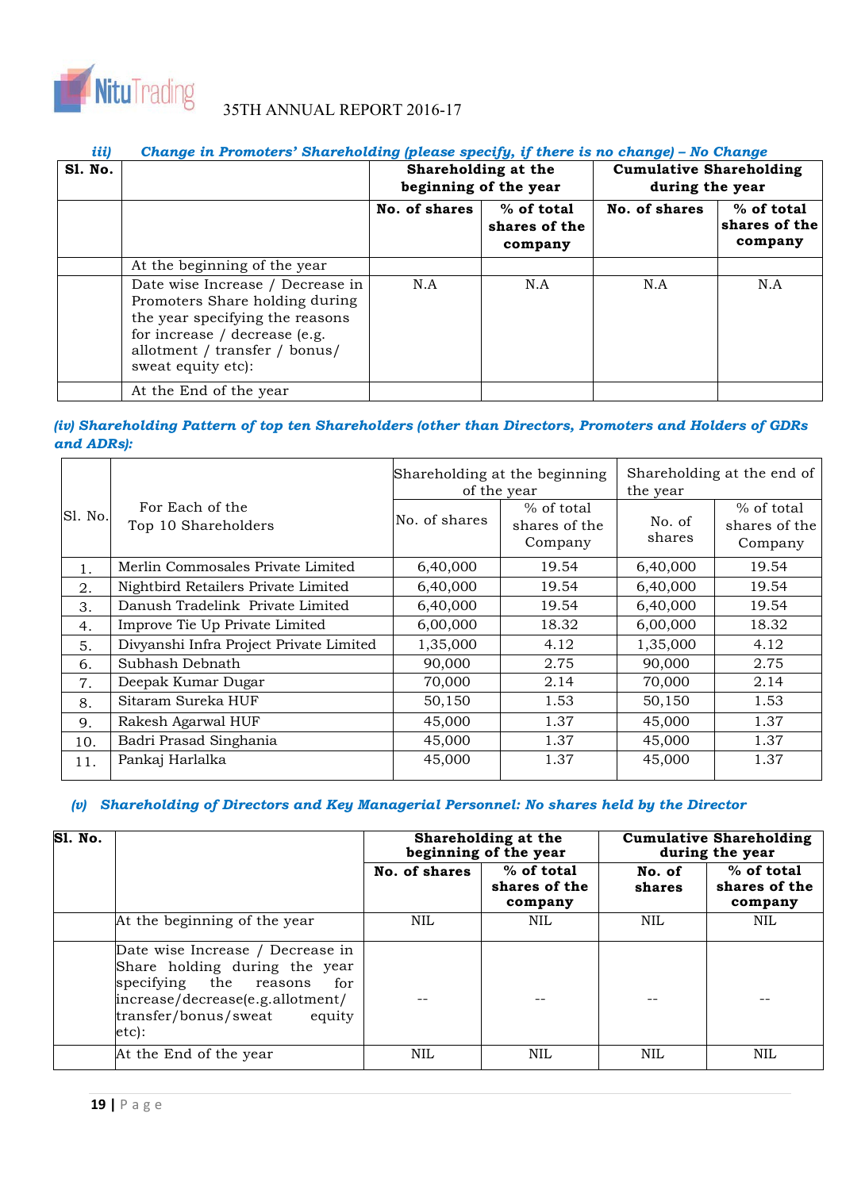*iii) Change in Promoters' Shareholding (please specify, if there is no change) – No Change*

| Sl. No. | | Shareholding at the beginning of the year | | Cumulative Shareholding during the year | |
|---|---|---|---|---|---|
| | | No. of shares | % of total shares of the company | No. of shares | % of total shares of the company |
| | At the beginning of the year | | | | |
| | Date wise Increase / Decrease in Promoters Share holding during the year specifying the reasons for increase / decrease (e.g. allotment / transfer / bonus/ sweat equity etc): | N.A | N.A | N.A | N.A |
| | At the End of the year | | | | |

***(iv) Shareholding Pattern of top ten Shareholders (other than Directors, Promoters and Holders of GDRs and ADRs):***

| Sl. No. | For Each of the Top 10 Shareholders | Shareholding at the beginning of the year | | Shareholding at the end of the year | |
|---|---|---|---|---|---|
| | | No. of shares | % of total shares of the Company | No. of shares | % of total shares of the Company |
| 1. | Merlin Commosales Private Limited | 6,40,000 | 19.54 | 6,40,000 | 19.54 |
| 2. | Nightbird Retailers Private Limited | 6,40,000 | 19.54 | 6,40,000 | 19.54 |
| 3. | Danush Tradelink Private Limited | 6,40,000 | 19.54 | 6,40,000 | 19.54 |
| 4. | Improve Tie Up Private Limited | 6,00,000 | 18.32 | 6,00,000 | 18.32 |
| 5. | Divyanshi Infra Project Private Limited | 1,35,000 | 4.12 | 1,35,000 | 4.12 |
| 6. | Subhash Debnath | 90,000 | 2.75 | 90,000 | 2.75 |
| 7. | Deepak Kumar Dugar | 70,000 | 2.14 | 70,000 | 2.14 |
| 8. | Sitaram Sureka HUF | 50,150 | 1.53 | 50,150 | 1.53 |
| 9. | Rakesh Agarwal HUF | 45,000 | 1.37 | 45,000 | 1.37 |
| 10. | Badri Prasad Singhania | 45,000 | 1.37 | 45,000 | 1.37 |
| 11. | Pankaj Harlalka | 45,000 | 1.37 | 45,000 | 1.37 |

***(v) Shareholding of Directors and Key Managerial Personnel: No shares held by the Director***

| Sl. No. | | Shareholding at the beginning of the year | | Cumulative Shareholding during the year | |
|---|---|---|---|---|---|
| | | No. of shares | % of total shares of the company | No. of shares | % of total shares of the company |
| | At the beginning of the year | NIL | NIL | NIL | NIL |
| | Date wise Increase / Decrease in Share holding during the year specifying the reasons for increase/decrease(e.g.allotment/ transfer/bonus/sweat equity etc): | -- | -- | -- | -- |
| | At the End of the year | NIL | NIL | NIL | NIL |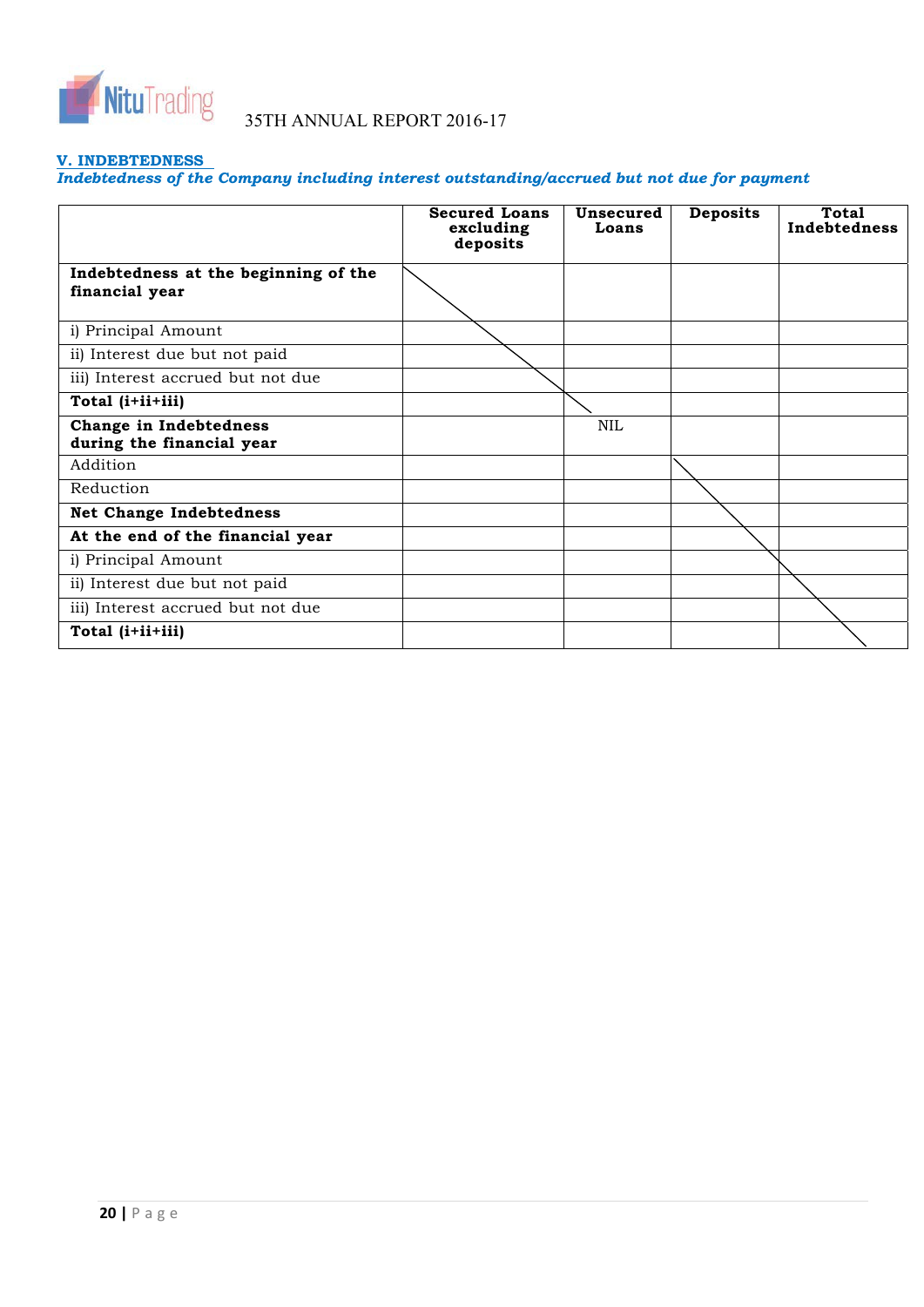### V. INDEBTEDNESS

***Indebtedness of the Company including interest outstanding/accrued but not due for payment***

| | Secured Loans excluding deposits | Unsecured Loans | Deposits | Total Indebtedness |
|---|---|---|---|---|
| **Indebtedness at the beginning of the financial year** | | | | |
| i) Principal Amount | | | | |
| ii) Interest due but not paid | | | | |
| iii) Interest accrued but not due | | | | |
| **Total (i+ii+iii)** | | | | |
| **Change in Indebtedness during the financial year** | | NIL | | |
| Addition | | | | |
| Reduction | | | | |
| **Net Change Indebtedness** | | | | |
| **At the end of the financial year** | | | | |
| i) Principal Amount | | | | |
| ii) Interest due but not paid | | | | |
| iii) Interest accrued but not due | | | | |
| **Total (i+ii+iii)** | | | | |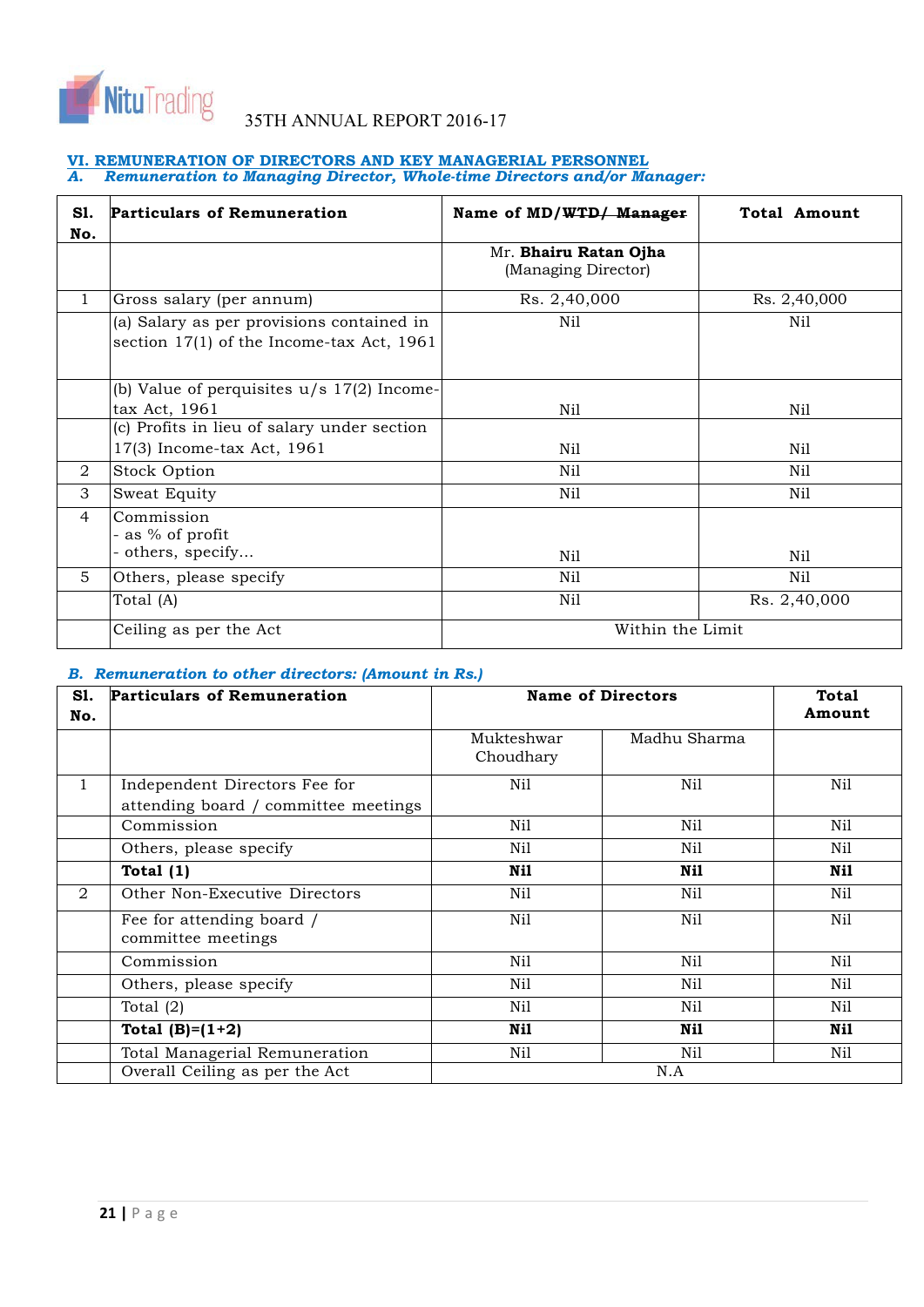## VI. REMUNERATION OF DIRECTORS AND KEY MANAGERIAL PERSONNEL

### *A. Remuneration to Managing Director, Whole-time Directors and/or Manager:*

| Sl. No. | Particulars of Remuneration | Name of MD/~~WTD/ Manager~~ | Total Amount |
|---|---|---|---|
| | | Mr. **Bhairu Ratan Ojha** (Managing Director) | |
| 1 | Gross salary (per annum) | Rs. 2,40,000 | Rs. 2,40,000 |
| | (a) Salary as per provisions contained in section 17(1) of the Income-tax Act, 1961 | Nil | Nil |
| | (b) Value of perquisites u/s 17(2) Income-tax Act, 1961 | Nil | Nil |
| | (c) Profits in lieu of salary under section 17(3) Income-tax Act, 1961 | Nil | Nil |
| 2 | Stock Option | Nil | Nil |
| 3 | Sweat Equity | Nil | Nil |
| 4 | Commission<br>- as % of profit<br>- others, specify... | Nil | Nil |
| 5 | Others, please specify | Nil | Nil |
| | Total (A) | Nil | Rs. 2,40,000 |
| | Ceiling as per the Act | Within the Limit | |

### *B. Remuneration to other directors: (Amount in Rs.)*

| Sl. No. | Particulars of Remuneration | Name of Directors | | Total Amount |
|---|---|---|---|---|
| | | Mukteshwar Choudhary | Madhu Sharma | |
| 1 | Independent Directors Fee for attending board / committee meetings | Nil | Nil | Nil |
| | Commission | Nil | Nil | Nil |
| | Others, please specify | Nil | Nil | Nil |
| | **Total (1)** | **Nil** | **Nil** | **Nil** |
| 2 | Other Non-Executive Directors | Nil | Nil | Nil |
| | Fee for attending board / committee meetings | Nil | Nil | Nil |
| | Commission | Nil | Nil | Nil |
| | Others, please specify | Nil | Nil | Nil |
| | Total (2) | Nil | Nil | Nil |
| | **Total (B)=(1+2)** | **Nil** | **Nil** | **Nil** |
| | Total Managerial Remuneration | Nil | Nil | Nil |
| | Overall Ceiling as per the Act | N.A | | |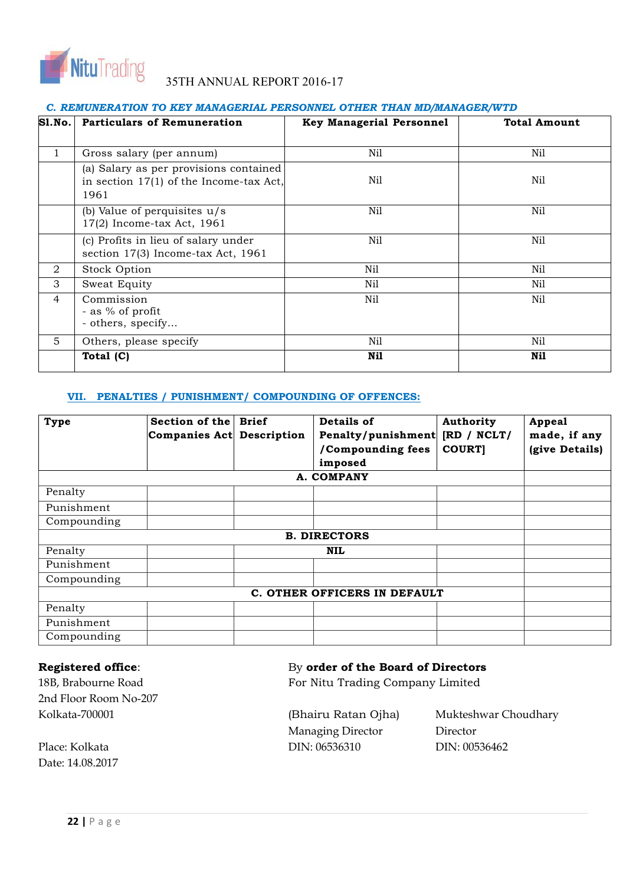### C. REMUNERATION TO KEY MANAGERIAL PERSONNEL OTHER THAN MD/MANAGER/WTD

| Sl.No. | Particulars of Remuneration | Key Managerial Personnel | Total Amount |
|---|---|---|---|
| 1 | Gross salary (per annum) | Nil | Nil |
| | (a) Salary as per provisions contained in section 17(1) of the Income-tax Act, 1961 | Nil | Nil |
| | (b) Value of perquisites u/s 17(2) Income-tax Act, 1961 | Nil | Nil |
| | (c) Profits in lieu of salary under section 17(3) Income-tax Act, 1961 | Nil | Nil |
| 2 | Stock Option | Nil | Nil |
| 3 | Sweat Equity | Nil | Nil |
| 4 | Commission<br>- as % of profit<br>- others, specify... | Nil | Nil |
| 5 | Others, please specify | Nil | Nil |
| | **Total (C)** | **Nil** | **Nil** |

## VII. PENALTIES / PUNISHMENT/ COMPOUNDING OF OFFENCES:

| Type | Section of the Companies Act | Brief Description | Details of Penalty/punishment /Compounding fees imposed | Authority [RD / NCLT/ COURT] | Appeal made, if any (give Details) |
|---|---|---|---|---|---|
| **A. COMPANY** | | | | | |
| Penalty | | | | | |
| Punishment | | | | | |
| Compounding | | | | | |
| **B. DIRECTORS** | | | | | |
| Penalty | | **NIL** | | | |
| Punishment | | | | | |
| Compounding | | | | | |
| **C. OTHER OFFICERS IN DEFAULT** | | | | | |
| Penalty | | | | | |
| Punishment | | | | | |
| Compounding | | | | | |

**Registered office**:
18B, Brabourne Road
2nd Floor Room No-207
Kolkata-700001

Place: Kolkata
Date: 14.08.2017

By **order of the Board of Directors**
For Nitu Trading Company Limited

(Bhairu Ratan Ojha)
Managing Director
DIN: 06536310

Mukteshwar Choudhary
Director
DIN: 00536462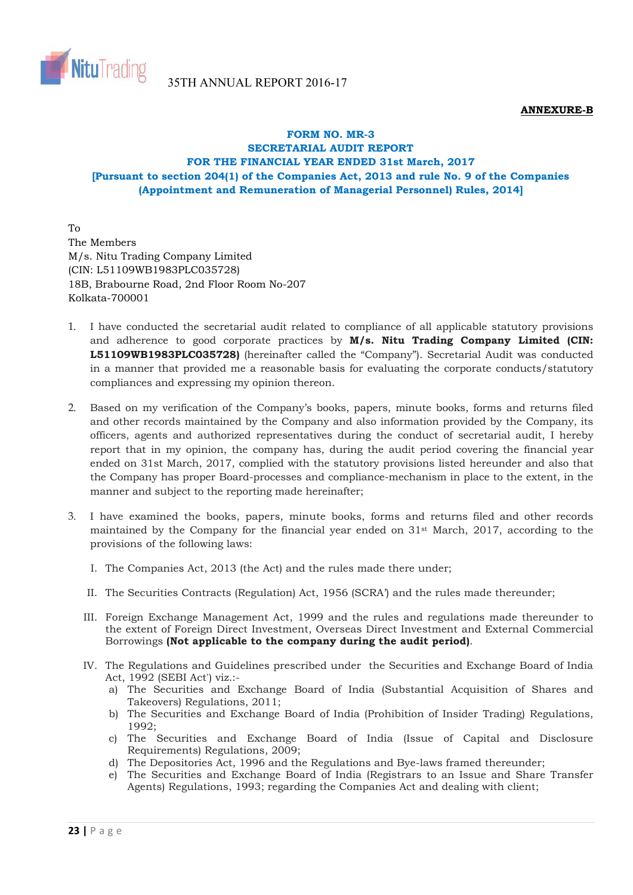**ANNEXURE-B**

**FORM NO. MR-3**
**SECRETARIAL AUDIT REPORT**
**FOR THE FINANCIAL YEAR ENDED 31st March, 2017**
**[Pursuant to section 204(1) of the Companies Act, 2013 and rule No. 9 of the Companies (Appointment and Remuneration of Managerial Personnel) Rules, 2014]**

To
The Members
M/s. Nitu Trading Company Limited
(CIN: L51109WB1983PLC035728)
18B, Brabourne Road, 2nd Floor Room No-207
Kolkata-700001

1. I have conducted the secretarial audit related to compliance of all applicable statutory provisions and adherence to good corporate practices by **M/s. Nitu Trading Company Limited (CIN: L51109WB1983PLC035728)** (hereinafter called the "Company"). Secretarial Audit was conducted in a manner that provided me a reasonable basis for evaluating the corporate conducts/statutory compliances and expressing my opinion thereon.

2. Based on my verification of the Company's books, papers, minute books, forms and returns filed and other records maintained by the Company and also information provided by the Company, its officers, agents and authorized representatives during the conduct of secretarial audit, I hereby report that in my opinion, the company has, during the audit period covering the financial year ended on 31st March, 2017, complied with the statutory provisions listed hereunder and also that the Company has proper Board-processes and compliance-mechanism in place to the extent, in the manner and subject to the reporting made hereinafter;

3. I have examined the books, papers, minute books, forms and returns filed and other records maintained by the Company for the financial year ended on 31st March, 2017, according to the provisions of the following laws:

   I. The Companies Act, 2013 (the Act) and the rules made there under;

   II. The Securities Contracts (Regulation) Act, 1956 (SCRA') and the rules made thereunder;

   III. Foreign Exchange Management Act, 1999 and the rules and regulations made thereunder to the extent of Foreign Direct Investment, Overseas Direct Investment and External Commercial Borrowings **(Not applicable to the company during the audit period)**.

   IV. The Regulations and Guidelines prescribed under the Securities and Exchange Board of India Act, 1992 (SEBI Act') viz.:-
      a) The Securities and Exchange Board of India (Substantial Acquisition of Shares and Takeovers) Regulations, 2011;
      b) The Securities and Exchange Board of India (Prohibition of Insider Trading) Regulations, 1992;
      c) The Securities and Exchange Board of India (Issue of Capital and Disclosure Requirements) Regulations, 2009;
      d) The Depositories Act, 1996 and the Regulations and Bye-laws framed thereunder;
      e) The Securities and Exchange Board of India (Registrars to an Issue and Share Transfer Agents) Regulations, 1993; regarding the Companies Act and dealing with client;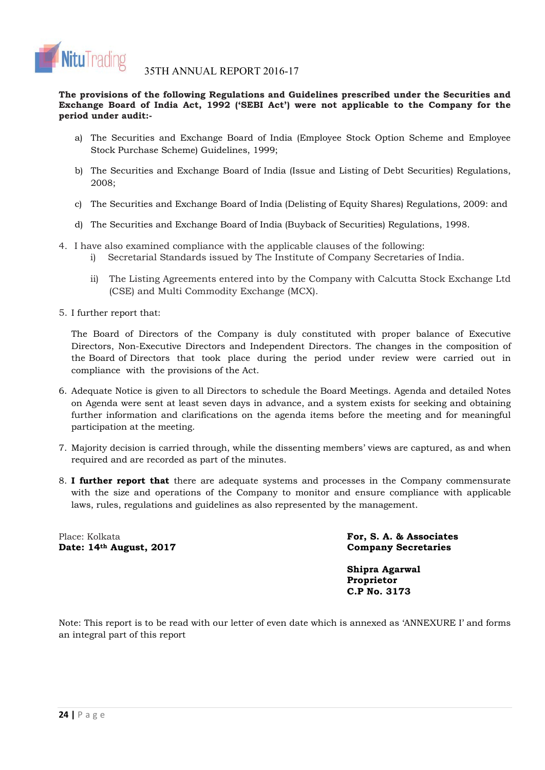**The provisions of the following Regulations and Guidelines prescribed under the Securities and Exchange Board of India Act, 1992 ('SEBI Act') were not applicable to the Company for the period under audit:-**

a) The Securities and Exchange Board of India (Employee Stock Option Scheme and Employee Stock Purchase Scheme) Guidelines, 1999;

b) The Securities and Exchange Board of India (Issue and Listing of Debt Securities) Regulations, 2008;

c) The Securities and Exchange Board of India (Delisting of Equity Shares) Regulations, 2009: and

d) The Securities and Exchange Board of India (Buyback of Securities) Regulations, 1998.

4. I have also examined compliance with the applicable clauses of the following:
   i) Secretarial Standards issued by The Institute of Company Secretaries of India.

   ii) The Listing Agreements entered into by the Company with Calcutta Stock Exchange Ltd (CSE) and Multi Commodity Exchange (MCX).

5. I further report that:

   The Board of Directors of the Company is duly constituted with proper balance of Executive Directors, Non-Executive Directors and Independent Directors. The changes in the composition of the Board of Directors that took place during the period under review were carried out in compliance with the provisions of the Act.

6. Adequate Notice is given to all Directors to schedule the Board Meetings. Agenda and detailed Notes on Agenda were sent at least seven days in advance, and a system exists for seeking and obtaining further information and clarifications on the agenda items before the meeting and for meaningful participation at the meeting.

7. Majority decision is carried through, while the dissenting members' views are captured, as and when required and are recorded as part of the minutes.

8. **I further report that** there are adequate systems and processes in the Company commensurate with the size and operations of the Company to monitor and ensure compliance with applicable laws, rules, regulations and guidelines as also represented by the management.

Place: Kolkata
**Date: 14th August, 2017**

**For, S. A. & Associates**
**Company Secretaries**

**Shipra Agarwal**
**Proprietor**
**C.P No. 3173**

Note: This report is to be read with our letter of even date which is annexed as 'ANNEXURE I' and forms an integral part of this report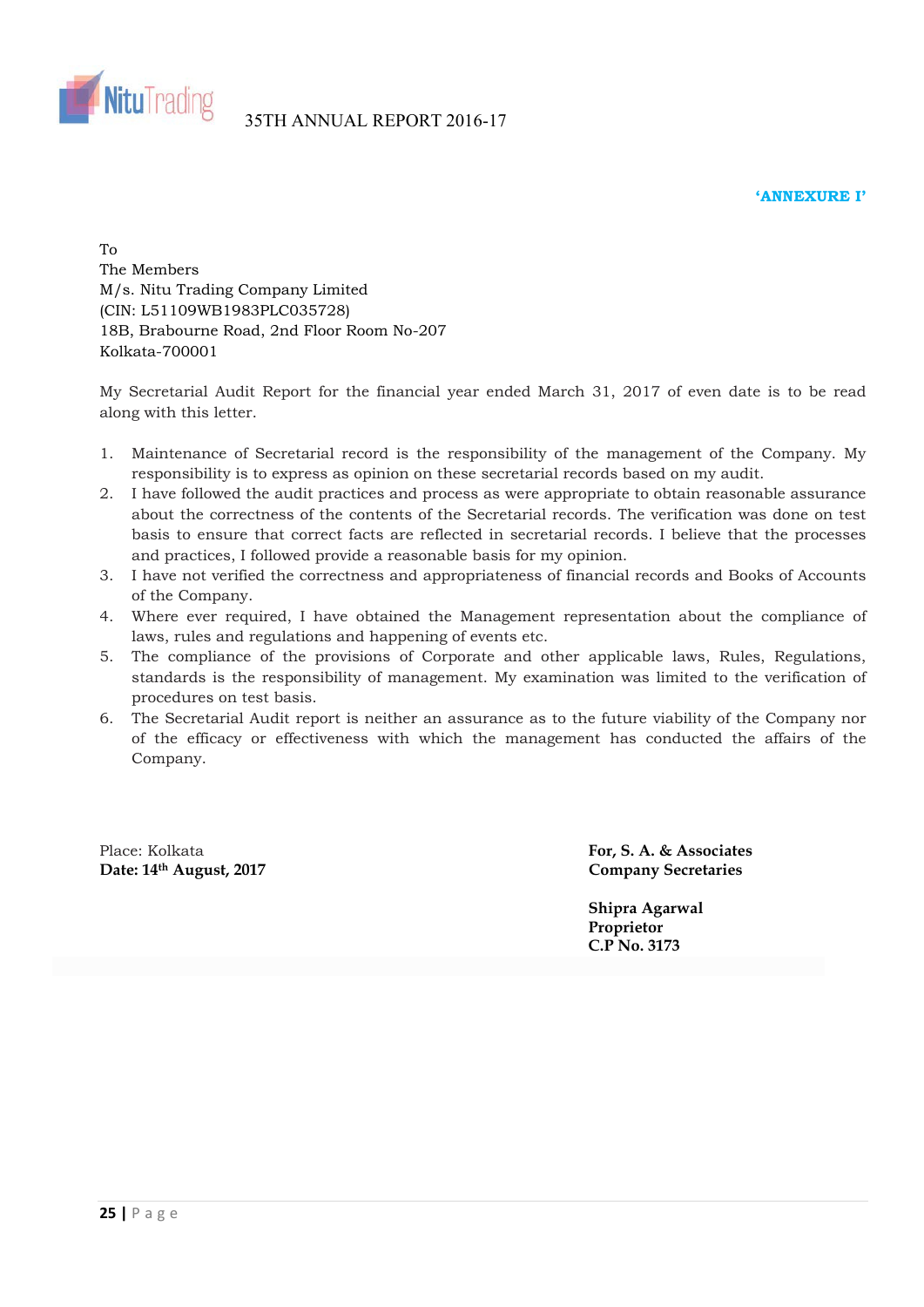**'ANNEXURE I'**

To
The Members
M/s. Nitu Trading Company Limited
(CIN: L51109WB1983PLC035728)
18B, Brabourne Road, 2nd Floor Room No-207
Kolkata-700001

My Secretarial Audit Report for the financial year ended March 31, 2017 of even date is to be read along with this letter.

1. Maintenance of Secretarial record is the responsibility of the management of the Company. My responsibility is to express as opinion on these secretarial records based on my audit.
2. I have followed the audit practices and process as were appropriate to obtain reasonable assurance about the correctness of the contents of the Secretarial records. The verification was done on test basis to ensure that correct facts are reflected in secretarial records. I believe that the processes and practices, I followed provide a reasonable basis for my opinion.
3. I have not verified the correctness and appropriateness of financial records and Books of Accounts of the Company.
4. Where ever required, I have obtained the Management representation about the compliance of laws, rules and regulations and happening of events etc.
5. The compliance of the provisions of Corporate and other applicable laws, Rules, Regulations, standards is the responsibility of management. My examination was limited to the verification of procedures on test basis.
6. The Secretarial Audit report is neither an assurance as to the future viability of the Company nor of the efficacy or effectiveness with which the management has conducted the affairs of the Company.

Place: Kolkata
**Date: 14th August, 2017**

**For, S. A. & Associates**
**Company Secretaries**

**Shipra Agarwal**
**Proprietor**
**C.P No. 3173**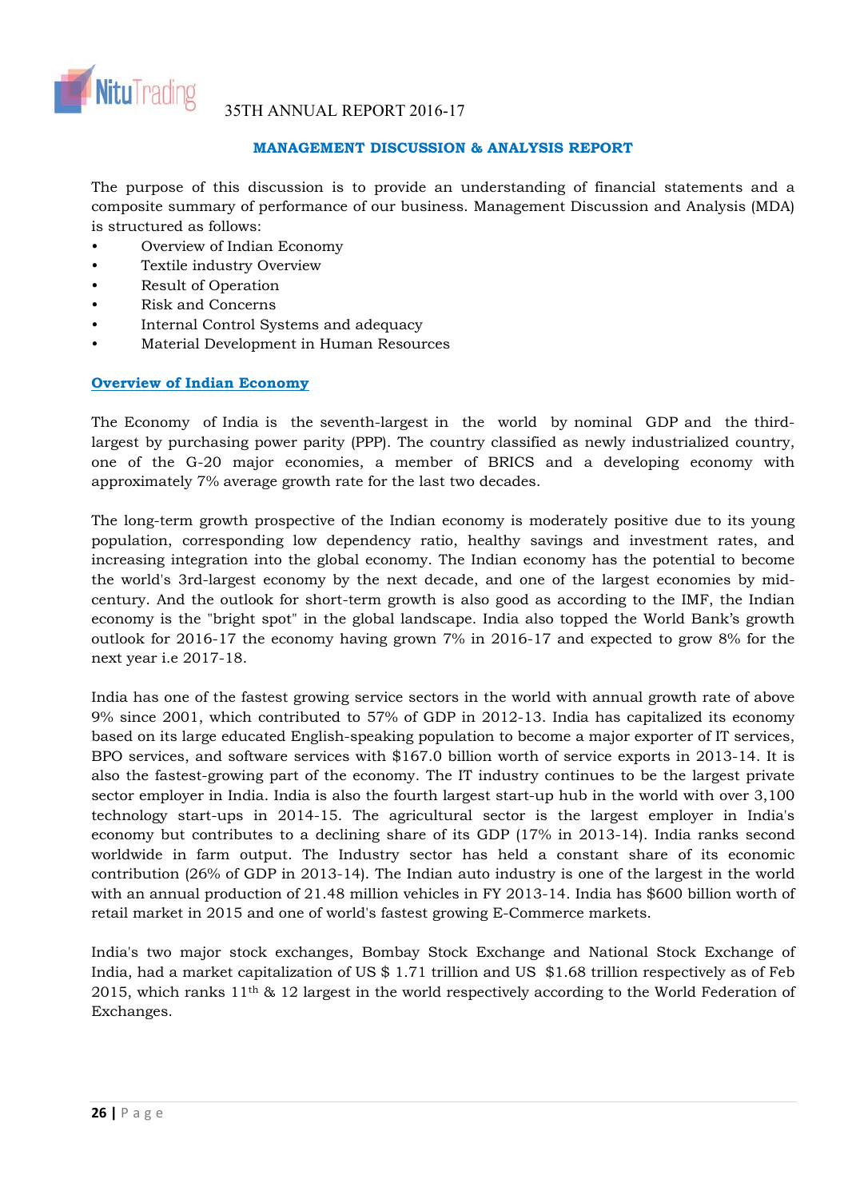## MANAGEMENT DISCUSSION & ANALYSIS REPORT

The purpose of this discussion is to provide an understanding of financial statements and a composite summary of performance of our business. Management Discussion and Analysis (MDA) is structured as follows:

- Overview of Indian Economy
- Textile industry Overview
- Result of Operation
- Risk and Concerns
- Internal Control Systems and adequacy
- Material Development in Human Resources

### Overview of Indian Economy

The Economy of India is the seventh-largest in the world by nominal GDP and the third-largest by purchasing power parity (PPP). The country classified as newly industrialized country, one of the G-20 major economies, a member of BRICS and a developing economy with approximately 7% average growth rate for the last two decades.

The long-term growth prospective of the Indian economy is moderately positive due to its young population, corresponding low dependency ratio, healthy savings and investment rates, and increasing integration into the global economy. The Indian economy has the potential to become the world's 3rd-largest economy by the next decade, and one of the largest economies by mid-century. And the outlook for short-term growth is also good as according to the IMF, the Indian economy is the "bright spot" in the global landscape. India also topped the World Bank's growth outlook for 2016-17 the economy having grown 7% in 2016-17 and expected to grow 8% for the next year i.e 2017-18.

India has one of the fastest growing service sectors in the world with annual growth rate of above 9% since 2001, which contributed to 57% of GDP in 2012-13. India has capitalized its economy based on its large educated English-speaking population to become a major exporter of IT services, BPO services, and software services with $167.0 billion worth of service exports in 2013-14. It is also the fastest-growing part of the economy. The IT industry continues to be the largest private sector employer in India. India is also the fourth largest start-up hub in the world with over 3,100 technology start-ups in 2014-15. The agricultural sector is the largest employer in India's economy but contributes to a declining share of its GDP (17% in 2013-14). India ranks second worldwide in farm output. The Industry sector has held a constant share of its economic contribution (26% of GDP in 2013-14). The Indian auto industry is one of the largest in the world with an annual production of 21.48 million vehicles in FY 2013-14. India has $600 billion worth of retail market in 2015 and one of world's fastest growing E-Commerce markets.

India's two major stock exchanges, Bombay Stock Exchange and National Stock Exchange of India, had a market capitalization of US $ 1.71 trillion and US $1.68 trillion respectively as of Feb 2015, which ranks 11th & 12 largest in the world respectively according to the World Federation of Exchanges.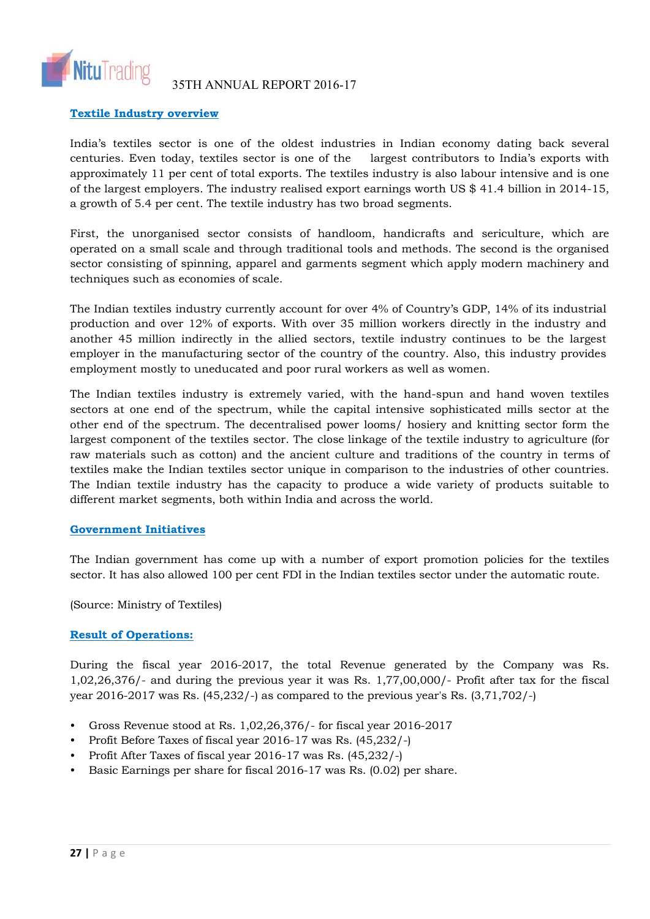## Textile Industry overview

India's textiles sector is one of the oldest industries in Indian economy dating back several centuries. Even today, textiles sector is one of the largest contributors to India's exports with approximately 11 per cent of total exports. The textiles industry is also labour intensive and is one of the largest employers. The industry realised export earnings worth US $ 41.4 billion in 2014-15, a growth of 5.4 per cent. The textile industry has two broad segments.

First, the unorganised sector consists of handloom, handicrafts and sericulture, which are operated on a small scale and through traditional tools and methods. The second is the organised sector consisting of spinning, apparel and garments segment which apply modern machinery and techniques such as economies of scale.

The Indian textiles industry currently account for over 4% of Country's GDP, 14% of its industrial production and over 12% of exports. With over 35 million workers directly in the industry and another 45 million indirectly in the allied sectors, textile industry continues to be the largest employer in the manufacturing sector of the country of the country. Also, this industry provides employment mostly to uneducated and poor rural workers as well as women.

The Indian textiles industry is extremely varied, with the hand-spun and hand woven textiles sectors at one end of the spectrum, while the capital intensive sophisticated mills sector at the other end of the spectrum. The decentralised power looms/ hosiery and knitting sector form the largest component of the textiles sector. The close linkage of the textile industry to agriculture (for raw materials such as cotton) and the ancient culture and traditions of the country in terms of textiles make the Indian textiles sector unique in comparison to the industries of other countries. The Indian textile industry has the capacity to produce a wide variety of products suitable to different market segments, both within India and across the world.

## Government Initiatives

The Indian government has come up with a number of export promotion policies for the textiles sector. It has also allowed 100 per cent FDI in the Indian textiles sector under the automatic route.

(Source: Ministry of Textiles)

## Result of Operations:

During the fiscal year 2016-2017, the total Revenue generated by the Company was Rs. 1,02,26,376/- and during the previous year it was Rs. 1,77,00,000/- Profit after tax for the fiscal year 2016-2017 was Rs. (45,232/-) as compared to the previous year's Rs. (3,71,702/-)

- Gross Revenue stood at Rs. 1,02,26,376/- for fiscal year 2016-2017
- Profit Before Taxes of fiscal year 2016-17 was Rs. (45,232/-)
- Profit After Taxes of fiscal year 2016-17 was Rs. (45,232/-)
- Basic Earnings per share for fiscal 2016-17 was Rs. (0.02) per share.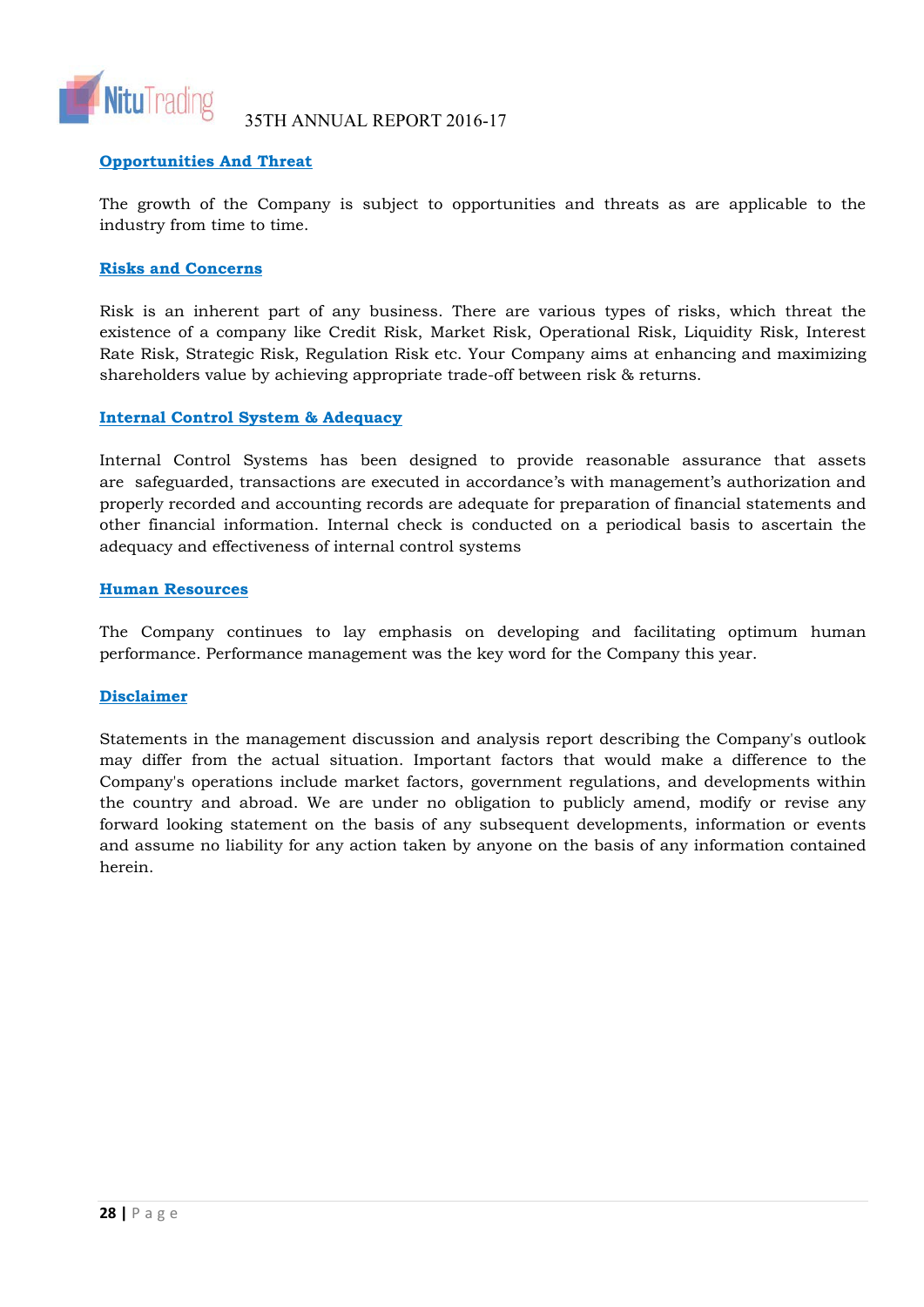### Opportunities And Threat

The growth of the Company is subject to opportunities and threats as are applicable to the industry from time to time.

### Risks and Concerns

Risk is an inherent part of any business. There are various types of risks, which threat the existence of a company like Credit Risk, Market Risk, Operational Risk, Liquidity Risk, Interest Rate Risk, Strategic Risk, Regulation Risk etc. Your Company aims at enhancing and maximizing shareholders value by achieving appropriate trade-off between risk & returns.

### Internal Control System & Adequacy

Internal Control Systems has been designed to provide reasonable assurance that assets are safeguarded, transactions are executed in accordance's with management's authorization and properly recorded and accounting records are adequate for preparation of financial statements and other financial information. Internal check is conducted on a periodical basis to ascertain the adequacy and effectiveness of internal control systems

### Human Resources

The Company continues to lay emphasis on developing and facilitating optimum human performance. Performance management was the key word for the Company this year.

### Disclaimer

Statements in the management discussion and analysis report describing the Company's outlook may differ from the actual situation. Important factors that would make a difference to the Company's operations include market factors, government regulations, and developments within the country and abroad. We are under no obligation to publicly amend, modify or revise any forward looking statement on the basis of any subsequent developments, information or events and assume no liability for any action taken by anyone on the basis of any information contained herein.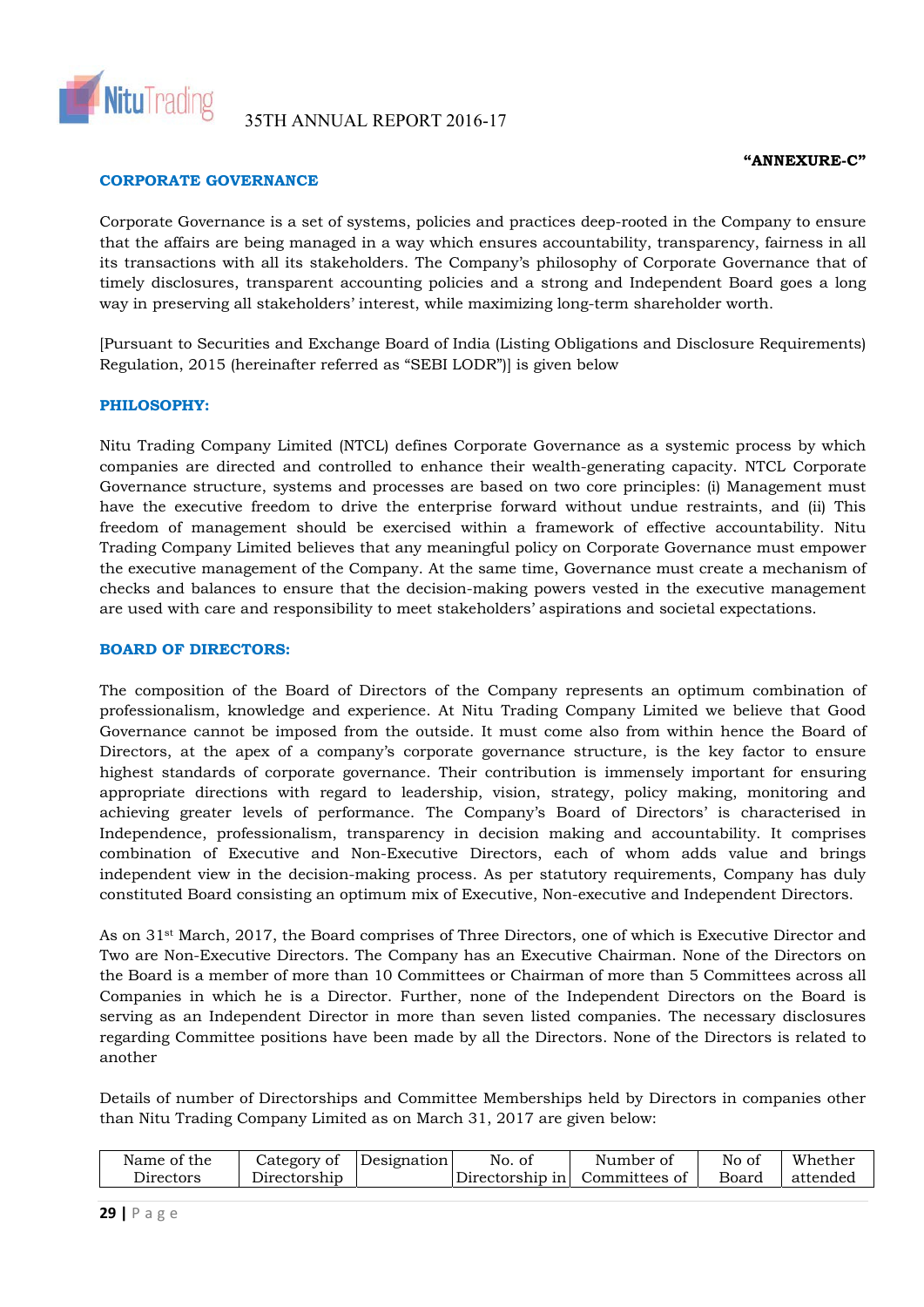**"ANNEXURE-C"**

## CORPORATE GOVERNANCE

Corporate Governance is a set of systems, policies and practices deep-rooted in the Company to ensure that the affairs are being managed in a way which ensures accountability, transparency, fairness in all its transactions with all its stakeholders. The Company's philosophy of Corporate Governance that of timely disclosures, transparent accounting policies and a strong and Independent Board goes a long way in preserving all stakeholders' interest, while maximizing long-term shareholder worth.

[Pursuant to Securities and Exchange Board of India (Listing Obligations and Disclosure Requirements) Regulation, 2015 (hereinafter referred as "SEBI LODR")] is given below

## PHILOSOPHY:

Nitu Trading Company Limited (NTCL) defines Corporate Governance as a systemic process by which companies are directed and controlled to enhance their wealth-generating capacity. NTCL Corporate Governance structure, systems and processes are based on two core principles: (i) Management must have the executive freedom to drive the enterprise forward without undue restraints, and (ii) This freedom of management should be exercised within a framework of effective accountability. Nitu Trading Company Limited believes that any meaningful policy on Corporate Governance must empower the executive management of the Company. At the same time, Governance must create a mechanism of checks and balances to ensure that the decision-making powers vested in the executive management are used with care and responsibility to meet stakeholders' aspirations and societal expectations.

## BOARD OF DIRECTORS:

The composition of the Board of Directors of the Company represents an optimum combination of professionalism, knowledge and experience. At Nitu Trading Company Limited we believe that Good Governance cannot be imposed from the outside. It must come also from within hence the Board of Directors, at the apex of a company's corporate governance structure, is the key factor to ensure highest standards of corporate governance. Their contribution is immensely important for ensuring appropriate directions with regard to leadership, vision, strategy, policy making, monitoring and achieving greater levels of performance. The Company's Board of Directors' is characterised in Independence, professionalism, transparency in decision making and accountability. It comprises combination of Executive and Non-Executive Directors, each of whom adds value and brings independent view in the decision-making process. As per statutory requirements, Company has duly constituted Board consisting an optimum mix of Executive, Non-executive and Independent Directors.

As on 31st March, 2017, the Board comprises of Three Directors, one of which is Executive Director and Two are Non-Executive Directors. The Company has an Executive Chairman. None of the Directors on the Board is a member of more than 10 Committees or Chairman of more than 5 Committees across all Companies in which he is a Director. Further, none of the Independent Directors on the Board is serving as an Independent Director in more than seven listed companies. The necessary disclosures regarding Committee positions have been made by all the Directors. None of the Directors is related to another

Details of number of Directorships and Committee Memberships held by Directors in companies other than Nitu Trading Company Limited as on March 31, 2017 are given below:

| Name of the Directors | Category of Directorship | Designation | No. of Directorship in | Number of Committees of | No of Board | Whether attended |
|---|---|---|---|---|---|---|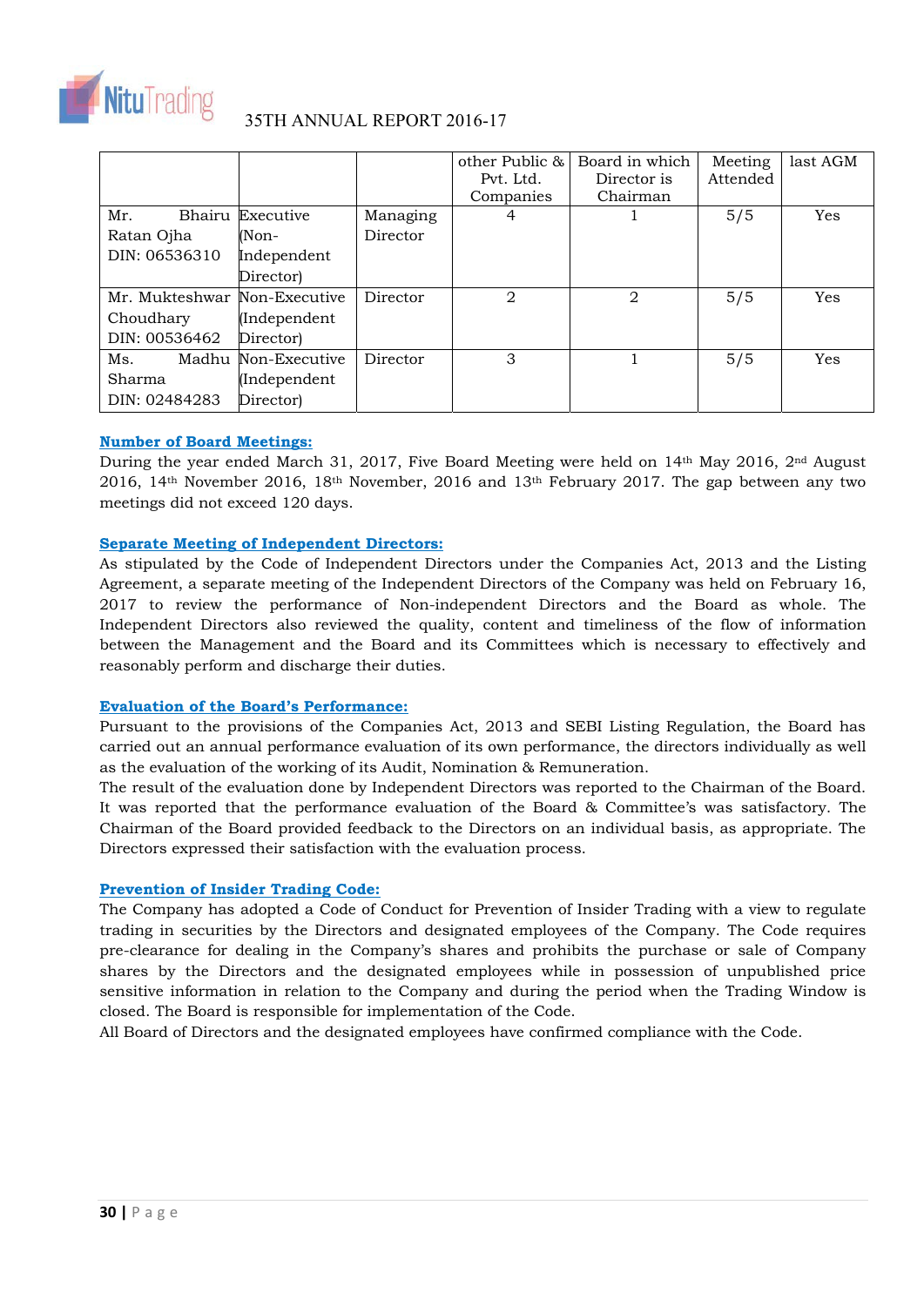|  |  |  | other Public & Pvt. Ltd. Companies | Board in which Director is Chairman | Meeting Attended | last AGM |
|---|---|---|---|---|---|---|
| Mr. Bhairu Ratan Ojha DIN: 06536310 | Executive (Non-Independent Director) | Managing Director | 4 | 1 | 5/5 | Yes |
| Mr. Mukteshwar Choudhary DIN: 00536462 | Non-Executive (Independent Director) | Director | 2 | 2 | 5/5 | Yes |
| Ms. Madhu Sharma DIN: 02484283 | Non-Executive (Independent Director) | Director | 3 | 1 | 5/5 | Yes |

**Number of Board Meetings:**

During the year ended March 31, 2017, Five Board Meeting were held on 14th May 2016, 2nd August 2016, 14th November 2016, 18th November, 2016 and 13th February 2017. The gap between any two meetings did not exceed 120 days.

**Separate Meeting of Independent Directors:**

As stipulated by the Code of Independent Directors under the Companies Act, 2013 and the Listing Agreement, a separate meeting of the Independent Directors of the Company was held on February 16, 2017 to review the performance of Non-independent Directors and the Board as whole. The Independent Directors also reviewed the quality, content and timeliness of the flow of information between the Management and the Board and its Committees which is necessary to effectively and reasonably perform and discharge their duties.

**Evaluation of the Board's Performance:**

Pursuant to the provisions of the Companies Act, 2013 and SEBI Listing Regulation, the Board has carried out an annual performance evaluation of its own performance, the directors individually as well as the evaluation of the working of its Audit, Nomination & Remuneration.

The result of the evaluation done by Independent Directors was reported to the Chairman of the Board. It was reported that the performance evaluation of the Board & Committee's was satisfactory. The Chairman of the Board provided feedback to the Directors on an individual basis, as appropriate. The Directors expressed their satisfaction with the evaluation process.

**Prevention of Insider Trading Code:**

The Company has adopted a Code of Conduct for Prevention of Insider Trading with a view to regulate trading in securities by the Directors and designated employees of the Company. The Code requires pre-clearance for dealing in the Company's shares and prohibits the purchase or sale of Company shares by the Directors and the designated employees while in possession of unpublished price sensitive information in relation to the Company and during the period when the Trading Window is closed. The Board is responsible for implementation of the Code.

All Board of Directors and the designated employees have confirmed compliance with the Code.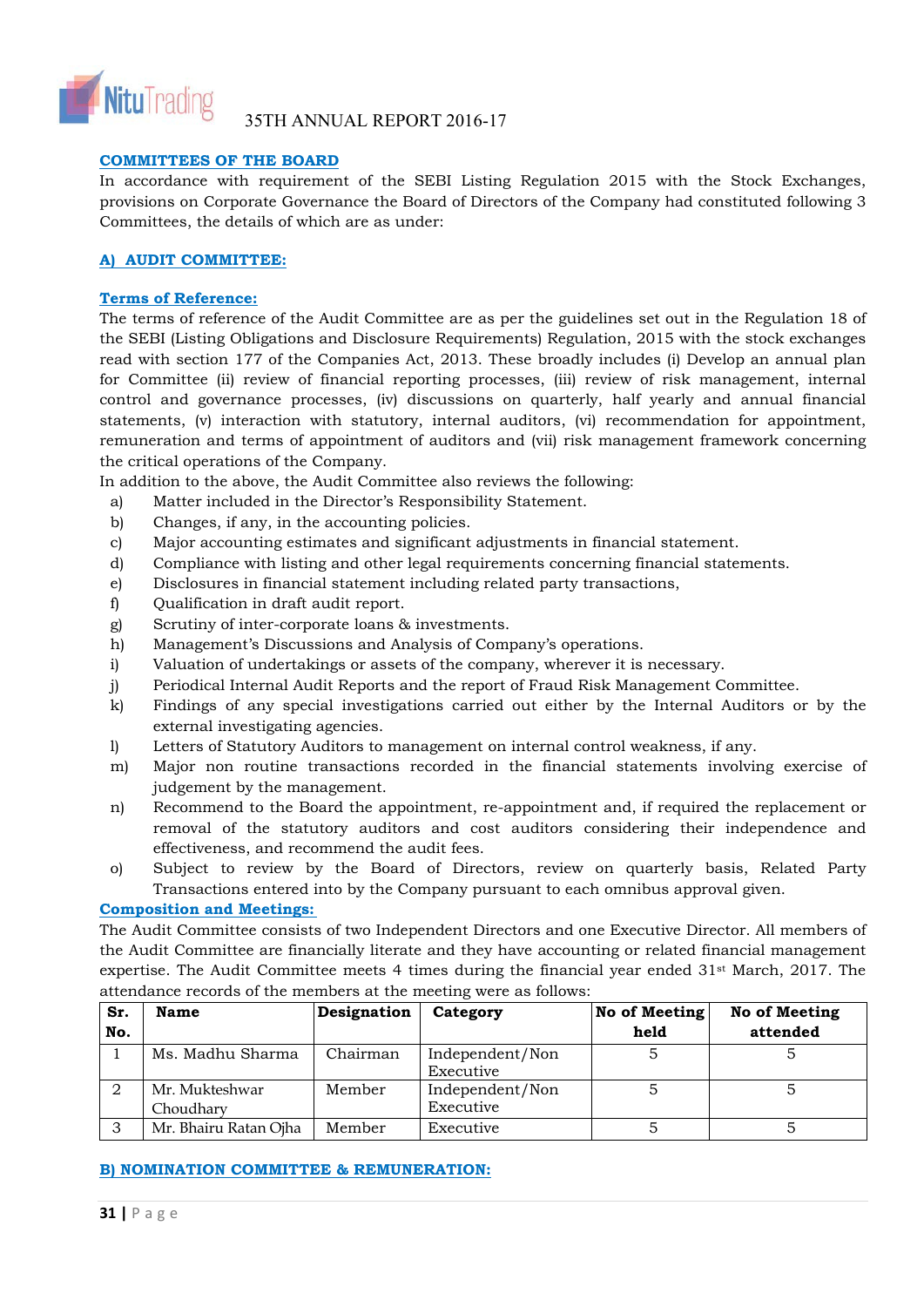## COMMITTEES OF THE BOARD

In accordance with requirement of the SEBI Listing Regulation 2015 with the Stock Exchanges, provisions on Corporate Governance the Board of Directors of the Company had constituted following 3 Committees, the details of which are as under:

### A) AUDIT COMMITTEE:

**Terms of Reference:**

The terms of reference of the Audit Committee are as per the guidelines set out in the Regulation 18 of the SEBI (Listing Obligations and Disclosure Requirements) Regulation, 2015 with the stock exchanges read with section 177 of the Companies Act, 2013. These broadly includes (i) Develop an annual plan for Committee (ii) review of financial reporting processes, (iii) review of risk management, internal control and governance processes, (iv) discussions on quarterly, half yearly and annual financial statements, (v) interaction with statutory, internal auditors, (vi) recommendation for appointment, remuneration and terms of appointment of auditors and (vii) risk management framework concerning the critical operations of the Company.

In addition to the above, the Audit Committee also reviews the following:

a) Matter included in the Director's Responsibility Statement.
b) Changes, if any, in the accounting policies.
c) Major accounting estimates and significant adjustments in financial statement.
d) Compliance with listing and other legal requirements concerning financial statements.
e) Disclosures in financial statement including related party transactions,
f) Qualification in draft audit report.
g) Scrutiny of inter-corporate loans & investments.
h) Management's Discussions and Analysis of Company's operations.
i) Valuation of undertakings or assets of the company, wherever it is necessary.
j) Periodical Internal Audit Reports and the report of Fraud Risk Management Committee.
k) Findings of any special investigations carried out either by the Internal Auditors or by the external investigating agencies.
l) Letters of Statutory Auditors to management on internal control weakness, if any.
m) Major non routine transactions recorded in the financial statements involving exercise of judgement by the management.
n) Recommend to the Board the appointment, re-appointment and, if required the replacement or removal of the statutory auditors and cost auditors considering their independence and effectiveness, and recommend the audit fees.
o) Subject to review by the Board of Directors, review on quarterly basis, Related Party Transactions entered into by the Company pursuant to each omnibus approval given.

**Composition and Meetings:**

The Audit Committee consists of two Independent Directors and one Executive Director. All members of the Audit Committee are financially literate and they have accounting or related financial management expertise. The Audit Committee meets 4 times during the financial year ended 31st March, 2017. The attendance records of the members at the meeting were as follows:

| Sr. No. | Name | Designation | Category | No of Meeting held | No of Meeting attended |
|---|---|---|---|---|---|
| 1 | Ms. Madhu Sharma | Chairman | Independent/Non Executive | 5 | 5 |
| 2 | Mr. Mukteshwar Choudhary | Member | Independent/Non Executive | 5 | 5 |
| 3 | Mr. Bhairu Ratan Ojha | Member | Executive | 5 | 5 |

### B) NOMINATION COMMITTEE & REMUNERATION: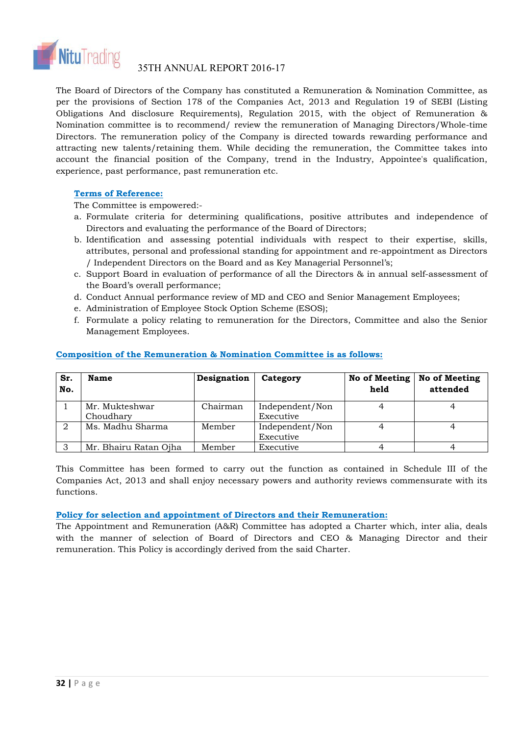The Board of Directors of the Company has constituted a Remuneration & Nomination Committee, as per the provisions of Section 178 of the Companies Act, 2013 and Regulation 19 of SEBI (Listing Obligations And disclosure Requirements), Regulation 2015, with the object of Remuneration & Nomination committee is to recommend/ review the remuneration of Managing Directors/Whole-time Directors. The remuneration policy of the Company is directed towards rewarding performance and attracting new talents/retaining them. While deciding the remuneration, the Committee takes into account the financial position of the Company, trend in the Industry, Appointee's qualification, experience, past performance, past remuneration etc.

**Terms of Reference:**

The Committee is empowered:-

a. Formulate criteria for determining qualifications, positive attributes and independence of Directors and evaluating the performance of the Board of Directors;
b. Identification and assessing potential individuals with respect to their expertise, skills, attributes, personal and professional standing for appointment and re-appointment as Directors / Independent Directors on the Board and as Key Managerial Personnel's;
c. Support Board in evaluation of performance of all the Directors & in annual self-assessment of the Board's overall performance;
d. Conduct Annual performance review of MD and CEO and Senior Management Employees;
e. Administration of Employee Stock Option Scheme (ESOS);
f. Formulate a policy relating to remuneration for the Directors, Committee and also the Senior Management Employees.

**Composition of the Remuneration & Nomination Committee is as follows:**

| Sr. No. | Name | Designation | Category | No of Meeting held | No of Meeting attended |
|---|---|---|---|---|---|
| 1 | Mr. Mukteshwar Choudhary | Chairman | Independent/Non Executive | 4 | 4 |
| 2 | Ms. Madhu Sharma | Member | Independent/Non Executive | 4 | 4 |
| 3 | Mr. Bhairu Ratan Ojha | Member | Executive | 4 | 4 |

This Committee has been formed to carry out the function as contained in Schedule III of the Companies Act, 2013 and shall enjoy necessary powers and authority reviews commensurate with its functions.

**Policy for selection and appointment of Directors and their Remuneration:**

The Appointment and Remuneration (A&R) Committee has adopted a Charter which, inter alia, deals with the manner of selection of Board of Directors and CEO & Managing Director and their remuneration. This Policy is accordingly derived from the said Charter.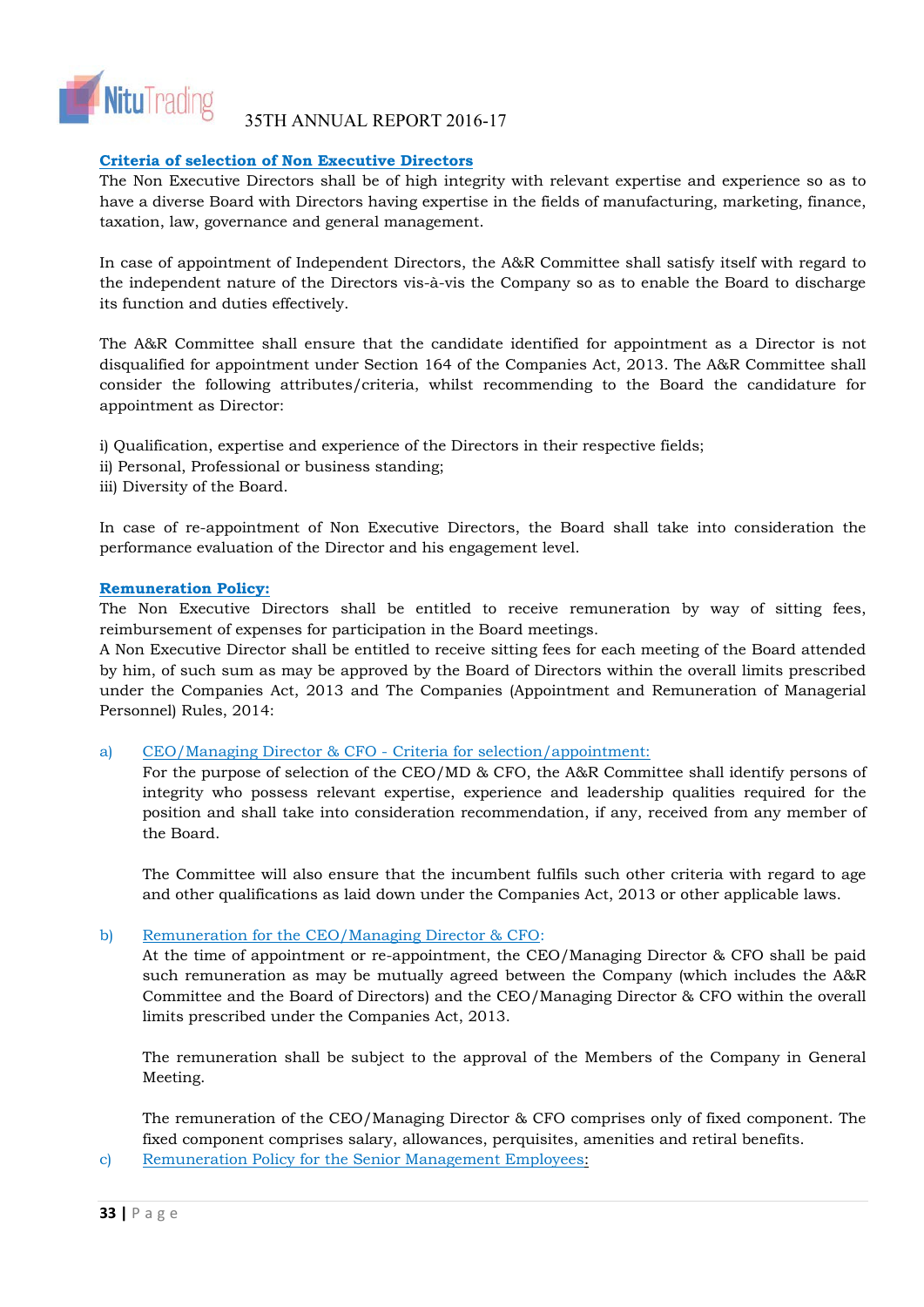## Criteria of selection of Non Executive Directors

The Non Executive Directors shall be of high integrity with relevant expertise and experience so as to have a diverse Board with Directors having expertise in the fields of manufacturing, marketing, finance, taxation, law, governance and general management.

In case of appointment of Independent Directors, the A&R Committee shall satisfy itself with regard to the independent nature of the Directors vis-à-vis the Company so as to enable the Board to discharge its function and duties effectively.

The A&R Committee shall ensure that the candidate identified for appointment as a Director is not disqualified for appointment under Section 164 of the Companies Act, 2013. The A&R Committee shall consider the following attributes/criteria, whilst recommending to the Board the candidature for appointment as Director:

i) Qualification, expertise and experience of the Directors in their respective fields;
ii) Personal, Professional or business standing;
iii) Diversity of the Board.

In case of re-appointment of Non Executive Directors, the Board shall take into consideration the performance evaluation of the Director and his engagement level.

## Remuneration Policy:

The Non Executive Directors shall be entitled to receive remuneration by way of sitting fees, reimbursement of expenses for participation in the Board meetings.

A Non Executive Director shall be entitled to receive sitting fees for each meeting of the Board attended by him, of such sum as may be approved by the Board of Directors within the overall limits prescribed under the Companies Act, 2013 and The Companies (Appointment and Remuneration of Managerial Personnel) Rules, 2014:

a) CEO/Managing Director & CFO - Criteria for selection/appointment:

For the purpose of selection of the CEO/MD & CFO, the A&R Committee shall identify persons of integrity who possess relevant expertise, experience and leadership qualities required for the position and shall take into consideration recommendation, if any, received from any member of the Board.

The Committee will also ensure that the incumbent fulfils such other criteria with regard to age and other qualifications as laid down under the Companies Act, 2013 or other applicable laws.

b) Remuneration for the CEO/Managing Director & CFO:

At the time of appointment or re-appointment, the CEO/Managing Director & CFO shall be paid such remuneration as may be mutually agreed between the Company (which includes the A&R Committee and the Board of Directors) and the CEO/Managing Director & CFO within the overall limits prescribed under the Companies Act, 2013.

The remuneration shall be subject to the approval of the Members of the Company in General Meeting.

The remuneration of the CEO/Managing Director & CFO comprises only of fixed component. The fixed component comprises salary, allowances, perquisites, amenities and retiral benefits.

c) Remuneration Policy for the Senior Management Employees: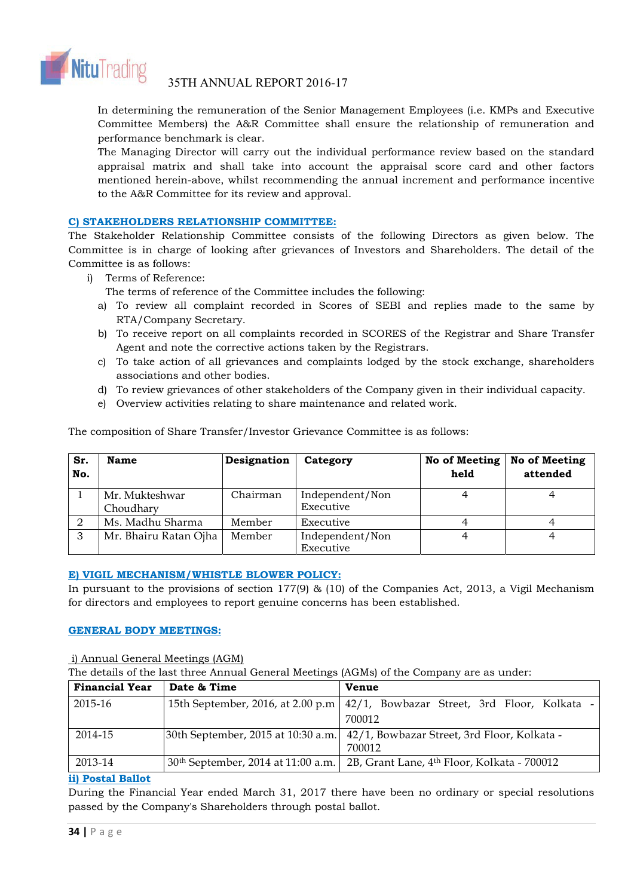In determining the remuneration of the Senior Management Employees (i.e. KMPs and Executive Committee Members) the A&R Committee shall ensure the relationship of remuneration and performance benchmark is clear.

The Managing Director will carry out the individual performance review based on the standard appraisal matrix and shall take into account the appraisal score card and other factors mentioned herein-above, whilst recommending the annual increment and performance incentive to the A&R Committee for its review and approval.

## C) STAKEHOLDERS RELATIONSHIP COMMITTEE:

The Stakeholder Relationship Committee consists of the following Directors as given below. The Committee is in charge of looking after grievances of Investors and Shareholders. The detail of the Committee is as follows:

i) Terms of Reference:

The terms of reference of the Committee includes the following:

a) To review all complaint recorded in Scores of SEBI and replies made to the same by RTA/Company Secretary.

b) To receive report on all complaints recorded in SCORES of the Registrar and Share Transfer Agent and note the corrective actions taken by the Registrars.

c) To take action of all grievances and complaints lodged by the stock exchange, shareholders associations and other bodies.

d) To review grievances of other stakeholders of the Company given in their individual capacity.

e) Overview activities relating to share maintenance and related work.

The composition of Share Transfer/Investor Grievance Committee is as follows:

| Sr. No. | Name | Designation | Category | No of Meeting held | No of Meeting attended |
|---|---|---|---|---|---|
| 1 | Mr. Mukteshwar Choudhary | Chairman | Independent/Non Executive | 4 | 4 |
| 2 | Ms. Madhu Sharma | Member | Executive | 4 | 4 |
| 3 | Mr. Bhairu Ratan Ojha | Member | Independent/Non Executive | 4 | 4 |

## E) VIGIL MECHANISM/WHISTLE BLOWER POLICY:

In pursuant to the provisions of section 177(9) & (10) of the Companies Act, 2013, a Vigil Mechanism for directors and employees to report genuine concerns has been established.

## GENERAL BODY MEETINGS:

i) Annual General Meetings (AGM)

The details of the last three Annual General Meetings (AGMs) of the Company are as under:

| Financial Year | Date & Time | Venue |
|---|---|---|
| 2015-16 | 15th September, 2016, at 2.00 p.m | 42/1, Bowbazar Street, 3rd Floor, Kolkata - 700012 |
| 2014-15 | 30th September, 2015 at 10:30 a.m. | 42/1, Bowbazar Street, 3rd Floor, Kolkata - 700012 |
| 2013-14 | 30th September, 2014 at 11:00 a.m. | 2B, Grant Lane, 4th Floor, Kolkata - 700012 |

**ii) Postal Ballot**

During the Financial Year ended March 31, 2017 there have been no ordinary or special resolutions passed by the Company's Shareholders through postal ballot.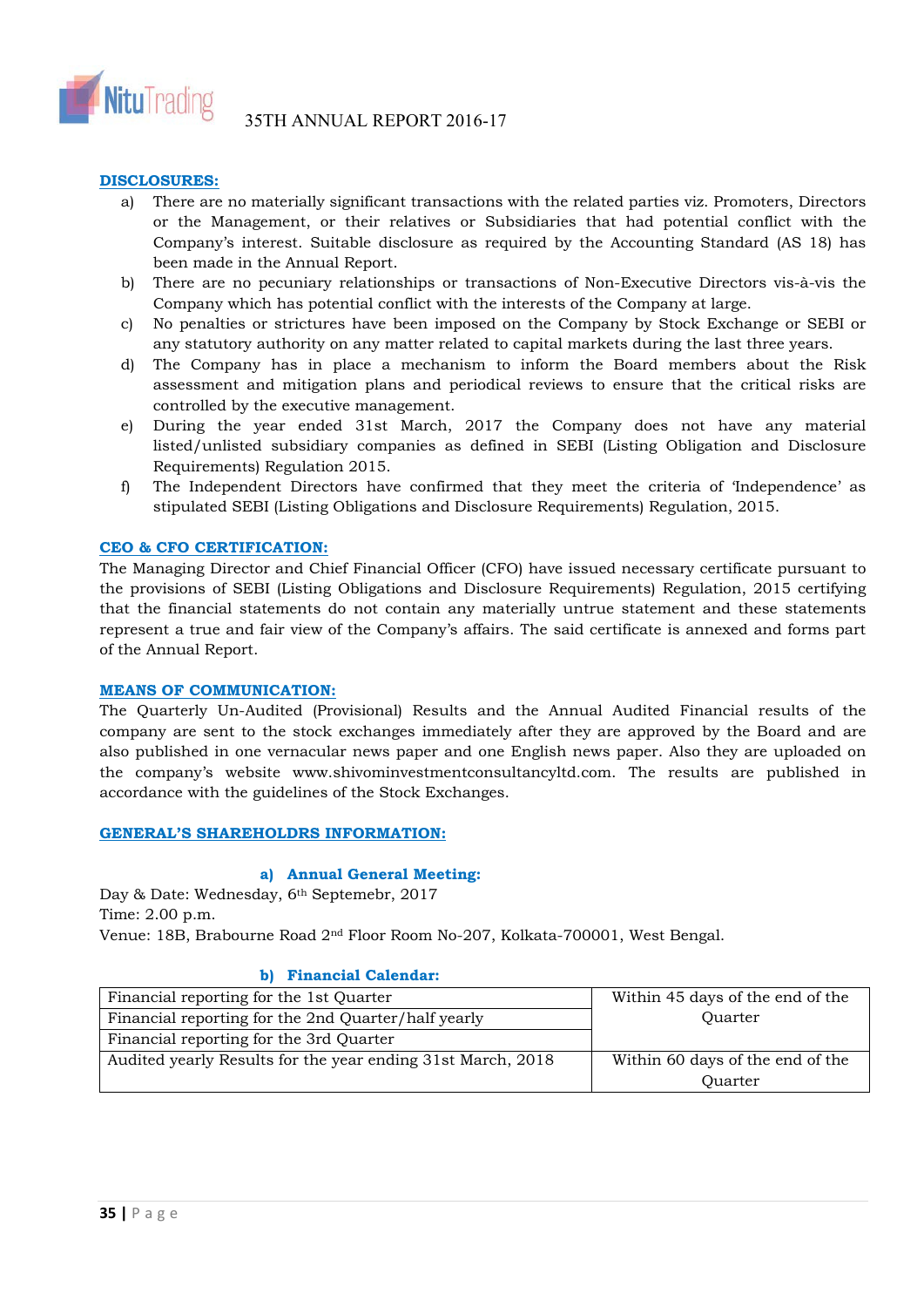## DISCLOSURES:

a) There are no materially significant transactions with the related parties viz. Promoters, Directors or the Management, or their relatives or Subsidiaries that had potential conflict with the Company's interest. Suitable disclosure as required by the Accounting Standard (AS 18) has been made in the Annual Report.

b) There are no pecuniary relationships or transactions of Non-Executive Directors vis-à-vis the Company which has potential conflict with the interests of the Company at large.

c) No penalties or strictures have been imposed on the Company by Stock Exchange or SEBI or any statutory authority on any matter related to capital markets during the last three years.

d) The Company has in place a mechanism to inform the Board members about the Risk assessment and mitigation plans and periodical reviews to ensure that the critical risks are controlled by the executive management.

e) During the year ended 31st March, 2017 the Company does not have any material listed/unlisted subsidiary companies as defined in SEBI (Listing Obligation and Disclosure Requirements) Regulation 2015.

f) The Independent Directors have confirmed that they meet the criteria of 'Independence' as stipulated SEBI (Listing Obligations and Disclosure Requirements) Regulation, 2015.

## CEO & CFO CERTIFICATION:

The Managing Director and Chief Financial Officer (CFO) have issued necessary certificate pursuant to the provisions of SEBI (Listing Obligations and Disclosure Requirements) Regulation, 2015 certifying that the financial statements do not contain any materially untrue statement and these statements represent a true and fair view of the Company's affairs. The said certificate is annexed and forms part of the Annual Report.

## MEANS OF COMMUNICATION:

The Quarterly Un-Audited (Provisional) Results and the Annual Audited Financial results of the company are sent to the stock exchanges immediately after they are approved by the Board and are also published in one vernacular news paper and one English news paper. Also they are uploaded on the company's website www.shivominvestmentconsultancyltd.com. The results are published in accordance with the guidelines of the Stock Exchanges.

## GENERAL'S SHAREHOLDRS INFORMATION:

### a) Annual General Meeting:

Day & Date: Wednesday, 6th Septemebr, 2017
Time: 2.00 p.m.
Venue: 18B, Brabourne Road 2nd Floor Room No-207, Kolkata-700001, West Bengal.

### b) Financial Calendar:

| | |
|---|---|
| Financial reporting for the 1st Quarter | Within 45 days of the end of the Quarter |
| Financial reporting for the 2nd Quarter/half yearly | |
| Financial reporting for the 3rd Quarter | |
| Audited yearly Results for the year ending 31st March, 2018 | Within 60 days of the end of the Quarter |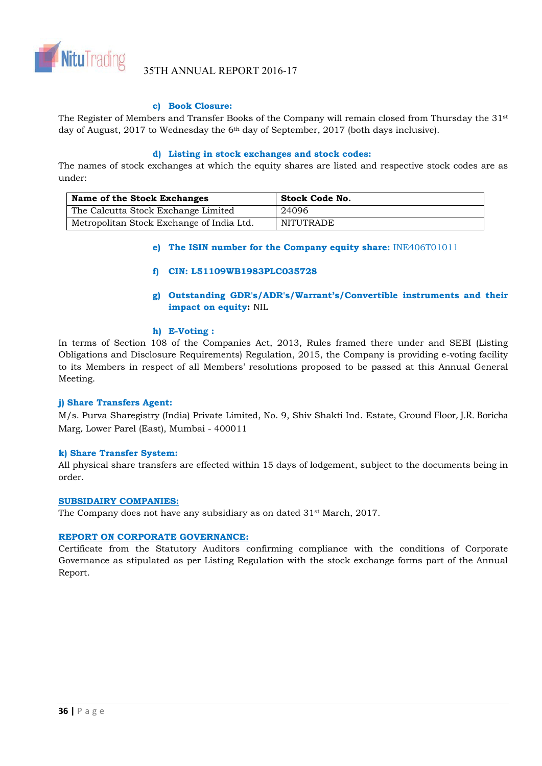#### c) Book Closure:

The Register of Members and Transfer Books of the Company will remain closed from Thursday the 31[st] day of August, 2017 to Wednesday the 6[th] day of September, 2017 (both days inclusive).

#### d) Listing in stock exchanges and stock codes:

The names of stock exchanges at which the equity shares are listed and respective stock codes are as under:

| Name of the Stock Exchanges | Stock Code No. |
|---|---|
| The Calcutta Stock Exchange Limited | 24096 |
| Metropolitan Stock Exchange of India Ltd. | NITUTRADE |

#### e) The ISIN number for the Company equity share: INE406T01011

#### f) CIN: L51109WB1983PLC035728

#### g) Outstanding GDR's/ADR's/Warrant's/Convertible instruments and their impact on equity: NIL

#### h) E-Voting :

In terms of Section 108 of the Companies Act, 2013, Rules framed there under and SEBI (Listing Obligations and Disclosure Requirements) Regulation, 2015, the Company is providing e-voting facility to its Members in respect of all Members' resolutions proposed to be passed at this Annual General Meeting.

#### j) Share Transfers Agent:

M/s. Purva Sharegistry (India) Private Limited, No. 9, Shiv Shakti Ind. Estate, Ground Floor, J.R. Boricha Marg, Lower Parel (East), Mumbai - 400011

#### k) Share Transfer System:

All physical share transfers are effected within 15 days of lodgement, subject to the documents being in order.

### SUBSIDAIRY COMPANIES:

The Company does not have any subsidiary as on dated 31[st] March, 2017.

### REPORT ON CORPORATE GOVERNANCE:

Certificate from the Statutory Auditors confirming compliance with the conditions of Corporate Governance as stipulated as per Listing Regulation with the stock exchange forms part of the Annual Report.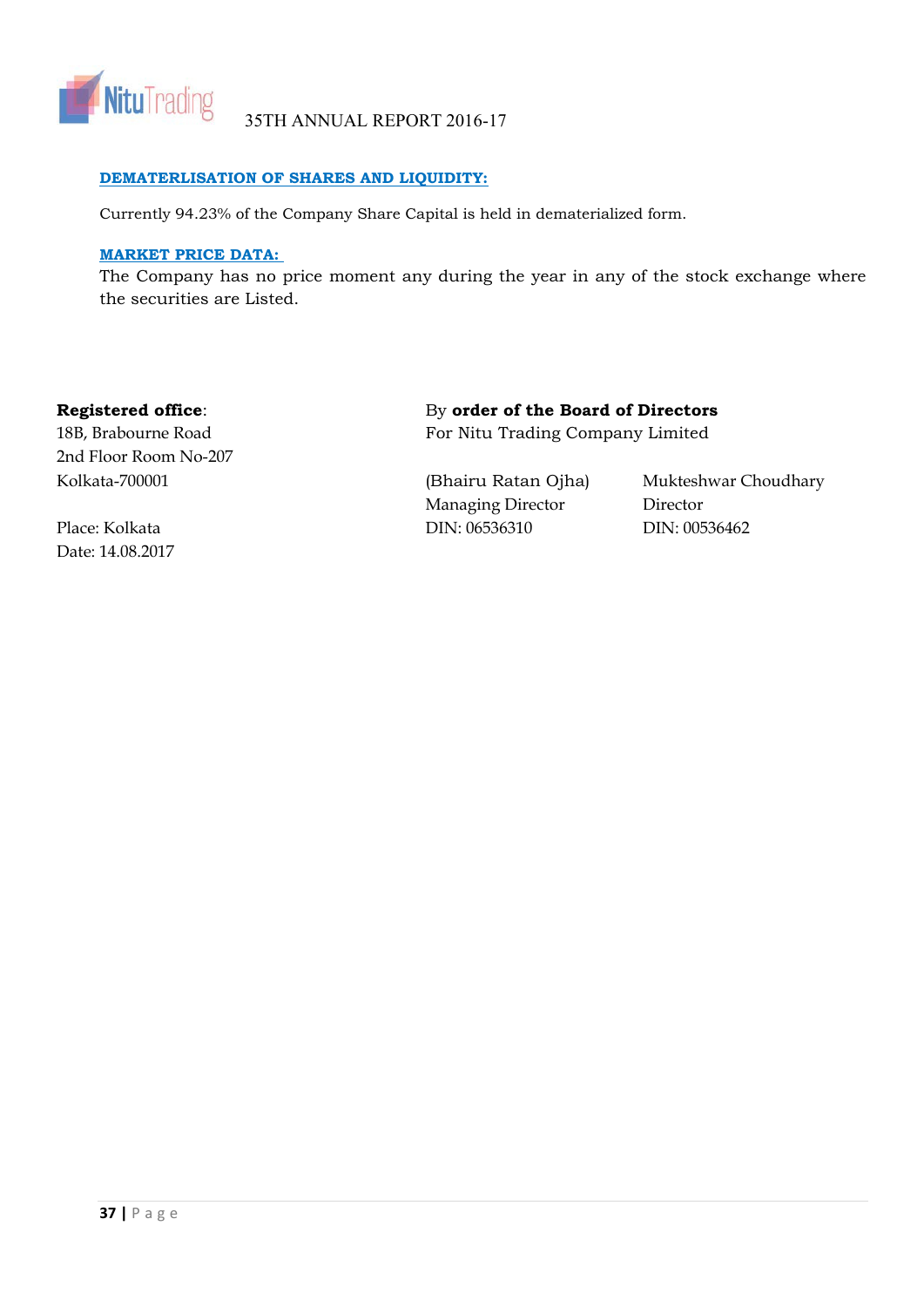**DEMATERLISATION OF SHARES AND LIQUIDITY:**

Currently 94.23% of the Company Share Capital is held in dematerialized form.

**MARKET PRICE DATA:**

The Company has no price moment any during the year in any of the stock exchange where the securities are Listed.

**Registered office**:
18B, Brabourne Road
2nd Floor Room No-207
Kolkata-700001

Place: Kolkata
Date: 14.08.2017

By **order of the Board of Directors**
For Nitu Trading Company Limited

(Bhairu Ratan Ojha)
Managing Director
DIN: 06536310

Mukteshwar Choudhary
Director
DIN: 00536462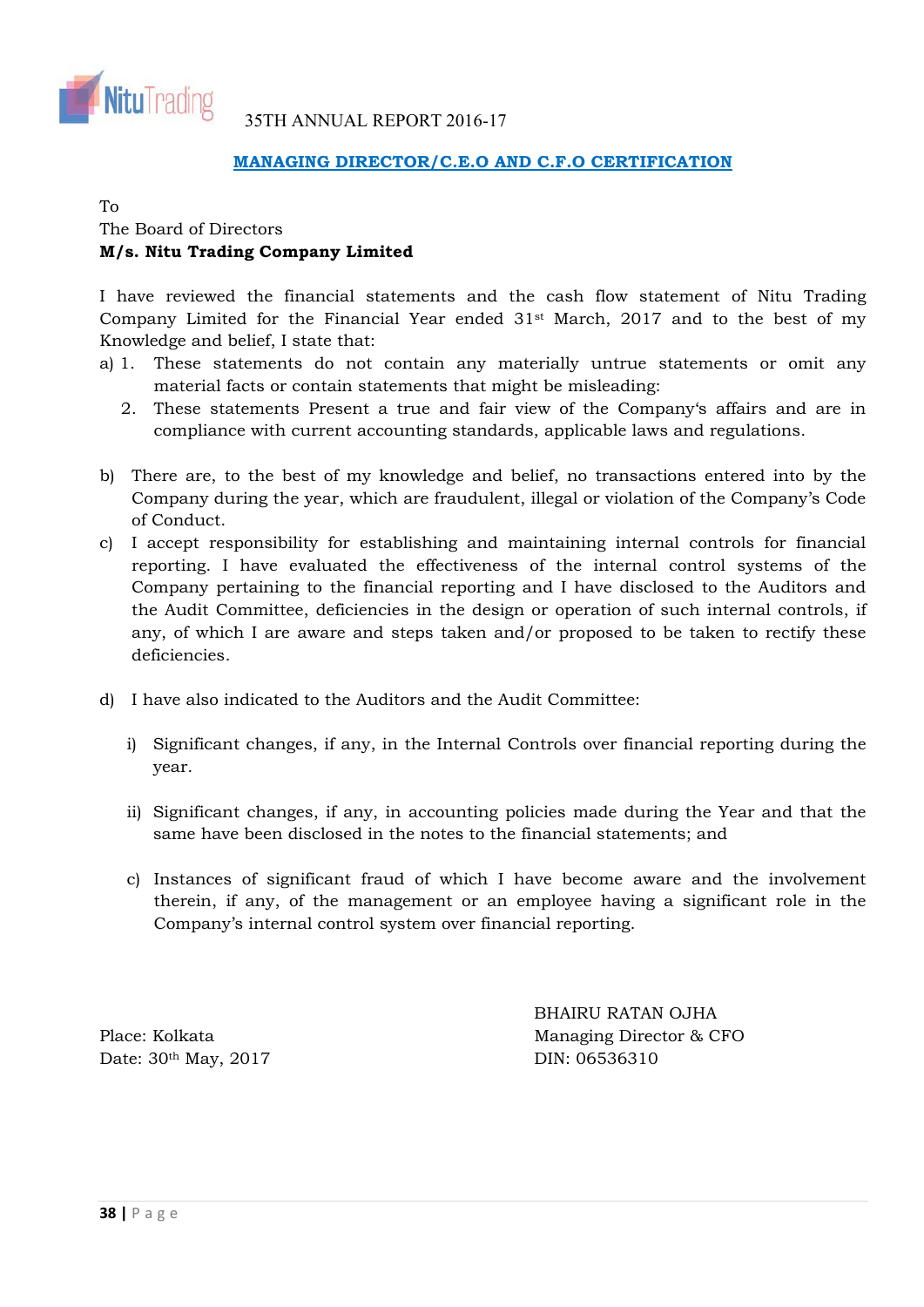## MANAGING DIRECTOR/C.E.O AND C.F.O CERTIFICATION

To
The Board of Directors
**M/s. Nitu Trading Company Limited**

I have reviewed the financial statements and the cash flow statement of Nitu Trading Company Limited for the Financial Year ended 31st March, 2017 and to the best of my Knowledge and belief, I state that:

a) 1. These statements do not contain any materially untrue statements or omit any material facts or contain statements that might be misleading:

   2. These statements Present a true and fair view of the Company's affairs and are in compliance with current accounting standards, applicable laws and regulations.

b) There are, to the best of my knowledge and belief, no transactions entered into by the Company during the year, which are fraudulent, illegal or violation of the Company's Code of Conduct.

c) I accept responsibility for establishing and maintaining internal controls for financial reporting. I have evaluated the effectiveness of the internal control systems of the Company pertaining to the financial reporting and I have disclosed to the Auditors and the Audit Committee, deficiencies in the design or operation of such internal controls, if any, of which I are aware and steps taken and/or proposed to be taken to rectify these deficiencies.

d) I have also indicated to the Auditors and the Audit Committee:

   i) Significant changes, if any, in the Internal Controls over financial reporting during the year.

   ii) Significant changes, if any, in accounting policies made during the Year and that the same have been disclosed in the notes to the financial statements; and

   c) Instances of significant fraud of which I have become aware and the involvement therein, if any, of the management or an employee having a significant role in the Company's internal control system over financial reporting.

Place: Kolkata
Date: 30th May, 2017

BHAIRU RATAN OJHA
Managing Director & CFO
DIN: 06536310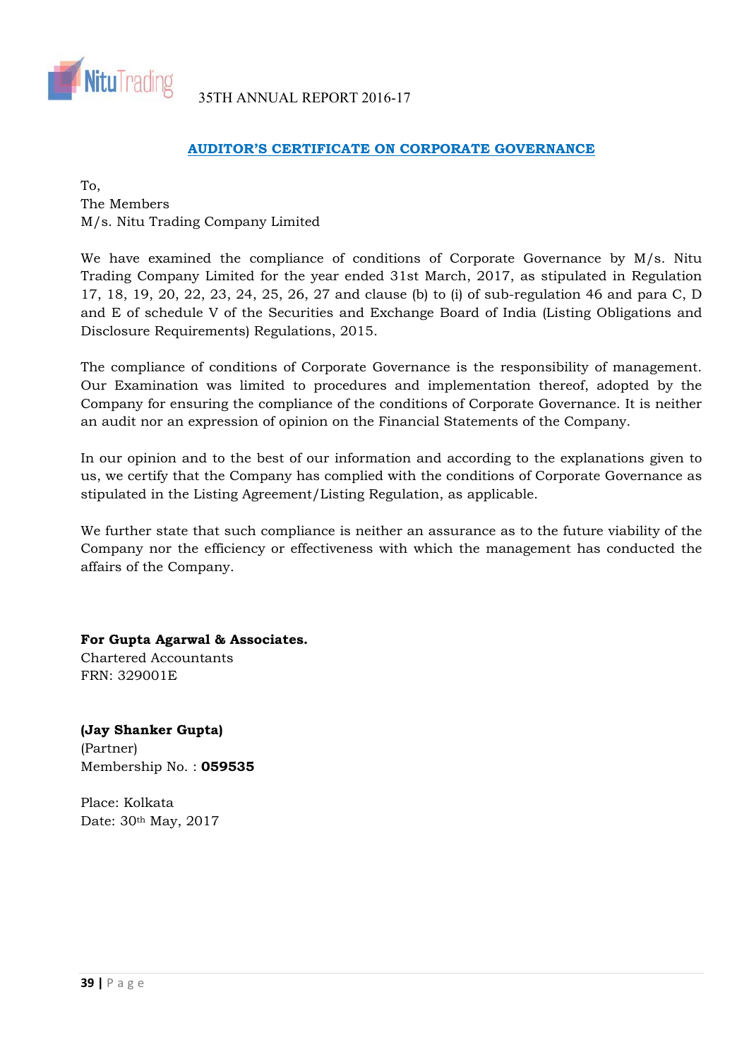## AUDITOR'S CERTIFICATE ON CORPORATE GOVERNANCE

To,
The Members
M/s. Nitu Trading Company Limited

We have examined the compliance of conditions of Corporate Governance by M/s. Nitu Trading Company Limited for the year ended 31st March, 2017, as stipulated in Regulation 17, 18, 19, 20, 22, 23, 24, 25, 26, 27 and clause (b) to (i) of sub-regulation 46 and para C, D and E of schedule V of the Securities and Exchange Board of India (Listing Obligations and Disclosure Requirements) Regulations, 2015.

The compliance of conditions of Corporate Governance is the responsibility of management. Our Examination was limited to procedures and implementation thereof, adopted by the Company for ensuring the compliance of the conditions of Corporate Governance. It is neither an audit nor an expression of opinion on the Financial Statements of the Company.

In our opinion and to the best of our information and according to the explanations given to us, we certify that the Company has complied with the conditions of Corporate Governance as stipulated in the Listing Agreement/Listing Regulation, as applicable.

We further state that such compliance is neither an assurance as to the future viability of the Company nor the efficiency or effectiveness with which the management has conducted the affairs of the Company.

**For Gupta Agarwal & Associates.**
Chartered Accountants
FRN: 329001E

**(Jay Shanker Gupta)**
(Partner)
Membership No. : **059535**

Place: Kolkata
Date: 30th May, 2017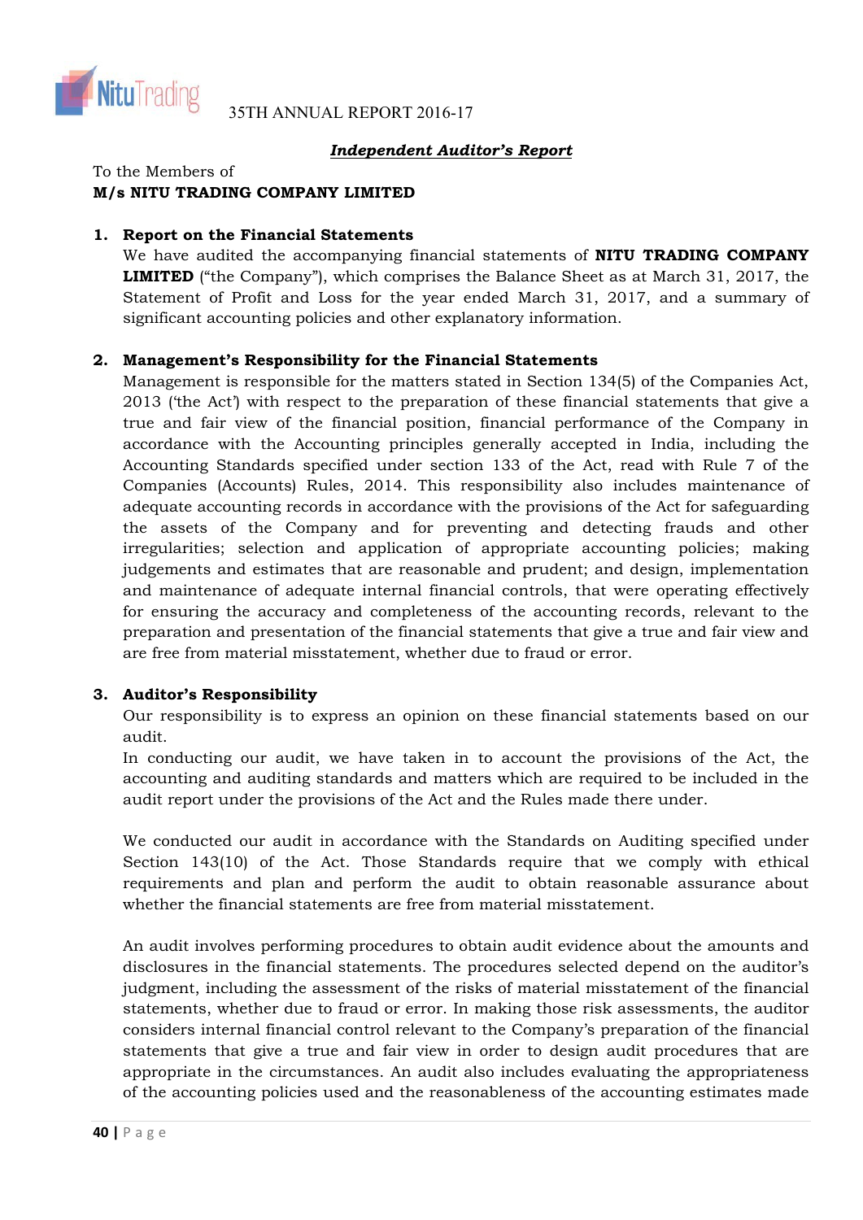## ***Independent Auditor's Report***

To the Members of
**M/s NITU TRADING COMPANY LIMITED**

**1. Report on the Financial Statements**

We have audited the accompanying financial statements of **NITU TRADING COMPANY LIMITED** ("the Company"), which comprises the Balance Sheet as at March 31, 2017, the Statement of Profit and Loss for the year ended March 31, 2017, and a summary of significant accounting policies and other explanatory information.

**2. Management's Responsibility for the Financial Statements**

Management is responsible for the matters stated in Section 134(5) of the Companies Act, 2013 ('the Act') with respect to the preparation of these financial statements that give a true and fair view of the financial position, financial performance of the Company in accordance with the Accounting principles generally accepted in India, including the Accounting Standards specified under section 133 of the Act, read with Rule 7 of the Companies (Accounts) Rules, 2014. This responsibility also includes maintenance of adequate accounting records in accordance with the provisions of the Act for safeguarding the assets of the Company and for preventing and detecting frauds and other irregularities; selection and application of appropriate accounting policies; making judgements and estimates that are reasonable and prudent; and design, implementation and maintenance of adequate internal financial controls, that were operating effectively for ensuring the accuracy and completeness of the accounting records, relevant to the preparation and presentation of the financial statements that give a true and fair view and are free from material misstatement, whether due to fraud or error.

**3. Auditor's Responsibility**

Our responsibility is to express an opinion on these financial statements based on our audit.

In conducting our audit, we have taken in to account the provisions of the Act, the accounting and auditing standards and matters which are required to be included in the audit report under the provisions of the Act and the Rules made there under.

We conducted our audit in accordance with the Standards on Auditing specified under Section 143(10) of the Act. Those Standards require that we comply with ethical requirements and plan and perform the audit to obtain reasonable assurance about whether the financial statements are free from material misstatement.

An audit involves performing procedures to obtain audit evidence about the amounts and disclosures in the financial statements. The procedures selected depend on the auditor's judgment, including the assessment of the risks of material misstatement of the financial statements, whether due to fraud or error. In making those risk assessments, the auditor considers internal financial control relevant to the Company's preparation of the financial statements that give a true and fair view in order to design audit procedures that are appropriate in the circumstances. An audit also includes evaluating the appropriateness of the accounting policies used and the reasonableness of the accounting estimates made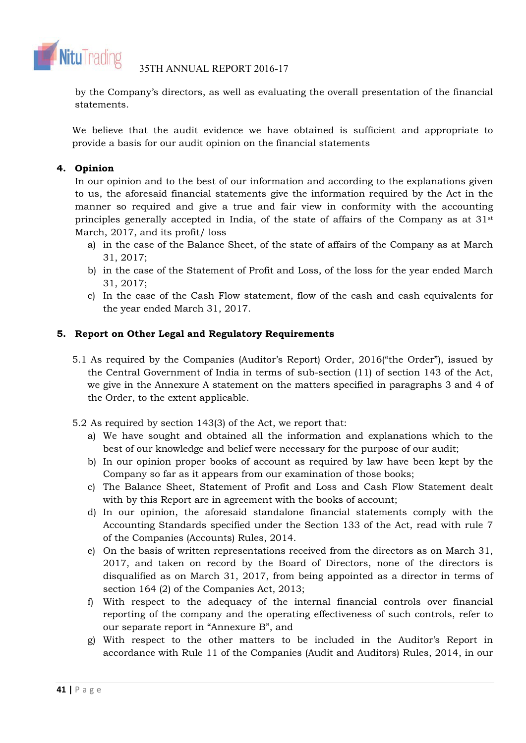by the Company's directors, as well as evaluating the overall presentation of the financial statements.

We believe that the audit evidence we have obtained is sufficient and appropriate to provide a basis for our audit opinion on the financial statements

**4. Opinion**

In our opinion and to the best of our information and according to the explanations given to us, the aforesaid financial statements give the information required by the Act in the manner so required and give a true and fair view in conformity with the accounting principles generally accepted in India, of the state of affairs of the Company as at 31st March, 2017, and its profit/ loss

a) in the case of the Balance Sheet, of the state of affairs of the Company as at March 31, 2017;
b) in the case of the Statement of Profit and Loss, of the loss for the year ended March 31, 2017;
c) In the case of the Cash Flow statement, flow of the cash and cash equivalents for the year ended March 31, 2017.

**5. Report on Other Legal and Regulatory Requirements**

5.1 As required by the Companies (Auditor's Report) Order, 2016("the Order"), issued by the Central Government of India in terms of sub-section (11) of section 143 of the Act, we give in the Annexure A statement on the matters specified in paragraphs 3 and 4 of the Order, to the extent applicable.

5.2 As required by section 143(3) of the Act, we report that:

a) We have sought and obtained all the information and explanations which to the best of our knowledge and belief were necessary for the purpose of our audit;
b) In our opinion proper books of account as required by law have been kept by the Company so far as it appears from our examination of those books;
c) The Balance Sheet, Statement of Profit and Loss and Cash Flow Statement dealt with by this Report are in agreement with the books of account;
d) In our opinion, the aforesaid standalone financial statements comply with the Accounting Standards specified under the Section 133 of the Act, read with rule 7 of the Companies (Accounts) Rules, 2014.
e) On the basis of written representations received from the directors as on March 31, 2017, and taken on record by the Board of Directors, none of the directors is disqualified as on March 31, 2017, from being appointed as a director in terms of section 164 (2) of the Companies Act, 2013;
f) With respect to the adequacy of the internal financial controls over financial reporting of the company and the operating effectiveness of such controls, refer to our separate report in "Annexure B", and
g) With respect to the other matters to be included in the Auditor's Report in accordance with Rule 11 of the Companies (Audit and Auditors) Rules, 2014, in our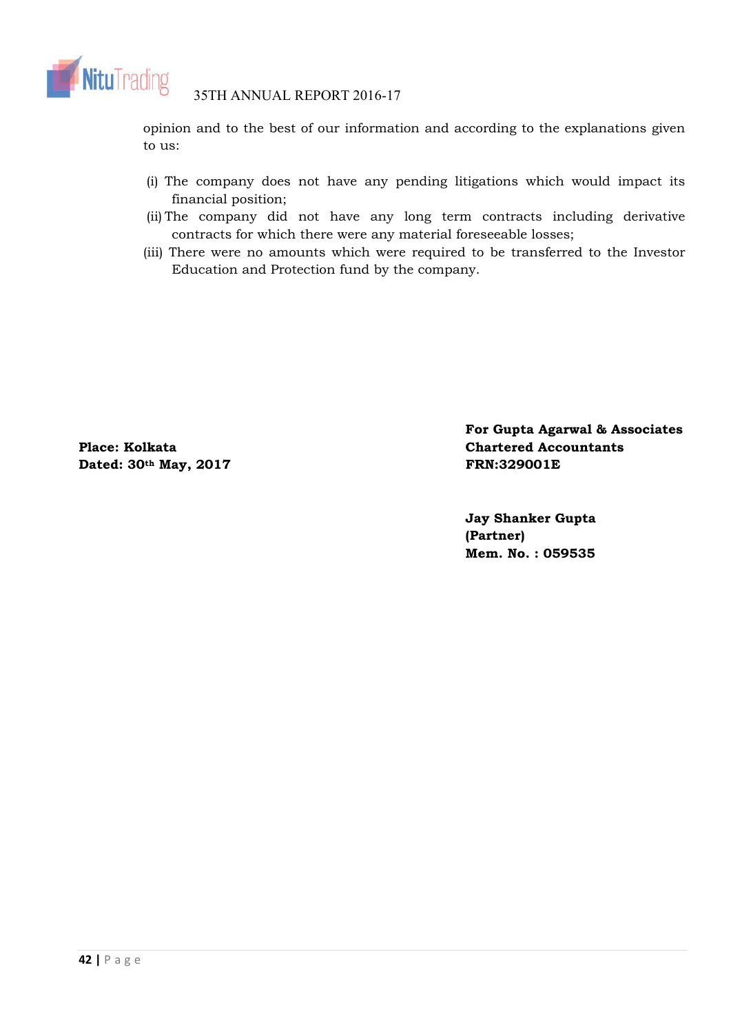opinion and to the best of our information and according to the explanations given to us:

(i) The company does not have any pending litigations which would impact its financial position;

(ii) The company did not have any long term contracts including derivative contracts for which there were any material foreseeable losses;

(iii) There were no amounts which were required to be transferred to the Investor Education and Protection fund by the company.

**For Gupta Agarwal & Associates**
**Chartered Accountants**
**FRN:329001E**

**Place: Kolkata**
**Dated: 30th May, 2017**

**Jay Shanker Gupta**
**(Partner)**
**Mem. No. : 059535**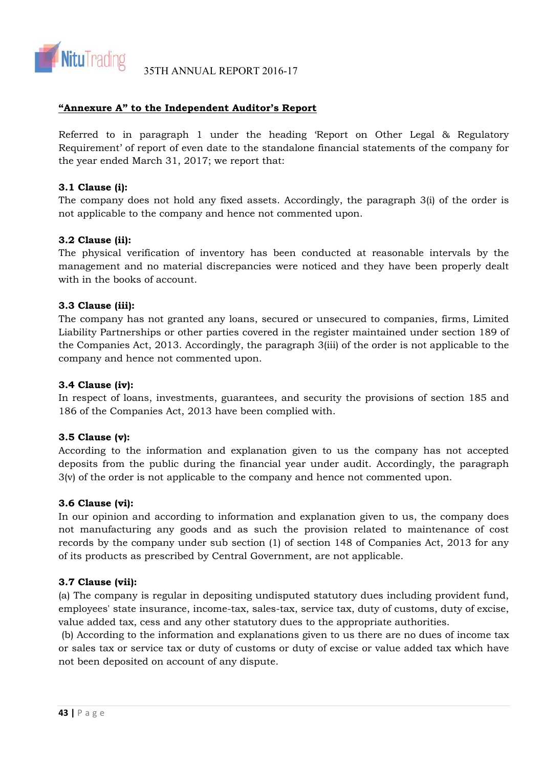## "Annexure A" to the Independent Auditor's Report

Referred to in paragraph 1 under the heading 'Report on Other Legal & Regulatory Requirement' of report of even date to the standalone financial statements of the company for the year ended March 31, 2017; we report that:

**3.1 Clause (i):**
The company does not hold any fixed assets. Accordingly, the paragraph 3(i) of the order is not applicable to the company and hence not commented upon.

**3.2 Clause (ii):**
The physical verification of inventory has been conducted at reasonable intervals by the management and no material discrepancies were noticed and they have been properly dealt with in the books of account.

**3.3 Clause (iii):**
The company has not granted any loans, secured or unsecured to companies, firms, Limited Liability Partnerships or other parties covered in the register maintained under section 189 of the Companies Act, 2013. Accordingly, the paragraph 3(iii) of the order is not applicable to the company and hence not commented upon.

**3.4 Clause (iv):**
In respect of loans, investments, guarantees, and security the provisions of section 185 and 186 of the Companies Act, 2013 have been complied with.

**3.5 Clause (v):**
According to the information and explanation given to us the company has not accepted deposits from the public during the financial year under audit. Accordingly, the paragraph 3(v) of the order is not applicable to the company and hence not commented upon.

**3.6 Clause (vi):**
In our opinion and according to information and explanation given to us, the company does not manufacturing any goods and as such the provision related to maintenance of cost records by the company under sub section (1) of section 148 of Companies Act, 2013 for any of its products as prescribed by Central Government, are not applicable.

**3.7 Clause (vii):**
(a) The company is regular in depositing undisputed statutory dues including provident fund, employees' state insurance, income-tax, sales-tax, service tax, duty of customs, duty of excise, value added tax, cess and any other statutory dues to the appropriate authorities.

(b) According to the information and explanations given to us there are no dues of income tax or sales tax or service tax or duty of customs or duty of excise or value added tax which have not been deposited on account of any dispute.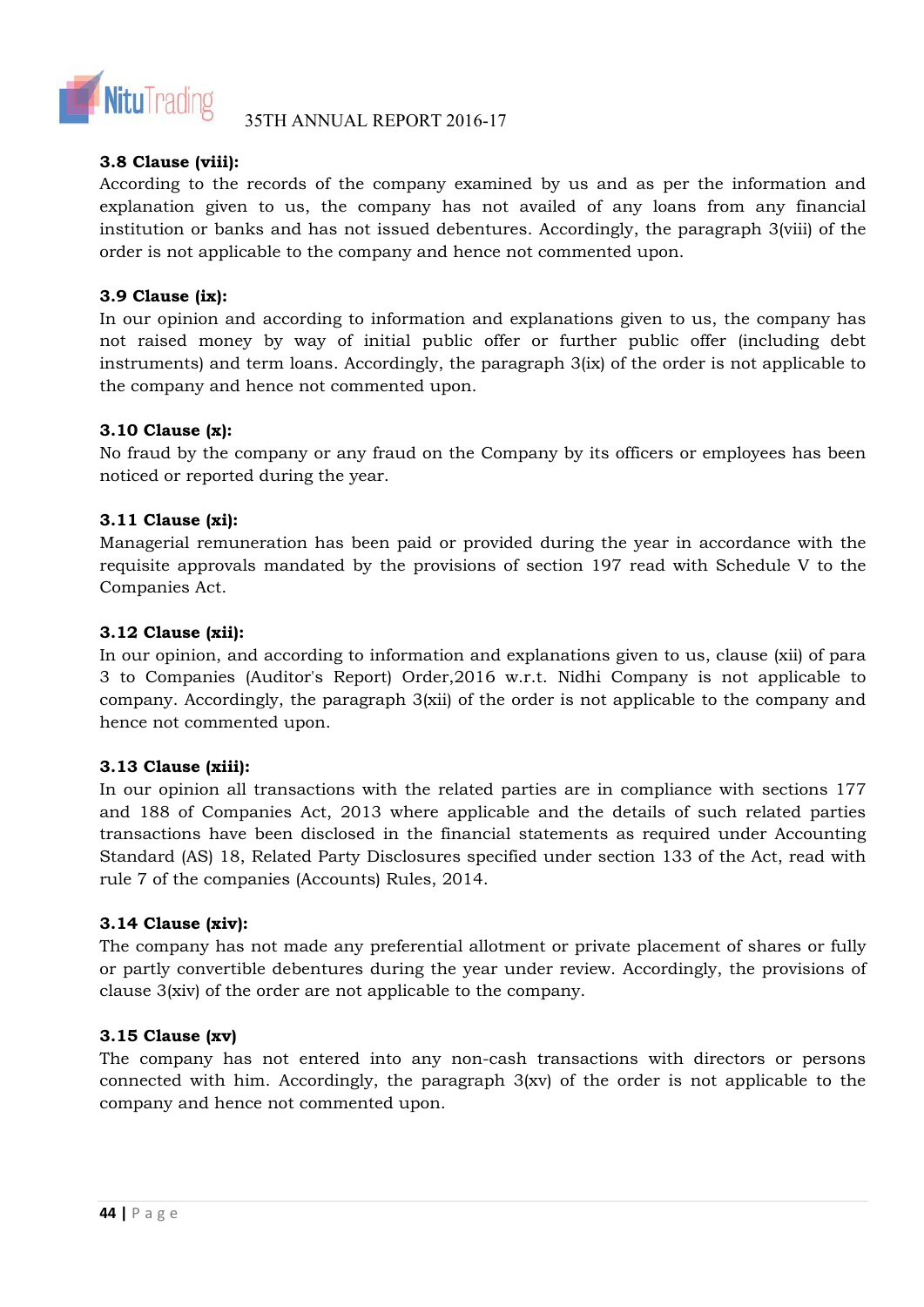**3.8 Clause (viii):**
According to the records of the company examined by us and as per the information and explanation given to us, the company has not availed of any loans from any financial institution or banks and has not issued debentures. Accordingly, the paragraph 3(viii) of the order is not applicable to the company and hence not commented upon.

**3.9 Clause (ix):**
In our opinion and according to information and explanations given to us, the company has not raised money by way of initial public offer or further public offer (including debt instruments) and term loans. Accordingly, the paragraph 3(ix) of the order is not applicable to the company and hence not commented upon.

**3.10 Clause (x):**
No fraud by the company or any fraud on the Company by its officers or employees has been noticed or reported during the year.

**3.11 Clause (xi):**
Managerial remuneration has been paid or provided during the year in accordance with the requisite approvals mandated by the provisions of section 197 read with Schedule V to the Companies Act.

**3.12 Clause (xii):**
In our opinion, and according to information and explanations given to us, clause (xii) of para 3 to Companies (Auditor's Report) Order,2016 w.r.t. Nidhi Company is not applicable to company. Accordingly, the paragraph 3(xii) of the order is not applicable to the company and hence not commented upon.

**3.13 Clause (xiii):**
In our opinion all transactions with the related parties are in compliance with sections 177 and 188 of Companies Act, 2013 where applicable and the details of such related parties transactions have been disclosed in the financial statements as required under Accounting Standard (AS) 18, Related Party Disclosures specified under section 133 of the Act, read with rule 7 of the companies (Accounts) Rules, 2014.

**3.14 Clause (xiv):**
The company has not made any preferential allotment or private placement of shares or fully or partly convertible debentures during the year under review. Accordingly, the provisions of clause 3(xiv) of the order are not applicable to the company.

**3.15 Clause (xv)**
The company has not entered into any non-cash transactions with directors or persons connected with him. Accordingly, the paragraph 3(xv) of the order is not applicable to the company and hence not commented upon.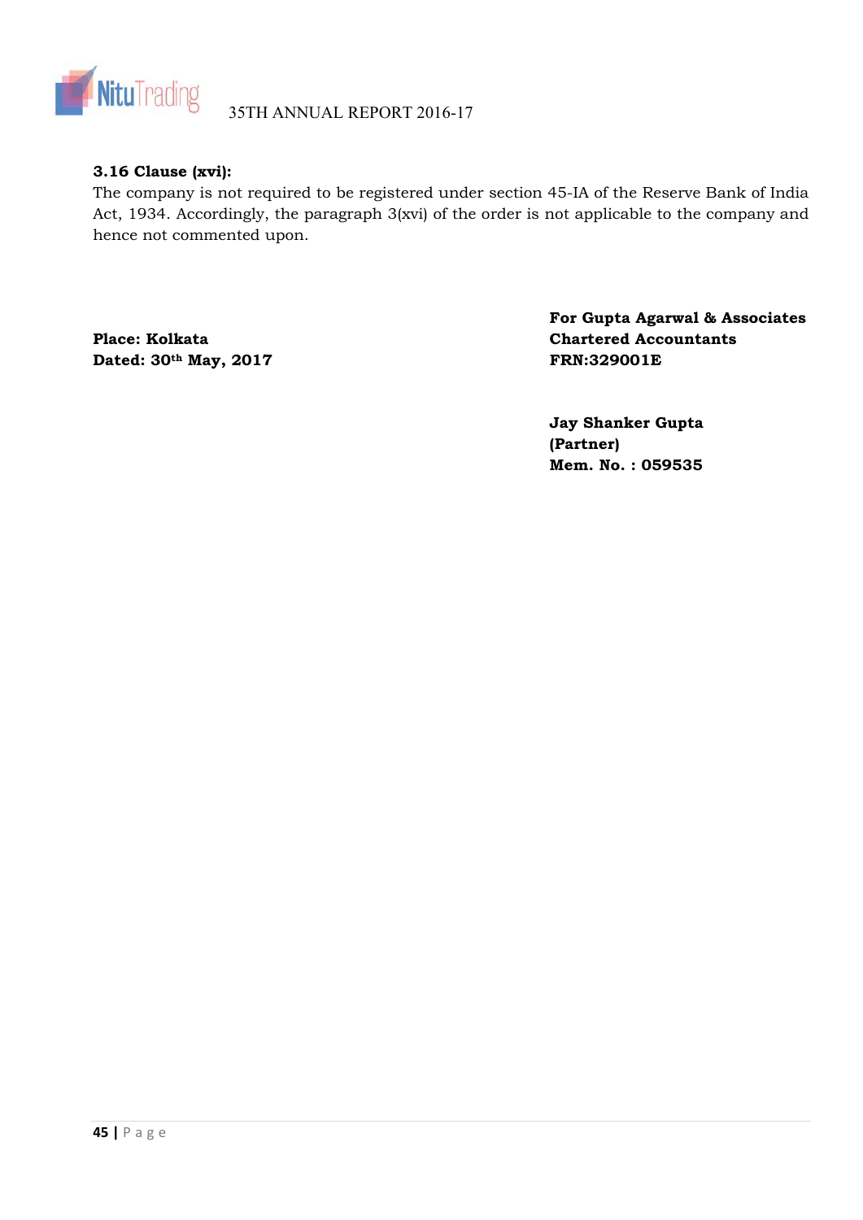**3.16 Clause (xvi):**

The company is not required to be registered under section 45-IA of the Reserve Bank of India Act, 1934. Accordingly, the paragraph 3(xvi) of the order is not applicable to the company and hence not commented upon.

**For Gupta Agarwal & Associates**
**Chartered Accountants**
**FRN:329001E**

**Place: Kolkata**
**Dated: 30th May, 2017**

**Jay Shanker Gupta**
**(Partner)**
**Mem. No. : 059535**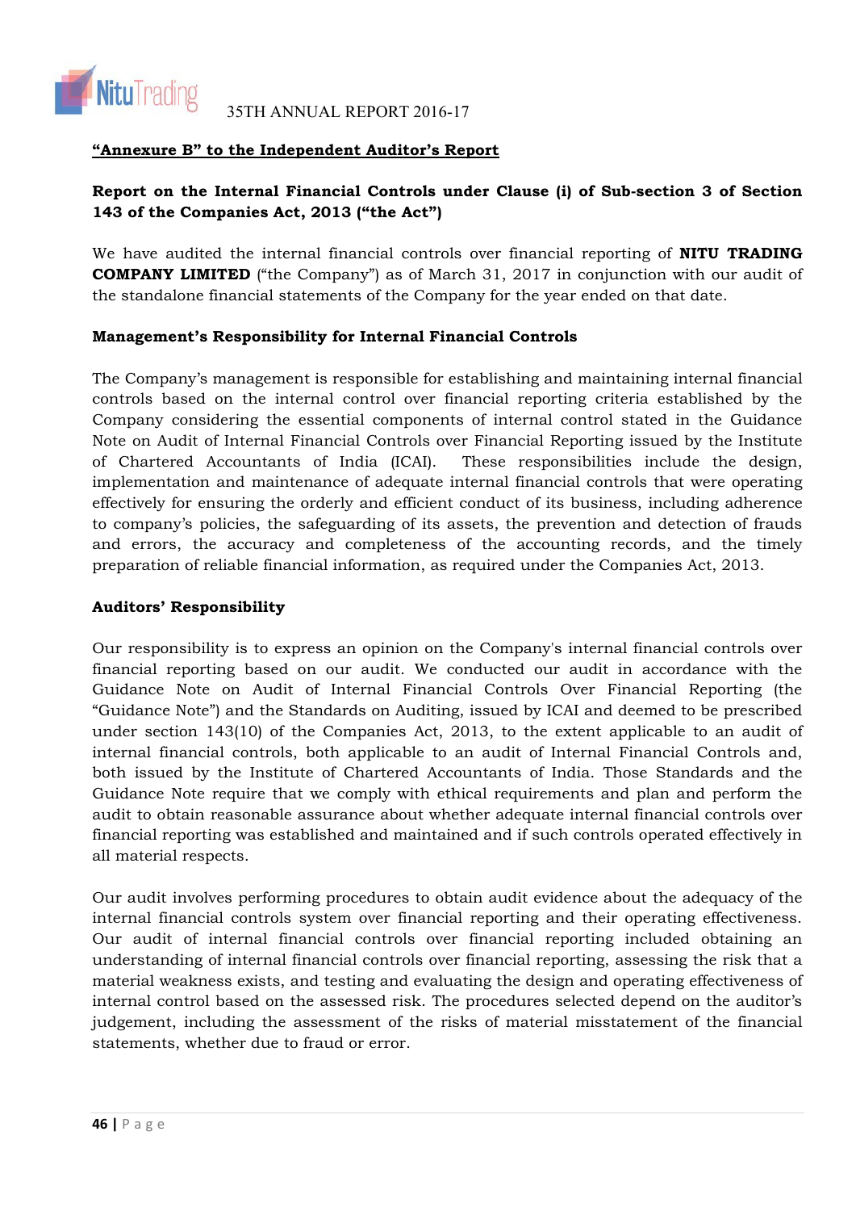**<u>"Annexure B" to the Independent Auditor's Report</u>**

**Report on the Internal Financial Controls under Clause (i) of Sub-section 3 of Section 143 of the Companies Act, 2013 ("the Act")**

We have audited the internal financial controls over financial reporting of **NITU TRADING COMPANY LIMITED** ("the Company") as of March 31, 2017 in conjunction with our audit of the standalone financial statements of the Company for the year ended on that date.

**Management's Responsibility for Internal Financial Controls**

The Company's management is responsible for establishing and maintaining internal financial controls based on the internal control over financial reporting criteria established by the Company considering the essential components of internal control stated in the Guidance Note on Audit of Internal Financial Controls over Financial Reporting issued by the Institute of Chartered Accountants of India (ICAI). These responsibilities include the design, implementation and maintenance of adequate internal financial controls that were operating effectively for ensuring the orderly and efficient conduct of its business, including adherence to company's policies, the safeguarding of its assets, the prevention and detection of frauds and errors, the accuracy and completeness of the accounting records, and the timely preparation of reliable financial information, as required under the Companies Act, 2013.

**Auditors' Responsibility**

Our responsibility is to express an opinion on the Company's internal financial controls over financial reporting based on our audit. We conducted our audit in accordance with the Guidance Note on Audit of Internal Financial Controls Over Financial Reporting (the "Guidance Note") and the Standards on Auditing, issued by ICAI and deemed to be prescribed under section 143(10) of the Companies Act, 2013, to the extent applicable to an audit of internal financial controls, both applicable to an audit of Internal Financial Controls and, both issued by the Institute of Chartered Accountants of India. Those Standards and the Guidance Note require that we comply with ethical requirements and plan and perform the audit to obtain reasonable assurance about whether adequate internal financial controls over financial reporting was established and maintained and if such controls operated effectively in all material respects.

Our audit involves performing procedures to obtain audit evidence about the adequacy of the internal financial controls system over financial reporting and their operating effectiveness. Our audit of internal financial controls over financial reporting included obtaining an understanding of internal financial controls over financial reporting, assessing the risk that a material weakness exists, and testing and evaluating the design and operating effectiveness of internal control based on the assessed risk. The procedures selected depend on the auditor's judgement, including the assessment of the risks of material misstatement of the financial statements, whether due to fraud or error.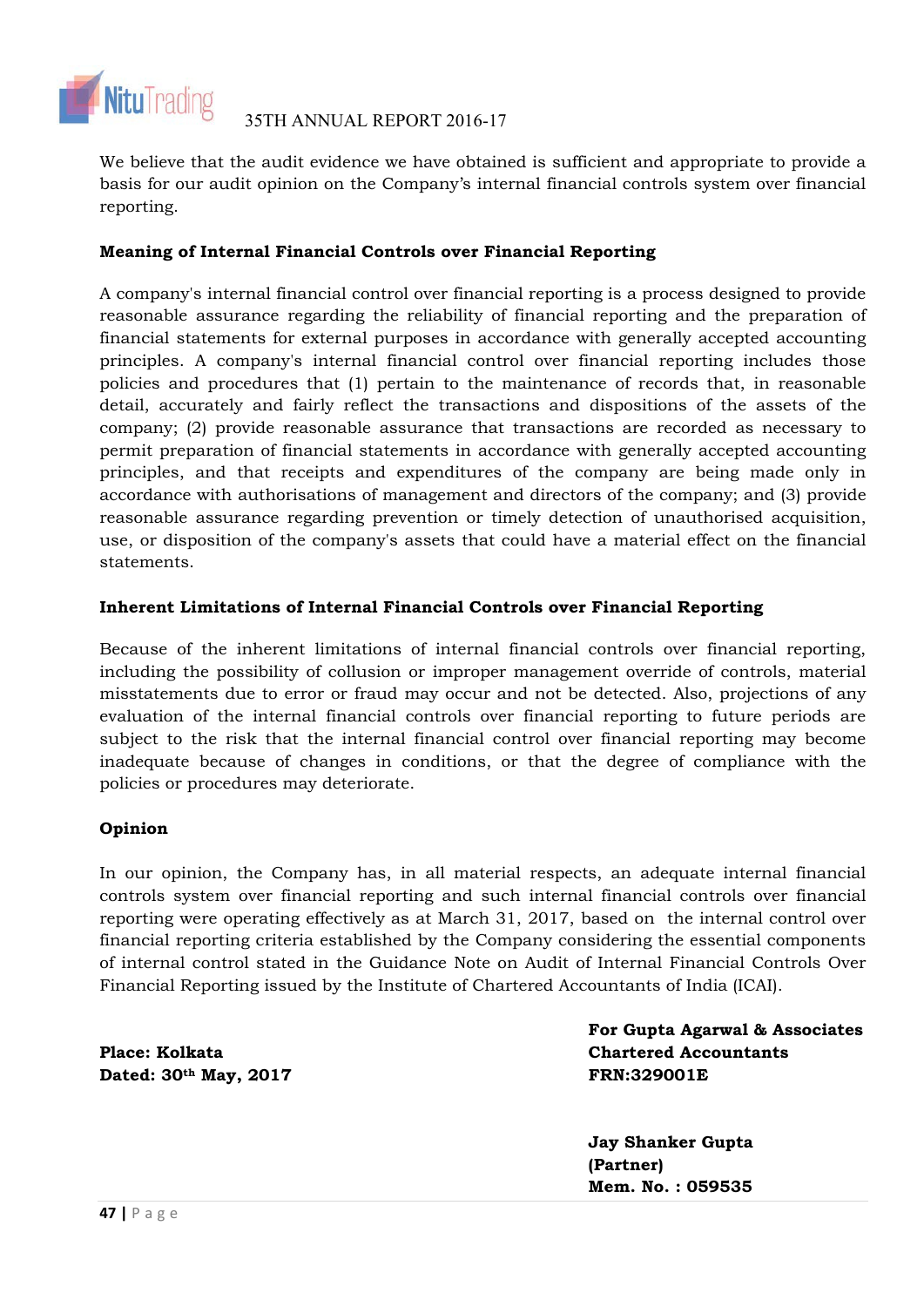We believe that the audit evidence we have obtained is sufficient and appropriate to provide a basis for our audit opinion on the Company's internal financial controls system over financial reporting.

**Meaning of Internal Financial Controls over Financial Reporting**

A company's internal financial control over financial reporting is a process designed to provide reasonable assurance regarding the reliability of financial reporting and the preparation of financial statements for external purposes in accordance with generally accepted accounting principles. A company's internal financial control over financial reporting includes those policies and procedures that (1) pertain to the maintenance of records that, in reasonable detail, accurately and fairly reflect the transactions and dispositions of the assets of the company; (2) provide reasonable assurance that transactions are recorded as necessary to permit preparation of financial statements in accordance with generally accepted accounting principles, and that receipts and expenditures of the company are being made only in accordance with authorisations of management and directors of the company; and (3) provide reasonable assurance regarding prevention or timely detection of unauthorised acquisition, use, or disposition of the company's assets that could have a material effect on the financial statements.

**Inherent Limitations of Internal Financial Controls over Financial Reporting**

Because of the inherent limitations of internal financial controls over financial reporting, including the possibility of collusion or improper management override of controls, material misstatements due to error or fraud may occur and not be detected. Also, projections of any evaluation of the internal financial controls over financial reporting to future periods are subject to the risk that the internal financial control over financial reporting may become inadequate because of changes in conditions, or that the degree of compliance with the policies or procedures may deteriorate.

**Opinion**

In our opinion, the Company has, in all material respects, an adequate internal financial controls system over financial reporting and such internal financial controls over financial reporting were operating effectively as at March 31, 2017, based on the internal control over financial reporting criteria established by the Company considering the essential components of internal control stated in the Guidance Note on Audit of Internal Financial Controls Over Financial Reporting issued by the Institute of Chartered Accountants of India (ICAI).

**Place: Kolkata**
**Dated: 30th May, 2017**

**For Gupta Agarwal & Associates**
**Chartered Accountants**
**FRN:329001E**

**Jay Shanker Gupta**
**(Partner)**
**Mem. No. : 059535**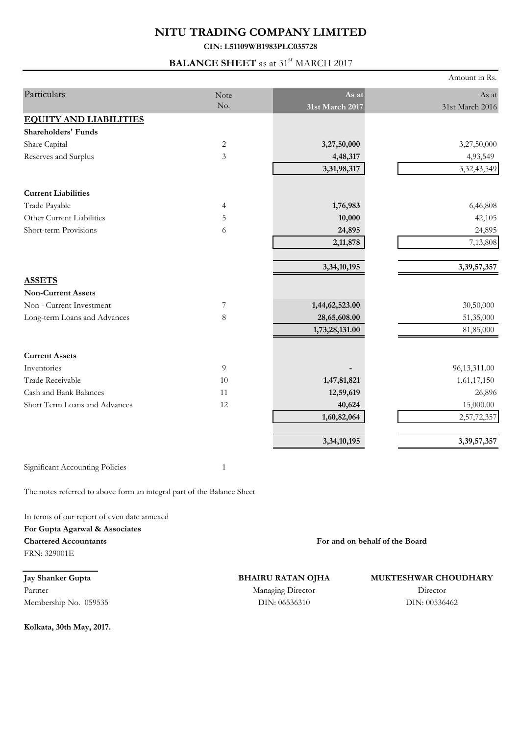# NITU TRADING COMPANY LIMITED

**CIN: L51109WB1983PLC035728**

## BALANCE SHEET as at 31st MARCH 2017

Amount in Rs.

| Particulars | Note No. | As at 31st March 2017 | As at 31st March 2016 |
|---|---|---|---|
| **EQUITY AND LIABILITIES** | | | |
| **Shareholders' Funds** | | | |
| Share Capital | 2 | **3,27,50,000** | 3,27,50,000 |
| Reserves and Surplus | 3 | **4,48,317** | 4,93,549 |
| | | **3,31,98,317** | 3,32,43,549 |
| **Current Liabilities** | | | |
| Trade Payable | 4 | **1,76,983** | 6,46,808 |
| Other Current Liabilities | 5 | **10,000** | 42,105 |
| Short-term Provisions | 6 | **24,895** | 24,895 |
| | | **2,11,878** | 7,13,808 |
| | | **3,34,10,195** | **3,39,57,357** |
| **ASSETS** | | | |
| **Non-Current Assets** | | | |
| Non - Current Investment | 7 | **1,44,62,523.00** | 30,50,000 |
| Long-term Loans and Advances | 8 | **28,65,608.00** | 51,35,000 |
| | | **1,73,28,131.00** | 81,85,000 |
| **Current Assets** | | | |
| Inventories | 9 | **-** | 96,13,311.00 |
| Trade Receivable | 10 | **1,47,81,821** | 1,61,17,150 |
| Cash and Bank Balances | 11 | **12,59,619** | 26,896 |
| Short Term Loans and Advances | 12 | **40,624** | 15,000.00 |
| | | **1,60,82,064** | 2,57,72,357 |
| | | **3,34,10,195** | **3,39,57,357** |

Significant Accounting Policies 1

The notes referred to above form an integral part of the Balance Sheet

In terms of our report of even date annexed
**For Gupta Agarwal & Associates**
**Chartered Accountants**
FRN: 329001E

**For and on behalf of the Board**

**Jay Shanker Gupta**
Partner
Membership No. 059535

**BHAIRU RATAN OJHA**
Managing Director
DIN: 06536310

**MUKTESHWAR CHOUDHARY**
Director
DIN: 00536462

**Kolkata, 30th May, 2017.**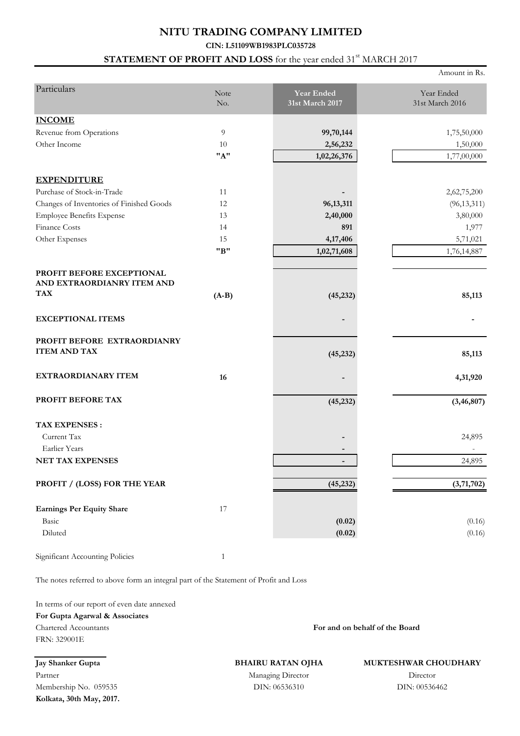# NITU TRADING COMPANY LIMITED

**CIN: L51109WB1983PLC035728**

## STATEMENT OF PROFIT AND LOSS for the year ended 31st MARCH 2017

Amount in Rs.

| Particulars | Note No. | Year Ended 31st March 2017 | Year Ended 31st March 2016 |
|---|---|---|---|
| **INCOME** | | | |
| Revenue from Operations | 9 | **99,70,144** | 1,75,50,000 |
| Other Income | 10 | **2,56,232** | 1,50,000 |
| | **"A"** | **1,02,26,376** | 1,77,00,000 |
| **EXPENDITURE** | | | |
| Purchase of Stock-in-Trade | 11 | **-** | 2,62,75,200 |
| Changes of Inventories of Finished Goods | 12 | **96,13,311** | (96,13,311) |
| Employee Benefits Expense | 13 | **2,40,000** | 3,80,000 |
| Finance Costs | 14 | **891** | 1,977 |
| Other Expenses | 15 | **4,17,406** | 5,71,021 |
| | **"B"** | **1,02,71,608** | 1,76,14,887 |
| **PROFIT BEFORE EXCEPTIONAL AND EXTRAORDIANRY ITEM AND TAX** | **(A-B)** | **(45,232)** | **85,113** |
| **EXCEPTIONAL ITEMS** | | **-** | **-** |
| **PROFIT BEFORE EXTRAORDIANRY ITEM AND TAX** | | **(45,232)** | **85,113** |
| **EXTRAORDIANARY ITEM** | **16** | **-** | **4,31,920** |
| **PROFIT BEFORE TAX** | | **(45,232)** | **(3,46,807)** |
| **TAX EXPENSES :** | | | |
| Current Tax | | **-** | 24,895 |
| Earlier Years | | **-** | - |
| **NET TAX EXPENSES** | | **-** | 24,895 |
| **PROFIT / (LOSS) FOR THE YEAR** | | **(45,232)** | **(3,71,702)** |
| **Earnings Per Equity Share** | 17 | | |
| Basic | | **(0.02)** | (0.16) |
| Diluted | | **(0.02)** | (0.16) |

Significant Accounting Policies 1

The notes referred to above form an integral part of the Statement of Profit and Loss

In terms of our report of even date annexed
**For Gupta Agarwal & Associates**
Chartered Accountants
FRN: 329001E

**For and on behalf of the Board**

**Jay Shanker Gupta**
Partner
Membership No. 059535
**Kolkata, 30th May, 2017.**

**BHAIRU RATAN OJHA**
Managing Director
DIN: 06536310

**MUKTESHWAR CHOUDHARY**
Director
DIN: 00536462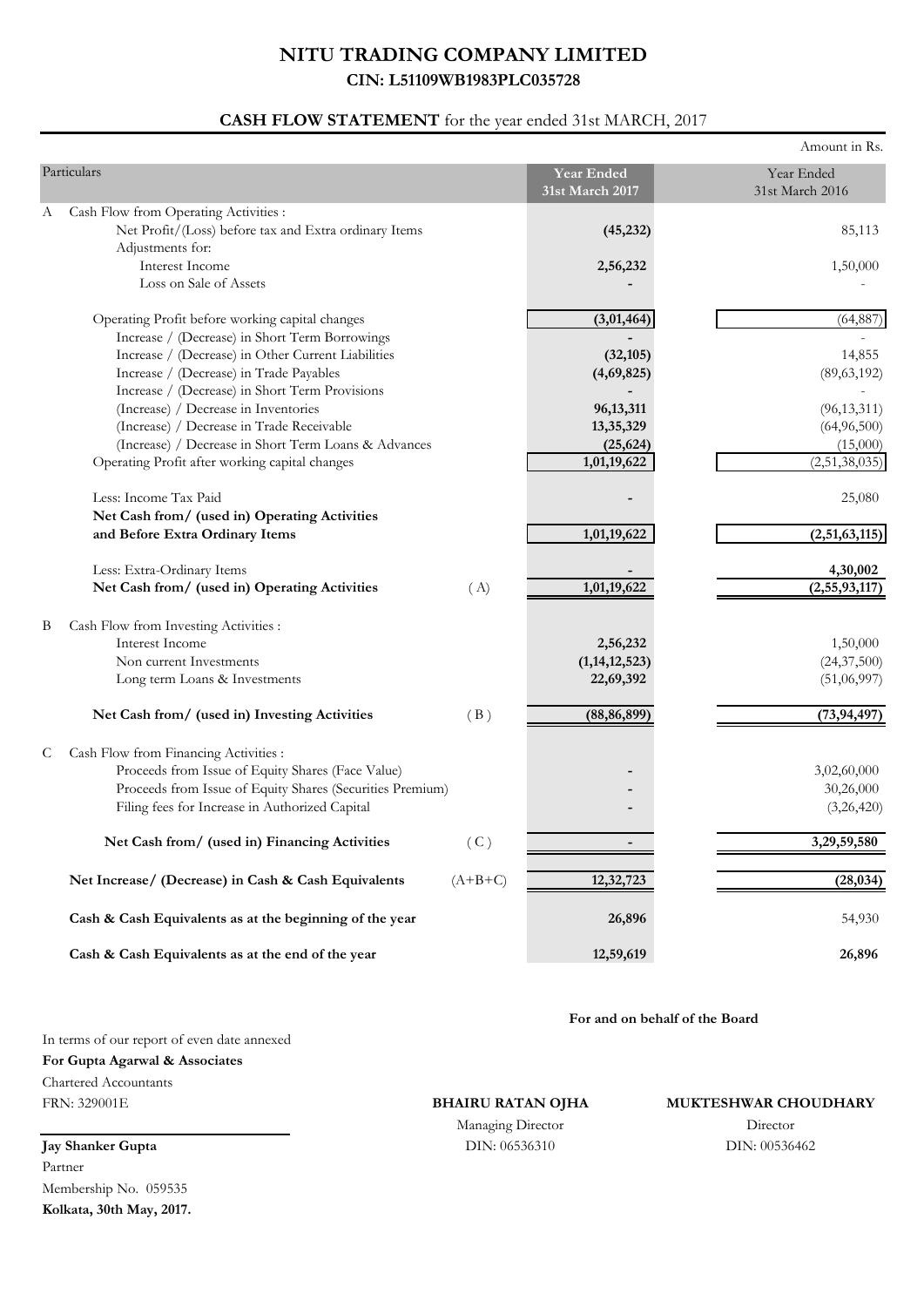# NITU TRADING COMPANY LIMITED

**CIN: L51109WB1983PLC035728**

## CASH FLOW STATEMENT for the year ended 31st MARCH, 2017

Amount in Rs.

| Particulars | | Year Ended 31st March 2017 | Year Ended 31st March 2016 |
|---|---|---|---|
| A Cash Flow from Operating Activities : | | | |
| Net Profit/(Loss) before tax and Extra ordinary Items | | **(45,232)** | 85,113 |
| Adjustments for: | | | |
| Interest Income | | **2,56,232** | 1,50,000 |
| Loss on Sale of Assets | | **-** | - |
| Operating Profit before working capital changes | | **(3,01,464)** | (64,887) |
| Increase / (Decrease) in Short Term Borrowings | | **-** | - |
| Increase / (Decrease) in Other Current Liabilities | | **(32,105)** | 14,855 |
| Increase / (Decrease) in Trade Payables | | **(4,69,825)** | (89,63,192) |
| Increase / (Decrease) in Short Term Provisions | | **-** | - |
| (Increase) / Decrease in Inventories | | **96,13,311** | (96,13,311) |
| (Increase) / Decrease in Trade Receivable | | **13,35,329** | (64,96,500) |
| (Increase) / Decrease in Short Term Loans & Advances | | **(25,624)** | (15,000) |
| Operating Profit after working capital changes | | **1,01,19,622** | (2,51,38,035) |
| Less: Income Tax Paid | | **-** | 25,080 |
| **Net Cash from/ (used in) Operating Activities and Before Extra Ordinary Items** | | **1,01,19,622** | **(2,51,63,115)** |
| Less: Extra-Ordinary Items | | **-** | **4,30,002** |
| **Net Cash from/ (used in) Operating Activities** | ( A) | **1,01,19,622** | **(2,55,93,117)** |
| B Cash Flow from Investing Activities : | | | |
| Interest Income | | **2,56,232** | 1,50,000 |
| Non current Investments | | **(1,14,12,523)** | (24,37,500) |
| Long term Loans & Investments | | **22,69,392** | (51,06,997) |
| **Net Cash from/ (used in) Investing Activities** | ( B ) | **(88,86,899)** | **(73,94,497)** |
| C Cash Flow from Financing Activities : | | | |
| Proceeds from Issue of Equity Shares (Face Value) | | **-** | 3,02,60,000 |
| Proceeds from Issue of Equity Shares (Securities Premium) | | **-** | 30,26,000 |
| Filing fees for Increase in Authorized Capital | | **-** | (3,26,420) |
| **Net Cash from/ (used in) Financing Activities** | ( C ) | **-** | **3,29,59,580** |
| **Net Increase/ (Decrease) in Cash & Cash Equivalents** | (A+B+C) | **12,32,723** | **(28,034)** |
| **Cash & Cash Equivalents as at the beginning of the year** | | **26,896** | 54,930 |
| **Cash & Cash Equivalents as at the end of the year** | | **12,59,619** | **26,896** |

In terms of our report of even date annexed

**For Gupta Agarwal & Associates**

Chartered Accountants

FRN: 329001E

**Jay Shanker Gupta**

Partner

Membership No. 059535

**Kolkata, 30th May, 2017.**

**For and on behalf of the Board**

**BHAIRU RATAN OJHA**
Managing Director
DIN: 06536310

**MUKTESHWAR CHOUDHARY**
Director
DIN: 00536462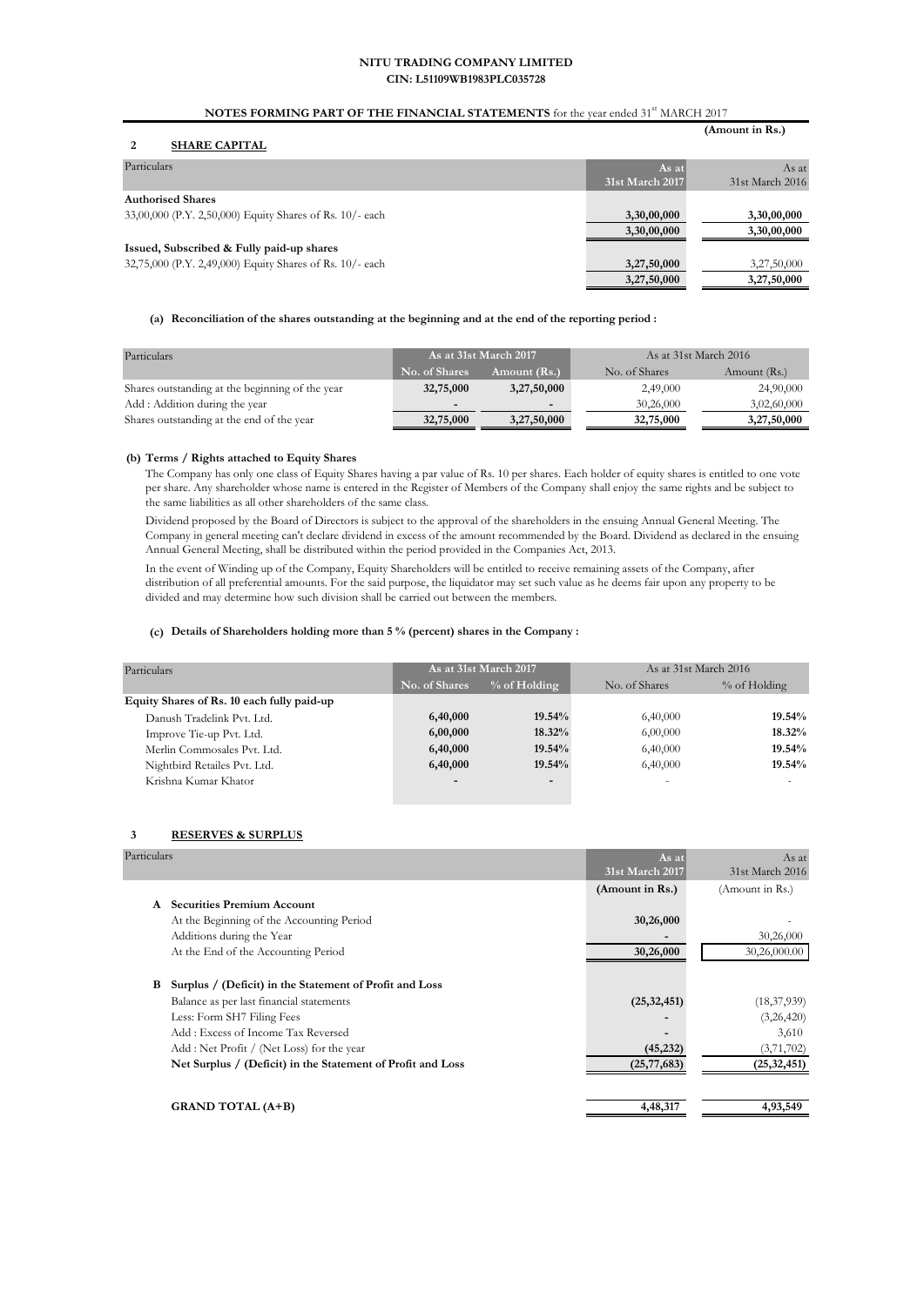# NITU TRADING COMPANY LIMITED
**CIN: L51109WB1983PLC035728**

**NOTES FORMING PART OF THE FINANCIAL STATEMENTS** for the year ended 31[st] MARCH 2017

**(Amount in Rs.)**

## 2 SHARE CAPITAL

| Particulars | As at 31st March 2017 | As at 31st March 2016 |
|---|---|---|
| **Authorised Shares** | | |
| 33,00,000 (P.Y. 2,50,000) Equity Shares of Rs. 10/- each | **3,30,00,000** | **3,30,00,000** |
| | **3,30,00,000** | **3,30,00,000** |
| **Issued, Subscribed & Fully paid-up shares** | | |
| 32,75,000 (P.Y. 2,49,000) Equity Shares of Rs. 10/- each | **3,27,50,000** | 3,27,50,000 |
| | **3,27,50,000** | **3,27,50,000** |

**(a) Reconciliation of the shares outstanding at the beginning and at the end of the reporting period :**

| Particulars | As at 31st March 2017 | | As at 31st March 2016 | |
|---|---|---|---|---|
| | No. of Shares | Amount (Rs.) | No. of Shares | Amount (Rs.) |
| Shares outstanding at the beginning of the year | **32,75,000** | **3,27,50,000** | 2,49,000 | 24,90,000 |
| Add : Addition during the year | - | - | 30,26,000 | 3,02,60,000 |
| Shares outstanding at the end of the year | **32,75,000** | **3,27,50,000** | **32,75,000** | **3,27,50,000** |

**(b) Terms / Rights attached to Equity Shares**

The Company has only one class of Equity Shares having a par value of Rs. 10 per shares. Each holder of equity shares is entitled to one vote per share. Any shareholder whose name is entered in the Register of Members of the Company shall enjoy the same rights and be subject to the same liabilities as all other shareholders of the same class.

Dividend proposed by the Board of Directors is subject to the approval of the shareholders in the ensuing Annual General Meeting. The Company in general meeting can't declare dividend in excess of the amount recommended by the Board. Dividend as declared in the ensuing Annual General Meeting, shall be distributed within the period provided in the Companies Act, 2013.

In the event of Winding up of the Company, Equity Shareholders will be entitled to receive remaining assets of the Company, after distribution of all preferential amounts. For the said purpose, the liquidator may set such value as he deems fair upon any property to be divided and may determine how such division shall be carried out between the members.

**(c) Details of Shareholders holding more than 5 % (percent) shares in the Company :**

| Particulars | As at 31st March 2017 | | As at 31st March 2016 | |
|---|---|---|---|---|
| | No. of Shares | % of Holding | No. of Shares | % of Holding |
| **Equity Shares of Rs. 10 each fully paid-up** | | | | |
| Danush Tradelink Pvt. Ltd. | **6,40,000** | **19.54%** | 6,40,000 | **19.54%** |
| Improve Tie-up Pvt. Ltd. | **6,00,000** | **18.32%** | 6,00,000 | **18.32%** |
| Merlin Commosales Pvt. Ltd. | **6,40,000** | **19.54%** | 6,40,000 | **19.54%** |
| Nightbird Retailes Pvt. Ltd. | **6,40,000** | **19.54%** | 6,40,000 | **19.54%** |
| Krishna Kumar Khator | - | - | - | - |

## 3 RESERVES & SURPLUS

| Particulars | As at 31st March 2017 | As at 31st March 2016 |
|---|---|---|
| | (Amount in Rs.) | (Amount in Rs.) |
| **A Securities Premium Account** | | |
| At the Beginning of the Accounting Period | **30,26,000** | - |
| Additions during the Year | - | 30,26,000 |
| At the End of the Accounting Period | **30,26,000** | 30,26,000.00 |
| | | |
| **B Surplus / (Deficit) in the Statement of Profit and Loss** | | |
| Balance as per last financial statements | **(25,32,451)** | (18,37,939) |
| Less: Form SH7 Filing Fees | - | (3,26,420) |
| Add : Excess of Income Tax Reversed | - | 3,610 |
| Add : Net Profit / (Net Loss) for the year | **(45,232)** | (3,71,702) |
| **Net Surplus / (Deficit) in the Statement of Profit and Loss** | **(25,77,683)** | **(25,32,451)** |
| | | |
| **GRAND TOTAL (A+B)** | **4,48,317** | **4,93,549** |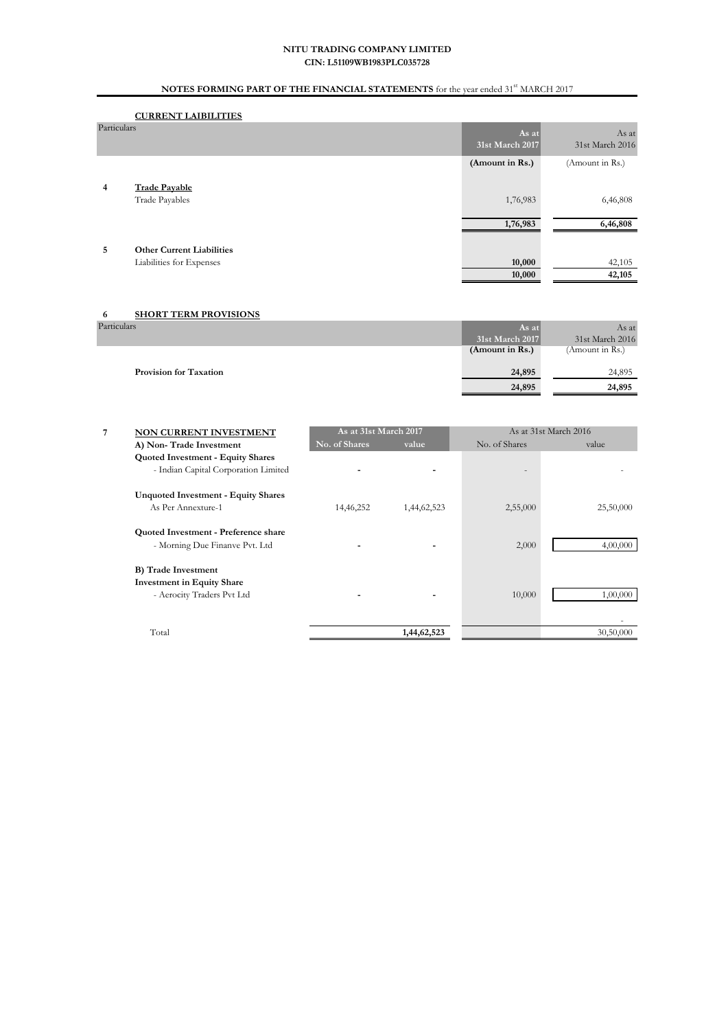**NITU TRADING COMPANY LIMITED**
**CIN: L51109WB1983PLC035728**

**NOTES FORMING PART OF THE FINANCIAL STATEMENTS** for the year ended 31st MARCH 2017

**CURRENT LAIBILITIES**

| Particulars | | As at 31st March 2017 | As at 31st March 2016 |
|---|---|---|---|
| | | (Amount in Rs.) | (Amount in Rs.) |
| 4 | **Trade Payable** | | |
| | Trade Payables | 1,76,983 | 6,46,808 |
| | | **1,76,983** | **6,46,808** |
| 5 | **Other Current Liabilities** | | |
| | Liabilities for Expenses | **10,000** | 42,105 |
| | | **10,000** | **42,105** |

**6 SHORT TERM PROVISIONS**

| Particulars | As at 31st March 2017 (Amount in Rs.) | As at 31st March 2016 (Amount in Rs.) |
|---|---|---|
| **Provision for Taxation** | **24,895** | 24,895 |
| | **24,895** | **24,895** |

| 7 | NON CURRENT INVESTMENT | As at 31st March 2017 | | As at 31st March 2016 | |
|---|---|---|---|---|---|
| | **A) Non- Trade Investment** | No. of Shares | value | No. of Shares | value |
| | **Quoted Investment - Equity Shares** | | | | |
| | - Indian Capital Corporation Limited | - | - | - | - |
| | **Unquoted Investment - Equity Shares** | | | | |
| | As Per Annexture-1 | 14,46,252 | 1,44,62,523 | 2,55,000 | 25,50,000 |
| | **Quoted Investment - Preference share** | | | | |
| | - Morning Due Finanve Pvt. Ltd | - | - | 2,000 | 4,00,000 |
| | **B) Trade Investment** | | | | |
| | **Investment in Equity Share** | | | | |
| | - Aerocity Traders Pvt Ltd | - | - | 10,000 | 1,00,000 |
| | | | | | - |
| | Total | | **1,44,62,523** | | 30,50,000 |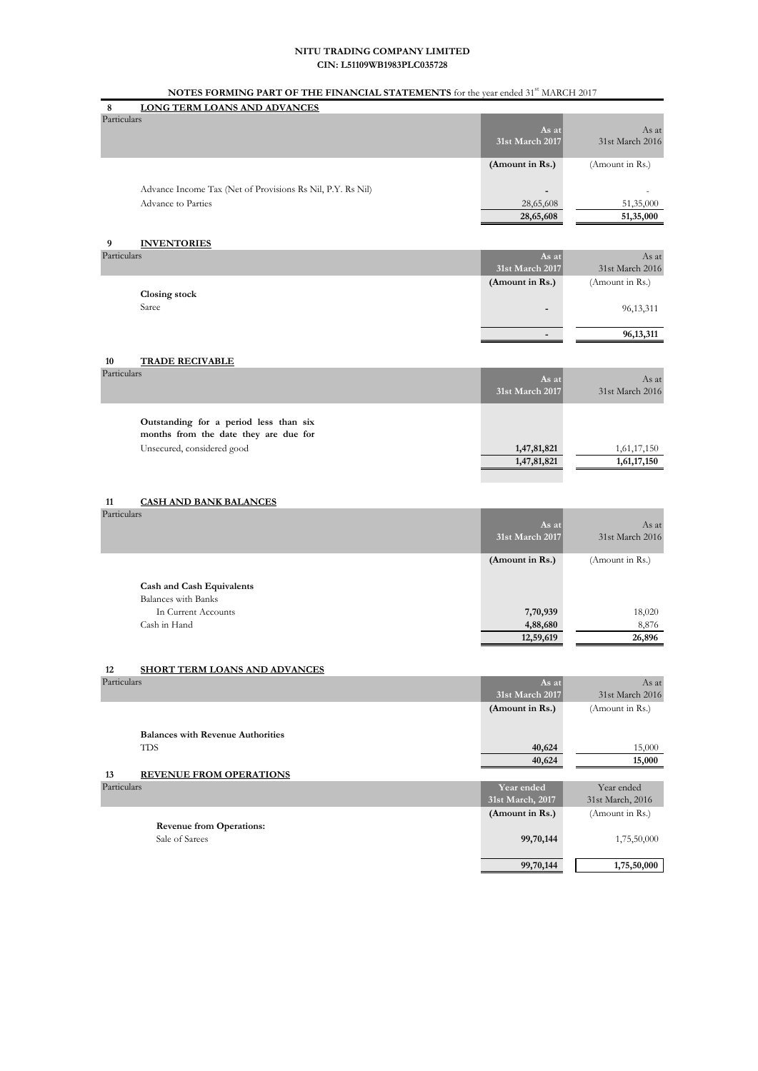**NITU TRADING COMPANY LIMITED**
**CIN: L51109WB1983PLC035728**

**NOTES FORMING PART OF THE FINANCIAL STATEMENTS** for the year ended 31st MARCH 2017

**8 LONG TERM LOANS AND ADVANCES**

| Particulars | As at 31st March 2017 | As at 31st March 2016 |
|---|---|---|
| | (Amount in Rs.) | (Amount in Rs.) |
| Advance Income Tax (Net of Provisions Rs Nil, P.Y. Rs Nil) | - | - |
| Advance to Parties | 28,65,608 | 51,35,000 |
| | **28,65,608** | **51,35,000** |

**9 INVENTORIES**

| Particulars | As at 31st March 2017 | As at 31st March 2016 |
|---|---|---|
| | (Amount in Rs.) | (Amount in Rs.) |
| **Closing stock** | | |
| Saree | - | 96,13,311 |
| | - | **96,13,311** |

**10 TRADE RECIVABLE**

| Particulars | As at 31st March 2017 | As at 31st March 2016 |
|---|---|---|
| **Outstanding for a period less than six months from the date they are due for** | | |
| Unsecured, considered good | **1,47,81,821** | 1,61,17,150 |
| | **1,47,81,821** | **1,61,17,150** |

**11 CASH AND BANK BALANCES**

| Particulars | As at 31st March 2017 | As at 31st March 2016 |
|---|---|---|
| | (Amount in Rs.) | (Amount in Rs.) |
| **Cash and Cash Equivalents** | | |
| Balances with Banks | | |
| In Current Accounts | **7,70,939** | 18,020 |
| Cash in Hand | **4,88,680** | 8,876 |
| | **12,59,619** | **26,896** |

**12 SHORT TERM LOANS AND ADVANCES**

| Particulars | As at 31st March 2017 | As at 31st March 2016 |
|---|---|---|
| | (Amount in Rs.) | (Amount in Rs.) |
| **Balances with Revenue Authorities** | | |
| TDS | **40,624** | 15,000 |
| | **40,624** | **15,000** |

**13 REVENUE FROM OPERATIONS**

| Particulars | Year ended 31st March, 2017 | Year ended 31st March, 2016 |
|---|---|---|
| | (Amount in Rs.) | (Amount in Rs.) |
| **Revenue from Operations:** | | |
| Sale of Sarees | **99,70,144** | 1,75,50,000 |
| | **99,70,144** | **1,75,50,000** |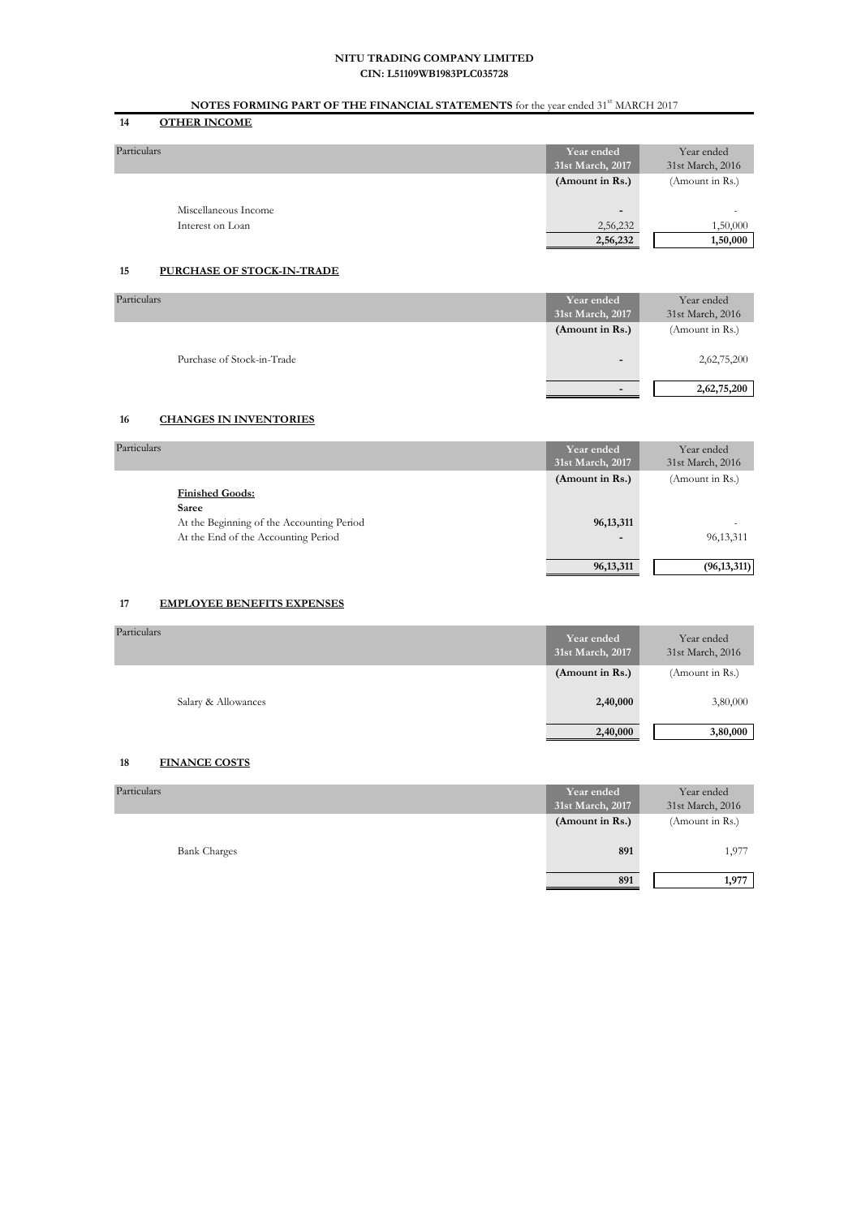**NITU TRADING COMPANY LIMITED**
**CIN: L51109WB1983PLC035728**

**NOTES FORMING PART OF THE FINANCIAL STATEMENTS** for the year ended 31st MARCH 2017

## 14 OTHER INCOME

| Particulars | Year ended 31st March, 2017 | Year ended 31st March, 2016 |
|---|---|---|
| | (Amount in Rs.) | (Amount in Rs.) |
| Miscellaneous Income | - | - |
| Interest on Loan | 2,56,232 | 1,50,000 |
| | **2,56,232** | **1,50,000** |

## 15 PURCHASE OF STOCK-IN-TRADE

| Particulars | Year ended 31st March, 2017 | Year ended 31st March, 2016 |
|---|---|---|
| | (Amount in Rs.) | (Amount in Rs.) |
| Purchase of Stock-in-Trade | - | 2,62,75,200 |
| | **-** | **2,62,75,200** |

## 16 CHANGES IN INVENTORIES

| Particulars | Year ended 31st March, 2017 | Year ended 31st March, 2016 |
|---|---|---|
| | (Amount in Rs.) | (Amount in Rs.) |
| **Finished Goods:** | | |
| **Saree** | | |
| At the Beginning of the Accounting Period | 96,13,311 | - |
| At the End of the Accounting Period | - | 96,13,311 |
| | **96,13,311** | **(96,13,311)** |

## 17 EMPLOYEE BENEFITS EXPENSES

| Particulars | Year ended 31st March, 2017 | Year ended 31st March, 2016 |
|---|---|---|
| | (Amount in Rs.) | (Amount in Rs.) |
| Salary & Allowances | 2,40,000 | 3,80,000 |
| | **2,40,000** | **3,80,000** |

## 18 FINANCE COSTS

| Particulars | Year ended 31st March, 2017 | Year ended 31st March, 2016 |
|---|---|---|
| | (Amount in Rs.) | (Amount in Rs.) |
| Bank Charges | 891 | 1,977 |
| | **891** | **1,977** |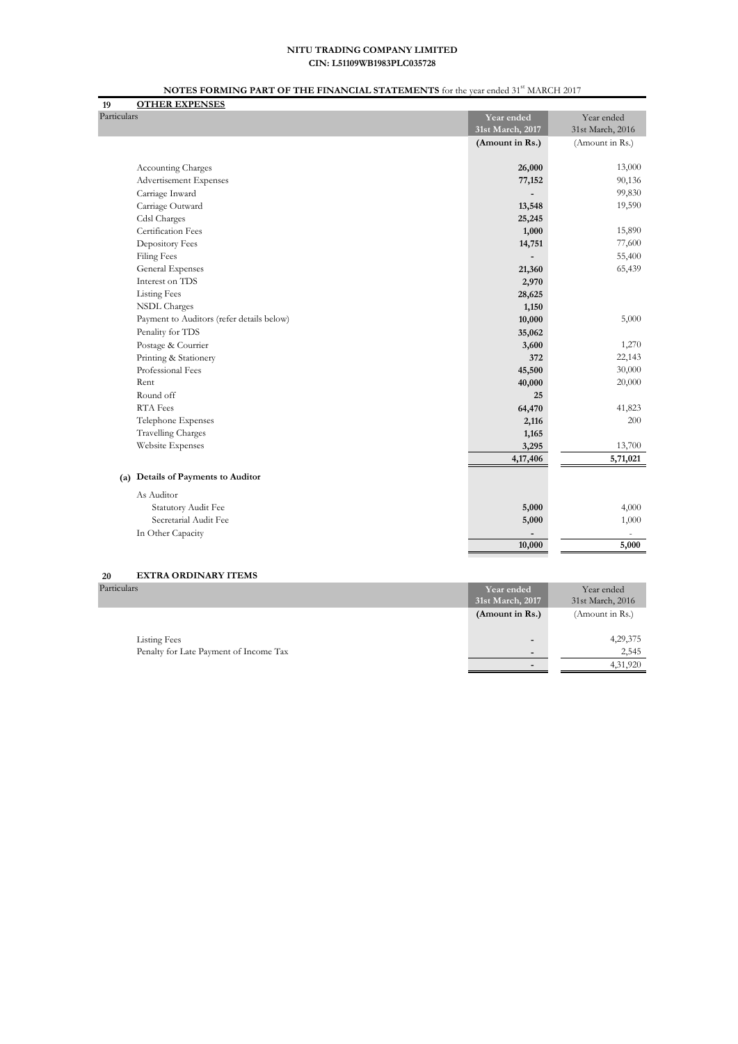**NITU TRADING COMPANY LIMITED**
**CIN: L51109WB1983PLC035728**

**NOTES FORMING PART OF THE FINANCIAL STATEMENTS** for the year ended 31st MARCH 2017

## 19 OTHER EXPENSES

| Particulars | Year ended 31st March, 2017 (Amount in Rs.) | Year ended 31st March, 2016 (Amount in Rs.) |
|---|---|---|
| Accounting Charges | 26,000 | 13,000 |
| Advertisement Expenses | 77,152 | 90,136 |
| Carriage Inward | - | 99,830 |
| Carriage Outward | 13,548 | 19,590 |
| Cdsl Charges | 25,245 | |
| Certification Fees | 1,000 | 15,890 |
| Depository Fees | 14,751 | 77,600 |
| Filing Fees | - | 55,400 |
| General Expenses | 21,360 | 65,439 |
| Interest on TDS | 2,970 | |
| Listing Fees | 28,625 | |
| NSDL Charges | 1,150 | |
| Payment to Auditors (refer details below) | 10,000 | 5,000 |
| Penality for TDS | 35,062 | |
| Postage & Courrier | 3,600 | 1,270 |
| Printing & Stationery | 372 | 22,143 |
| Professional Fees | 45,500 | 30,000 |
| Rent | 40,000 | 20,000 |
| Round off | 25 | |
| RTA Fees | 64,470 | 41,823 |
| Telephone Expenses | 2,116 | 200 |
| Travelling Charges | 1,165 | |
| Website Expenses | 3,295 | 13,700 |
| | **4,17,406** | **5,71,021** |
| **(a) Details of Payments to Auditor** | | |
| As Auditor | | |
| Statutory Audit Fee | 5,000 | 4,000 |
| Secretarial Audit Fee | 5,000 | 1,000 |
| In Other Capacity | - | - |
| | **10,000** | **5,000** |

## 20 EXTRA ORDINARY ITEMS

| Particulars | Year ended 31st March, 2017 (Amount in Rs.) | Year ended 31st March, 2016 (Amount in Rs.) |
|---|---|---|
| Listing Fees | - | 4,29,375 |
| Penalty for Late Payment of Income Tax | - | 2,545 |
| | - | 4,31,920 |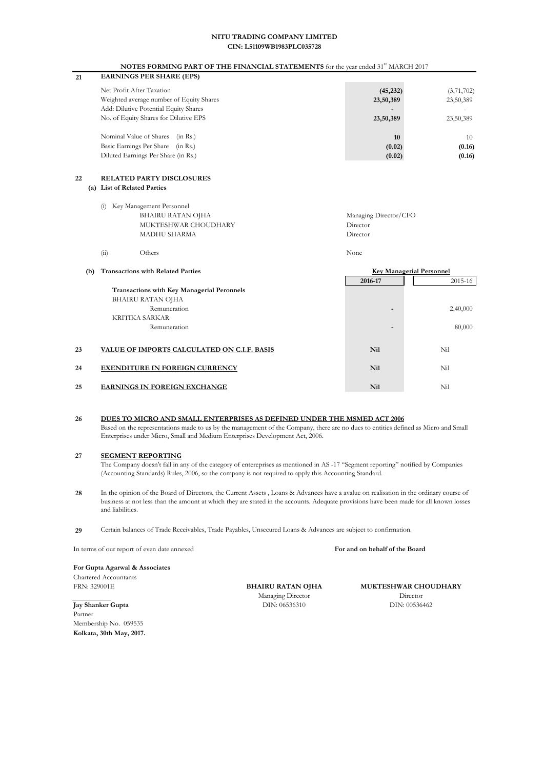**NITU TRADING COMPANY LIMITED**
**CIN: L51109WB1983PLC035728**

**NOTES FORMING PART OF THE FINANCIAL STATEMENTS** for the year ended 31st MARCH 2017

**21 EARNINGS PER SHARE (EPS)**

| | | |
|---|---|---|
| Net Profit After Taxation | **(45,232)** | (3,71,702) |
| Weighted average number of Equity Shares | **23,50,389** | 23,50,389 |
| Add: Dilutive Potential Equity Shares | **-** | - |
| No. of Equity Shares for Dilutive EPS | **23,50,389** | 23,50,389 |
| Nominal Value of Shares (in Rs.) | **10** | 10 |
| Basic Earnings Per Share (in Rs.) | **(0.02)** | **(0.16)** |
| Diluted Earnings Per Share (in Rs.) | **(0.02)** | **(0.16)** |

**22 RELATED PARTY DISCLOSURES**

**(a) List of Related Parties**

(i) Key Management Personnel

| | |
|---|---|
| BHAIRU RATAN OJHA | Managing Director/CFO |
| MUKTESHWAR CHOUDHARY | Director |
| MADHU SHARMA | Director |

(ii) Others — None

**(b) Transactions with Related Parties**

| | Key Managerial Personnel | |
|---|---|---|
| | **2016-17** | 2015-16 |
| **Transactions with Key Managerial Peronnels** | | |
| BHAIRU RATAN OJHA | | |
| Remuneration | **-** | 2,40,000 |
| KRITIKA SARKAR | | |
| Remuneration | **-** | 80,000 |

| | | | |
|---|---|---|---|
| **23** | **VALUE OF IMPORTS CALCULATED ON C.I.F. BASIS** | **Nil** | Nil |
| **24** | **EXPENDITURE IN FOREIGN CURRENCY** | **Nil** | Nil |
| **25** | **EARNINGS IN FOREIGN EXCHANGE** | **Nil** | Nil |

**26 DUES TO MICRO AND SMALL ENTERPRISES AS DEFINED UNDER THE MSMED ACT 2006**

Based on the representations made to us by the management of the Company, there are no dues to entities defined as Micro and Small Enterprises under Micro, Small and Medium Enterprises Development Act, 2006.

**27 SEGMENT REPORTING**

The Company doesn't fall in any of the category of entereprises as mentioned in AS -17 "Segment reporting" notified by Companies (Accounting Standards) Rules, 2006, so the company is not required to apply this Accounting Standard.

**28** In the opinion of the Board of Directors, the Current Assets , Loans & Advances have a avalue on realisation in the ordinary course of business at not less than the amount at which they are stated in the accounts. Adequate provisions have been made for all known losses and liabilities.

**29** Certain balances of Trade Receivables, Trade Payables, Unsecured Loans & Advances are subject to confirmation.

In terms of our report of even date annexed

**For and on behalf of the Board**

**For Gupta Agarwal & Associates**
Chartered Accountants
FRN: 329001E

**BHAIRU RATAN OJHA**
Managing Director
DIN: 06536310

**MUKTESHWAR CHOUDHARY**
Director
DIN: 00536462

**Jay Shanker Gupta**
Partner
Membership No. 059535
**Kolkata, 30th May, 2017.**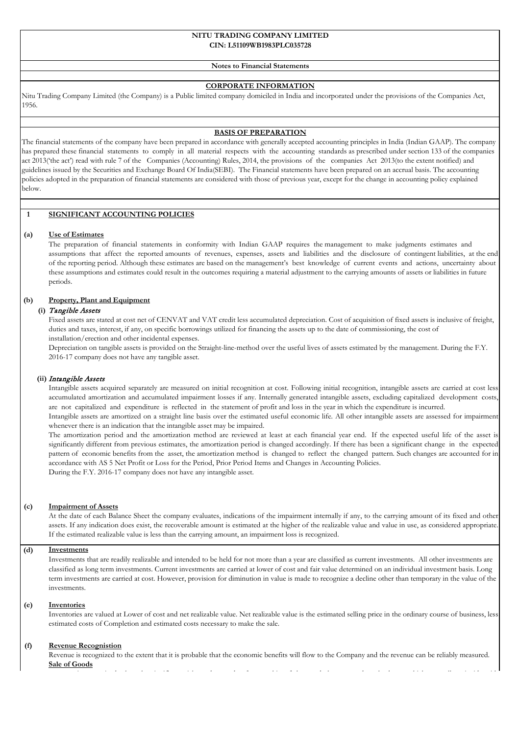**NITU TRADING COMPANY LIMITED**
**CIN: L51109WB1983PLC035728**

**Notes to Financial Statements**

## CORPORATE INFORMATION

Nitu Trading Company Limited (the Company) is a Public limited company domiciled in India and incorporated under the provisions of the Companies Act, 1956.

## BASIS OF PREPARATION

The financial statements of the company have been prepared in accordance with generally accepted accounting principles in India (Indian GAAP). The company has prepared these financial statements to comply in all material respects with the accounting standards as prescribed under section 133 of the companies act 2013('the act') read with rule 7 of the Companies (Accounting) Rules, 2014, the provisions of the companies Act 2013(to the extent notified) and guidelines issued by the Securities and Exchange Board Of India(SEBI). The Financial statements have been prepared on an accrual basis. The accounting policies adopted in the preparation of financial statements are considered with those of previous year, except for the change in accounting policy explained below.

## 1 SIGNIFICANT ACCOUNTING POLICIES

### (a) Use of Estimates

The preparation of financial statements in conformity with Indian GAAP requires the management to make judgments estimates and assumptions that affect the reported amounts of revenues, expenses, assets and liabilities and the disclosure of contingent liabilities, at the end of the reporting period. Although these estimates are based on the management's best knowledge of current events and actions, uncertainty about these assumptions and estimates could result in the outcomes requiring a material adjustment to the carrying amounts of assets or liabilities in future periods.

### (b) Property, Plant and Equipment

**(i)** *Tangible Assets*

Fixed assets are stated at cost net of CENVAT and VAT credit less accumulated depreciation. Cost of acquisition of fixed assets is inclusive of freight, duties and taxes, interest, if any, on specific borrowings utilized for financing the assets up to the date of commissioning, the cost of installation/erection and other incidental expenses.

Depreciation on tangible assets is provided on the Straight-line-method over the useful lives of assets estimated by the management. During the F.Y. 2016-17 company does not have any tangible asset.

**(ii)** *Intangible Assets*

Intangible assets acquired separately are measured on initial recognition at cost. Following initial recognition, intangible assets are carried at cost less accumulated amortization and accumulated impairment losses if any. Internally generated intangible assets, excluding capitalized development costs, are not capitalized and expenditure is reflected in the statement of profit and loss in the year in which the expenditure is incurred.

Intangible assets are amortized on a straight line basis over the estimated useful economic life. All other intangible assets are assessed for impairment whenever there is an indication that the intangible asset may be impaired.

The amortization period and the amortization method are reviewed at least at each financial year end. If the expected useful life of the asset is significantly different from previous estimates, the amortization period is changed accordingly. If there has been a significant change in the expected pattern of economic benefits from the asset, the amortization method is changed to reflect the changed pattern. Such changes are accounted for in accordance with AS 5 Net Profit or Loss for the Period, Prior Period Items and Changes in Accounting Policies.

During the F.Y. 2016-17 company does not have any intangible asset.

### (c) Impairment of Assets

At the date of each Balance Sheet the company evaluates, indications of the impairment internally if any, to the carrying amount of its fixed and other assets. If any indication does exist, the recoverable amount is estimated at the higher of the realizable value and value in use, as considered appropriate. If the estimated realizable value is less than the carrying amount, an impairment loss is recognized.

### (d) Investments

Investments that are readily realizable and intended to be held for not more than a year are classified as current investments. All other investments are classified as long term investments. Current investments are carried at lower of cost and fair value determined on an individual investment basis. Long term investments are carried at cost. However, provision for diminution in value is made to recognize a decline other than temporary in the value of the investments.

### (e) Inventories

Inventories are valued at Lower of cost and net realizable value. Net realizable value is the estimated selling price in the ordinary course of business, less estimated costs of Completion and estimated costs necessary to make the sale.

### (f) Revenue Recognition

Revenue is recognized to the extent that it is probable that the economic benefits will flow to the Company and the revenue can be reliably measured.

**Sale of Goods**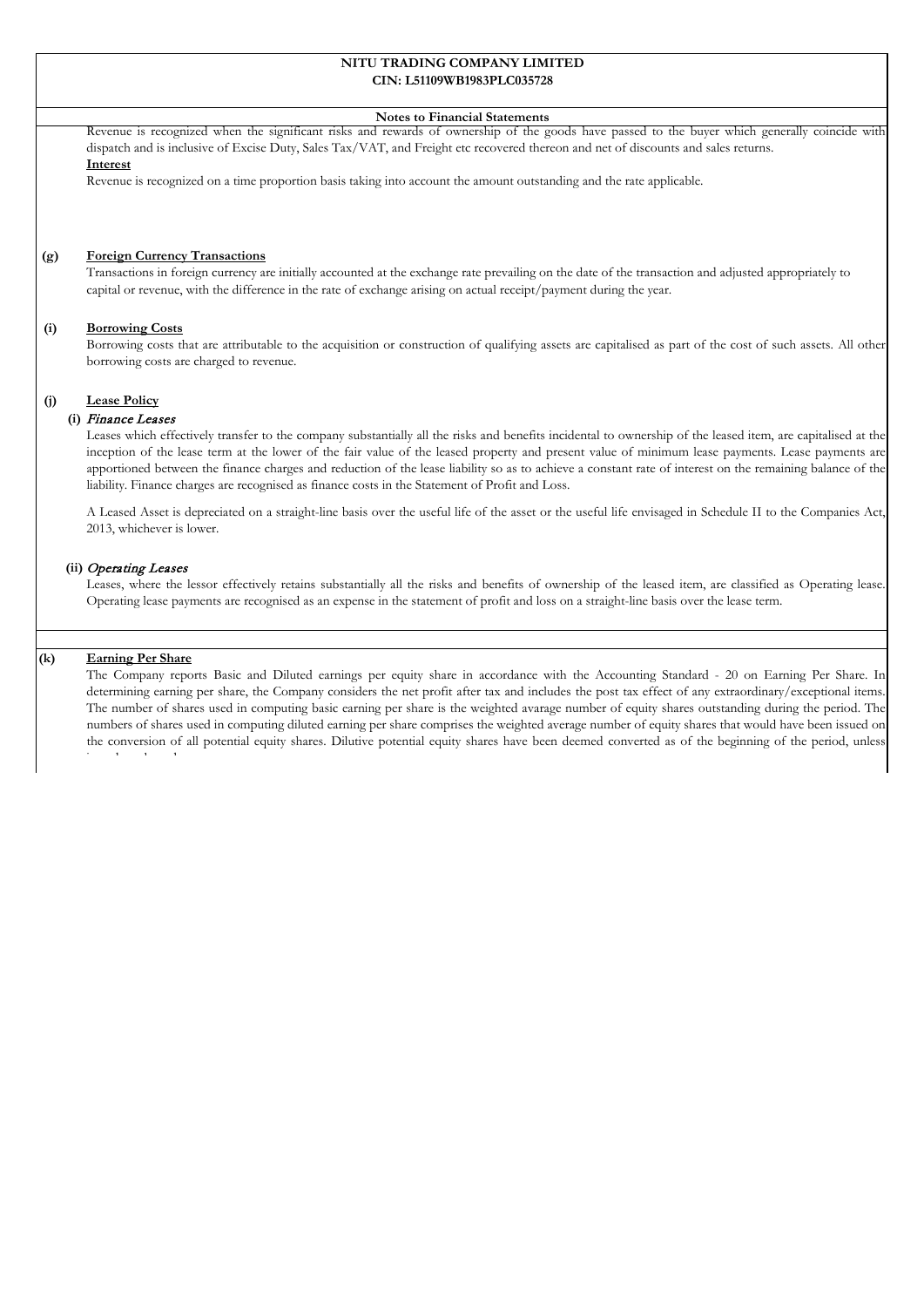**Notes to Financial Statements**

Revenue is recognized when the significant risks and rewards of ownership of the goods have passed to the buyer which generally coincide with dispatch and is inclusive of Excise Duty, Sales Tax/VAT, and Freight etc recovered thereon and net of discounts and sales returns.

**Interest**

Revenue is recognized on a time proportion basis taking into account the amount outstanding and the rate applicable.

**(g) Foreign Currency Transactions**

Transactions in foreign currency are initially accounted at the exchange rate prevailing on the date of the transaction and adjusted appropriately to capital or revenue, with the difference in the rate of exchange arising on actual receipt/payment during the year.

**(i) Borrowing Costs**

Borrowing costs that are attributable to the acquisition or construction of qualifying assets are capitalised as part of the cost of such assets. All other borrowing costs are charged to revenue.

**(j) Lease Policy**

**(i)** *Finance Leases*

Leases which effectively transfer to the company substantially all the risks and benefits incidental to ownership of the leased item, are capitalised at the inception of the lease term at the lower of the fair value of the leased property and present value of minimum lease payments. Lease payments are apportioned between the finance charges and reduction of the lease liability so as to achieve a constant rate of interest on the remaining balance of the liability. Finance charges are recognised as finance costs in the Statement of Profit and Loss.

A Leased Asset is depreciated on a straight-line basis over the useful life of the asset or the useful life envisaged in Schedule II to the Companies Act, 2013, whichever is lower.

**(ii)** *Operating Leases*

Leases, where the lessor effectively retains substantially all the risks and benefits of ownership of the leased item, are classified as Operating lease. Operating lease payments are recognised as an expense in the statement of profit and loss on a straight-line basis over the lease term.

**(k) Earning Per Share**

The Company reports Basic and Diluted earnings per equity share in accordance with the Accounting Standard - 20 on Earning Per Share. In determining earning per share, the Company considers the net profit after tax and includes the post tax effect of any extraordinary/exceptional items. The number of shares used in computing basic earning per share is the weighted avarage number of equity shares outstanding during the period. The numbers of shares used in computing diluted earning per share comprises the weighted average number of equity shares that would have been issued on the conversion of all potential equity shares. Dilutive potential equity shares have been deemed converted as of the beginning of the period, unless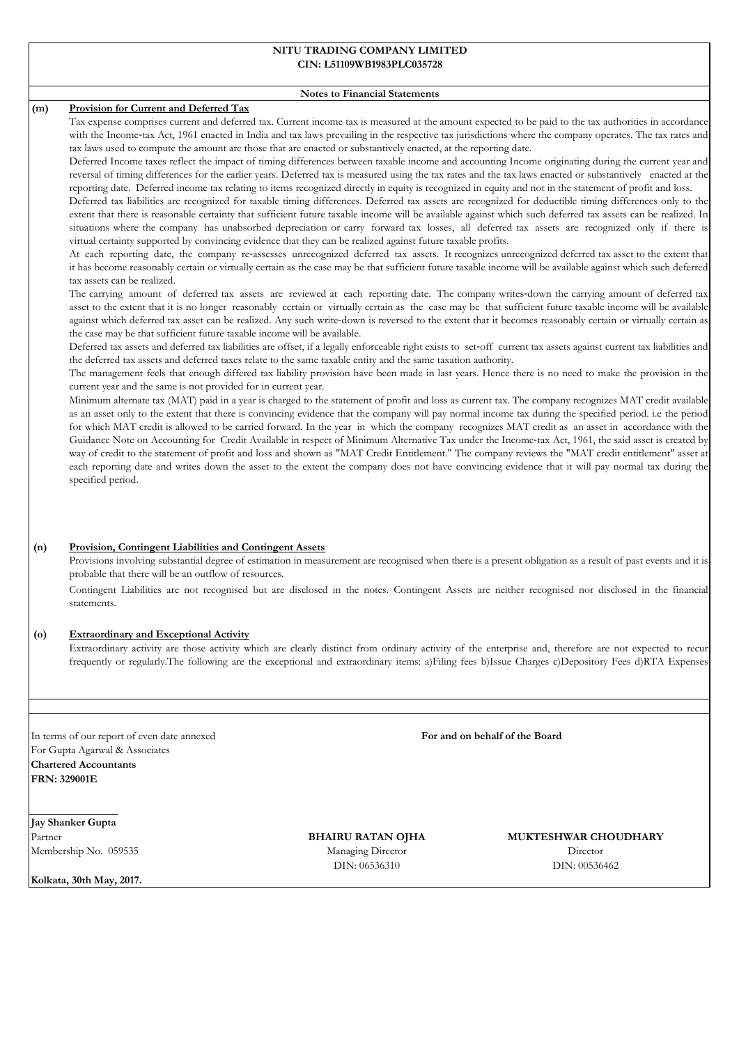**NITU TRADING COMPANY LIMITED**
**CIN: L51109WB1983PLC035728**

**Notes to Financial Statements**

**(m) Provision for Current and Deferred Tax**

Tax expense comprises current and deferred tax. Current income tax is measured at the amount expected to be paid to the tax authorities in accordance with the Income-tax Act, 1961 enacted in India and tax laws prevailing in the respective tax jurisdictions where the company operates. The tax rates and tax laws used to compute the amount are those that are enacted or substantively enacted, at the reporting date.

Deferred Income taxes reflect the impact of timing differences between taxable income and accounting Income originating during the current year and reversal of timing differences for the earlier years. Deferred tax is measured using the tax rates and the tax laws enacted or substantively enacted at the reporting date. Deferred income tax relating to items recognized directly in equity is recognized in equity and not in the statement of profit and loss.

Deferred tax liabilities are recognized for taxable timing differences. Deferred tax assets are recognized for deductible timing differences only to the extent that there is reasonable certainty that sufficient future taxable income will be available against which such deferred tax assets can be realized. In situations where the company has unabsorbed depreciation or carry forward tax losses, all deferred tax assets are recognized only if there is virtual certainty supported by convincing evidence that they can be realized against future taxable profits.

At each reporting date, the company re-assesses unrecognized deferred tax assets. It recognizes unrecognized deferred tax asset to the extent that it has become reasonably certain or virtually certain as the case may be that sufficient future taxable income will be available against which such deferred tax assets can be realized.

The carrying amount of deferred tax assets are reviewed at each reporting date. The company writes-down the carrying amount of deferred tax asset to the extent that it is no longer reasonably certain or virtually certain as the case may be that sufficient future taxable income will be available against which deferred tax asset can be realized. Any such write-down is reversed to the extent that it becomes reasonably certain or virtually certain as the case may be that sufficient future taxable income will be available.

Deferred tax assets and deferred tax liabilities are offset, if a legally enforceable right exists to set-off current tax assets against current tax liabilities and the deferred tax assets and deferred taxes relate to the same taxable entity and the same taxation authority.

The management feels that enough differed tax liability provision have been made in last years. Hence there is no need to make the provision in the current year and the same is not provided for in current year.

Minimum alternate tax (MAT) paid in a year is charged to the statement of profit and loss as current tax. The company recognizes MAT credit available as an asset only to the extent that there is convincing evidence that the company will pay normal income tax during the specified period. i.e the period for which MAT credit is allowed to be carried forward. In the year in which the company recognizes MAT credit as an asset in accordance with the Guidance Note on Accounting for Credit Available in respect of Minimum Alternative Tax under the Income-tax Act, 1961, the said asset is created by way of credit to the statement of profit and loss and shown as "MAT Credit Entitlement." The company reviews the "MAT credit entitlement" asset at each reporting date and writes down the asset to the extent the company does not have convincing evidence that it will pay normal tax during the specified period.

**(n) Provision, Contingent Liabilities and Contingent Assets**

Provisions involving substantial degree of estimation in measurement are recognised when there is a present obligation as a result of past events and it is probable that there will be an outflow of resources.

Contingent Liabilities are not recognised but are disclosed in the notes. Contingent Assets are neither recognised nor disclosed in the financial statements.

**(o) Extraordinary and Exceptional Activity**

Extraordinary activity are those activity which are clearly distinct from ordinary activity of the enterprise and, therefore are not expected to recur frequently or regularly.The following are the exceptional and extraordinary items: a)Filing fees b)Issue Charges c)Depository Fees d)RTA Expenses

In terms of our report of even date annexed
For Gupta Agarwal & Associates
**Chartered Accountants**
**FRN: 329001E**

**For and on behalf of the Board**

**Jay Shanker Gupta**
Partner
Membership No. 059535

**BHAIRU RATAN OJHA**
Managing Director
DIN: 06536310

**MUKTESHWAR CHOUDHARY**
Director
DIN: 00536462

**Kolkata, 30th May, 2017.**